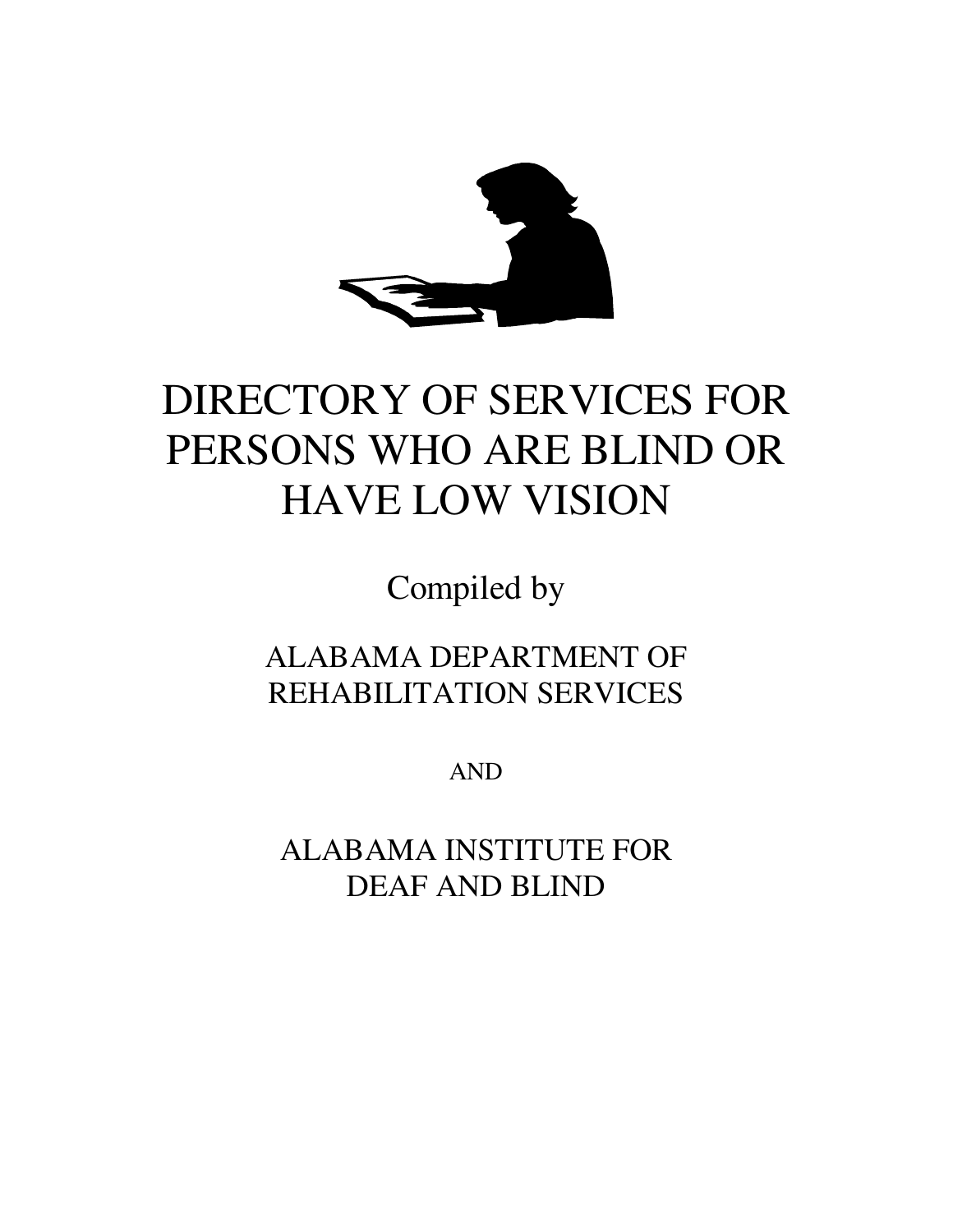# DIRECTORY OF SERVICES FOR PERSONS WHO ARE BLIND OR HAVE LOW VISION

Compiled by

ALABAMA DEPARTMENT OF REHABILITATION SERVICES

AND

ALABAMA INSTITUTE FOR DEAF AND BLIND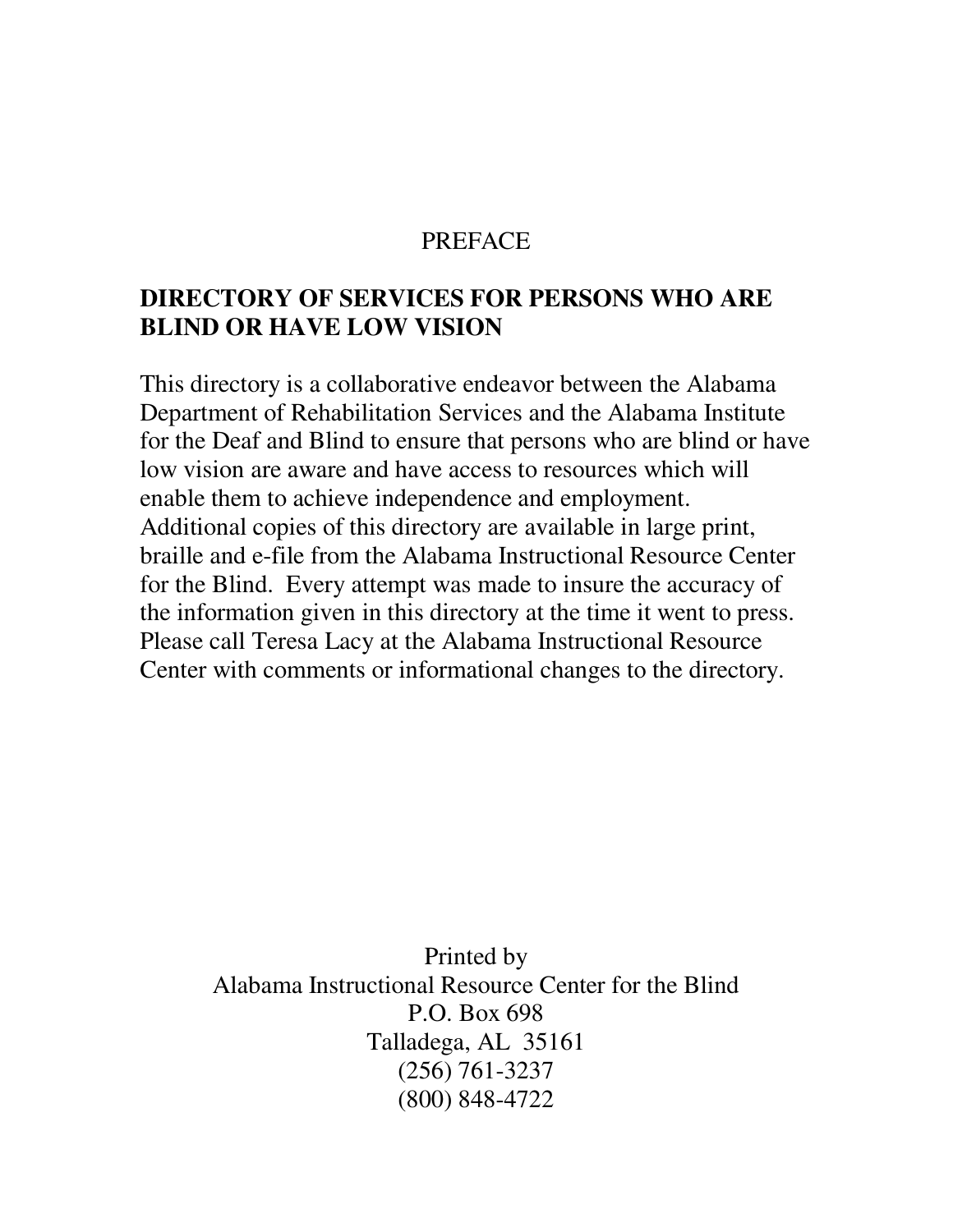# PREFACE

## DIRECTORY OF SERVICES FOR PERSONS WHO ARE BLIND OR HAVE LOW VISION

This directory is a collaborative endeavor between the Alabama Department of Rehabilitation Services and the Alabama Institute for the Deaf and Blind to ensure that persons who are blind or have low vision are aware and have access to resources which will enable them to achieve independence and employment. Additional copies of this directory are available in large print, braille and e-file from the Alabama Instructional Resource Center for the Blind. Every attempt was made to insure the accuracy of the information given in this directory at the time it went to press. Please call Teresa Lacy at the Alabama Instructional Resource Center with comments or informational changes to the directory.

Printed by
Alabama Instructional Resource Center for the Blind
P.O. Box 698
Talladega, AL 35161
(256) 761-3237
(800) 848-4722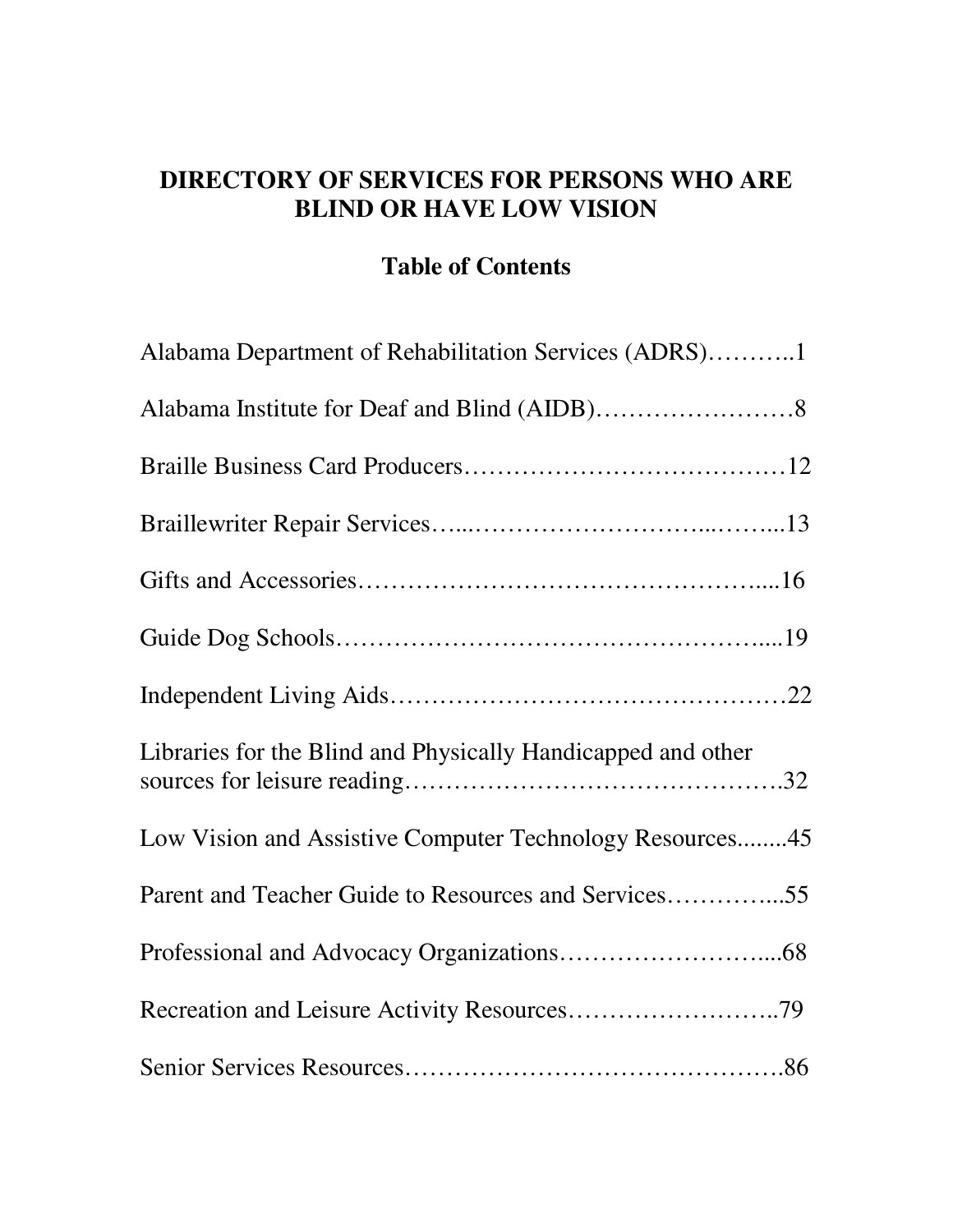# DIRECTORY OF SERVICES FOR PERSONS WHO ARE BLIND OR HAVE LOW VISION

## Table of Contents

Alabama Department of Rehabilitation Services (ADRS)………..1

Alabama Institute for Deaf and Blind (AIDB)……………………8

Braille Business Card Producers…………………………………12

Braillewriter Repair Services…...……………………...……...13

Gifts and Accessories……………………………………….....16

Guide Dog Schools……………………………………………....19

Independent Living Aids…………………………………………22

Libraries for the Blind and Physically Handicapped and other sources for leisure reading…………………………………….32

Low Vision and Assistive Computer Technology Resources........45

Parent and Teacher Guide to Resources and Services…………...55

Professional and Advocacy Organizations……………………....68

Recreation and Leisure Activity Resources……………………..79

Senior Services Resources……………………………………….86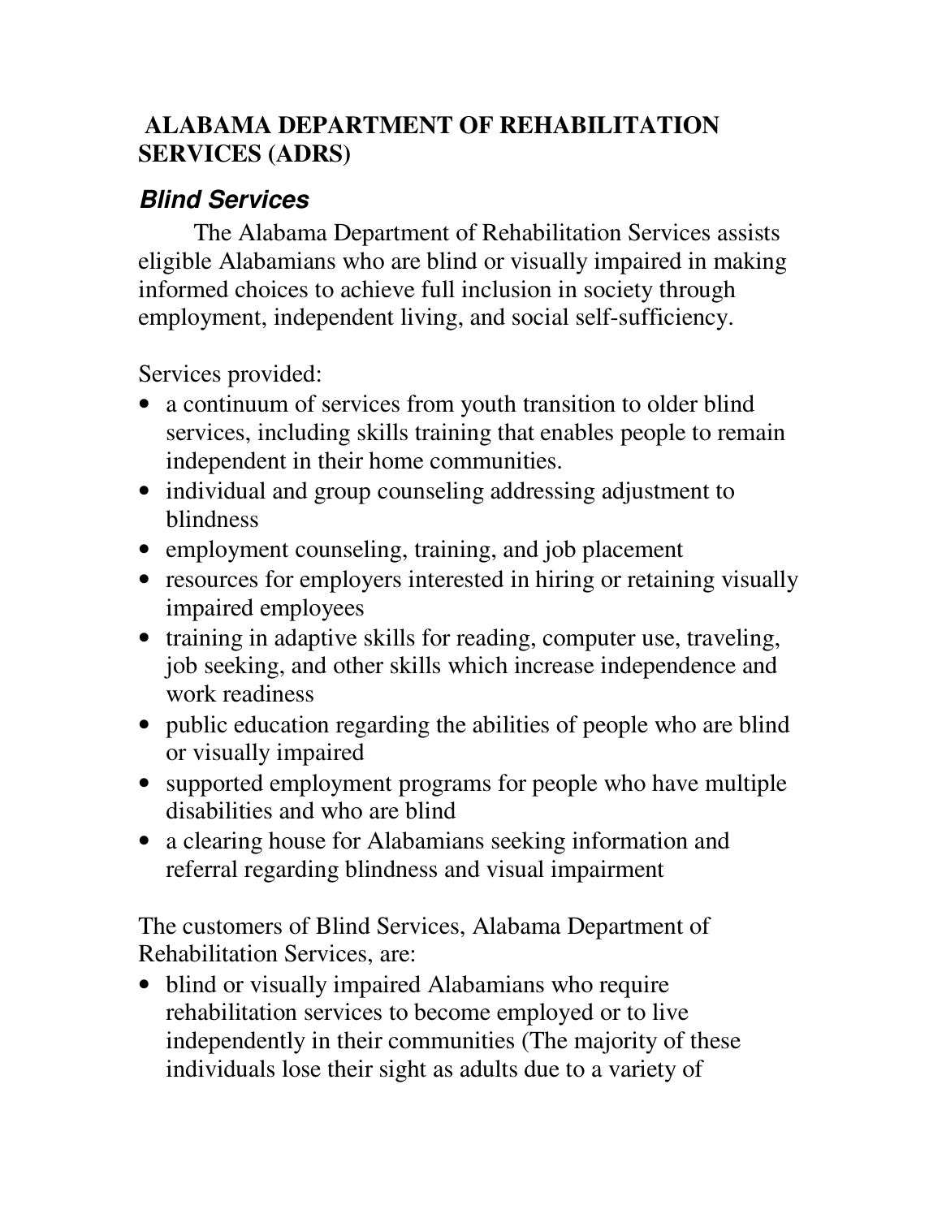## ALABAMA DEPARTMENT OF REHABILITATION SERVICES (ADRS)

### *Blind Services*

The Alabama Department of Rehabilitation Services assists eligible Alabamians who are blind or visually impaired in making informed choices to achieve full inclusion in society through employment, independent living, and social self-sufficiency.

Services provided:

- a continuum of services from youth transition to older blind services, including skills training that enables people to remain independent in their home communities.
- individual and group counseling addressing adjustment to blindness
- employment counseling, training, and job placement
- resources for employers interested in hiring or retaining visually impaired employees
- training in adaptive skills for reading, computer use, traveling, job seeking, and other skills which increase independence and work readiness
- public education regarding the abilities of people who are blind or visually impaired
- supported employment programs for people who have multiple disabilities and who are blind
- a clearing house for Alabamians seeking information and referral regarding blindness and visual impairment

The customers of Blind Services, Alabama Department of Rehabilitation Services, are:

- blind or visually impaired Alabamians who require rehabilitation services to become employed or to live independently in their communities (The majority of these individuals lose their sight as adults due to a variety of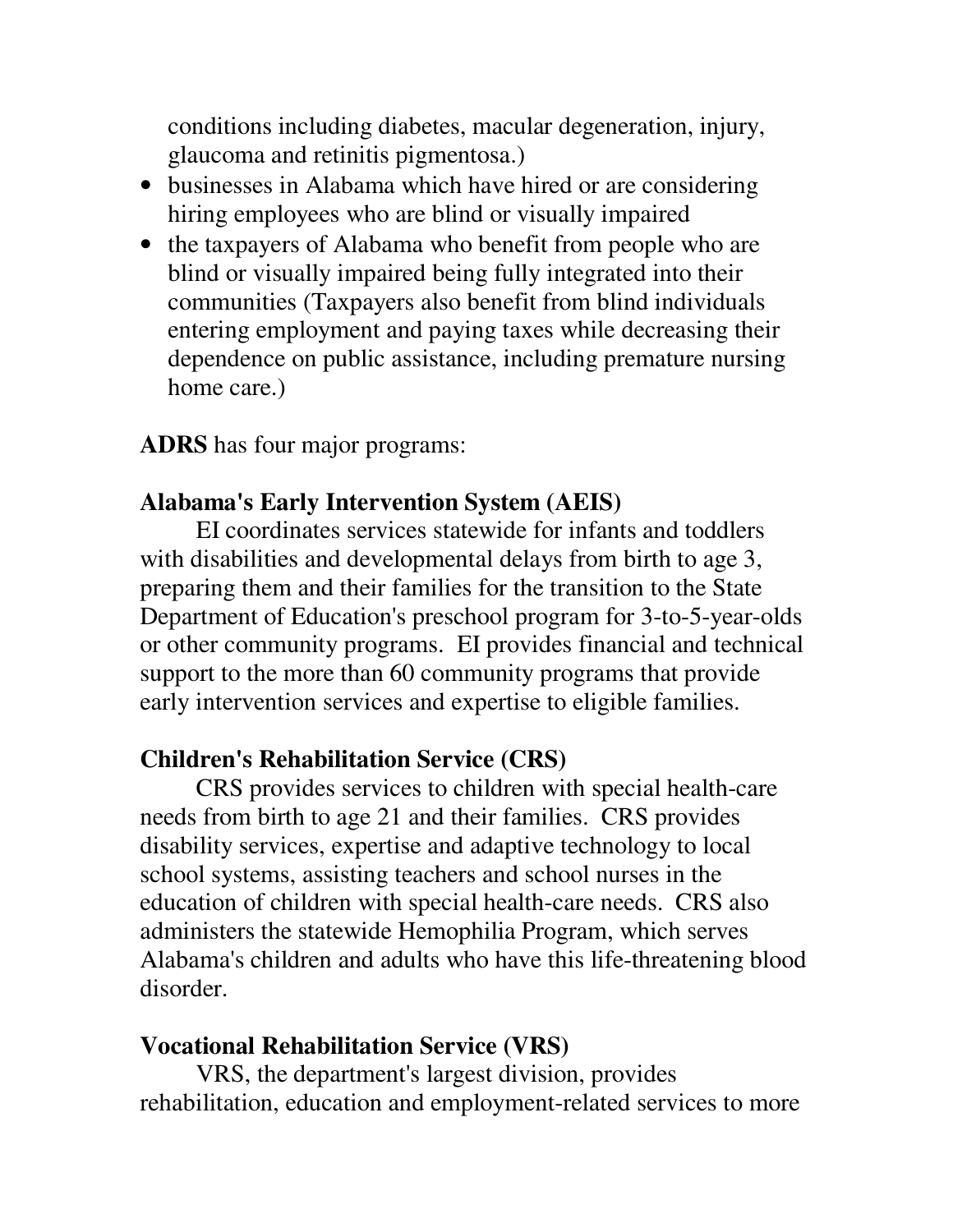conditions including diabetes, macular degeneration, injury, glaucoma and retinitis pigmentosa.)

- businesses in Alabama which have hired or are considering hiring employees who are blind or visually impaired
- the taxpayers of Alabama who benefit from people who are blind or visually impaired being fully integrated into their communities (Taxpayers also benefit from blind individuals entering employment and paying taxes while decreasing their dependence on public assistance, including premature nursing home care.)

**ADRS** has four major programs:

**Alabama's Early Intervention System (AEIS)**

EI coordinates services statewide for infants and toddlers with disabilities and developmental delays from birth to age 3, preparing them and their families for the transition to the State Department of Education's preschool program for 3-to-5-year-olds or other community programs. EI provides financial and technical support to the more than 60 community programs that provide early intervention services and expertise to eligible families.

**Children's Rehabilitation Service (CRS)**

CRS provides services to children with special health-care needs from birth to age 21 and their families. CRS provides disability services, expertise and adaptive technology to local school systems, assisting teachers and school nurses in the education of children with special health-care needs. CRS also administers the statewide Hemophilia Program, which serves Alabama's children and adults who have this life-threatening blood disorder.

**Vocational Rehabilitation Service (VRS)**

VRS, the department's largest division, provides rehabilitation, education and employment-related services to more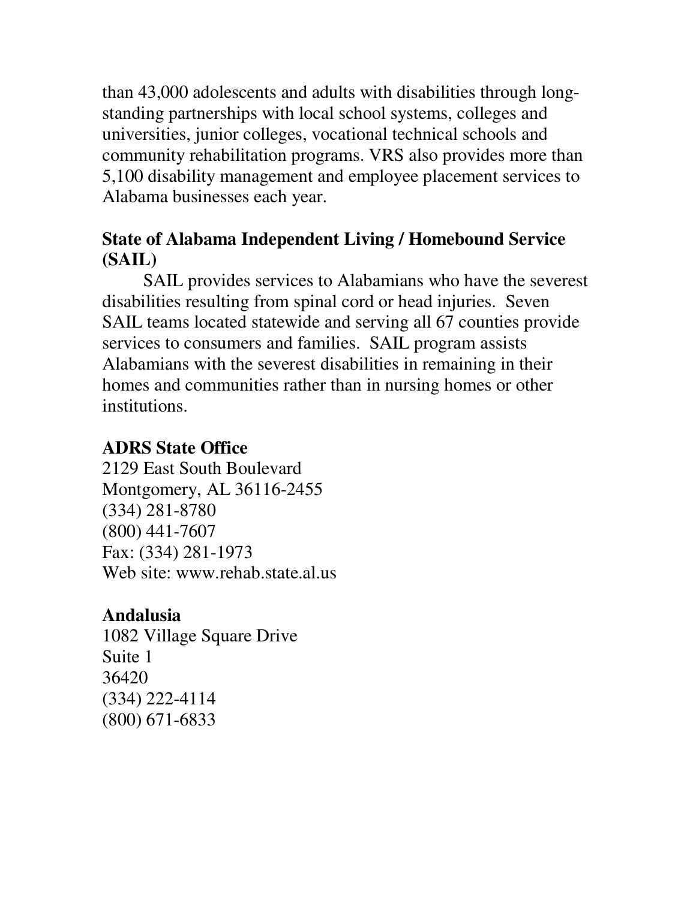than 43,000 adolescents and adults with disabilities through long-standing partnerships with local school systems, colleges and universities, junior colleges, vocational technical schools and community rehabilitation programs. VRS also provides more than 5,100 disability management and employee placement services to Alabama businesses each year.

**State of Alabama Independent Living / Homebound Service (SAIL)**

SAIL provides services to Alabamians who have the severest disabilities resulting from spinal cord or head injuries. Seven SAIL teams located statewide and serving all 67 counties provide services to consumers and families. SAIL program assists Alabamians with the severest disabilities in remaining in their homes and communities rather than in nursing homes or other institutions.

**ADRS State Office**
2129 East South Boulevard
Montgomery, AL 36116-2455
(334) 281-8780
(800) 441-7607
Fax: (334) 281-1973
Web site: www.rehab.state.al.us

**Andalusia**
1082 Village Square Drive
Suite 1
36420
(334) 222-4114
(800) 671-6833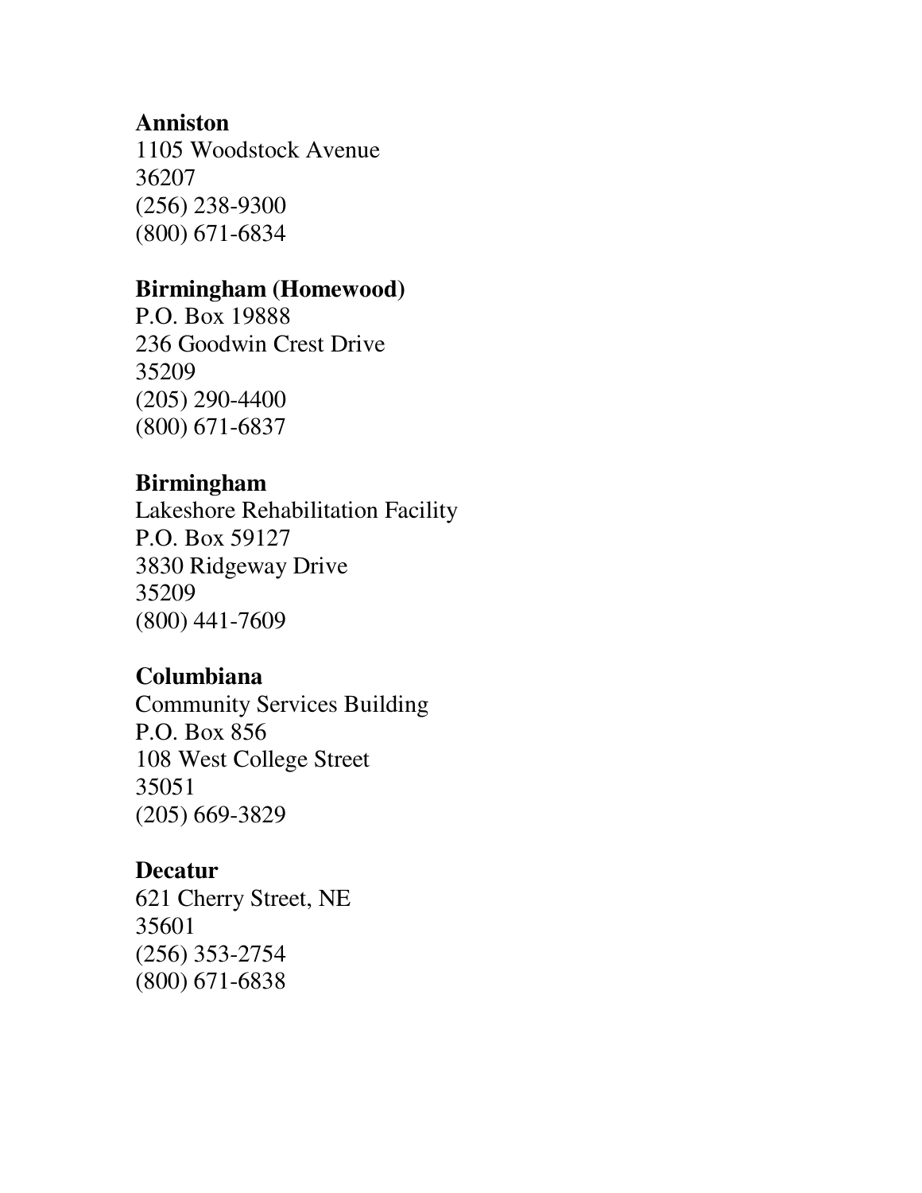**Anniston**
1105 Woodstock Avenue
36207
(256) 238-9300
(800) 671-6834

**Birmingham (Homewood)**
P.O. Box 19888
236 Goodwin Crest Drive
35209
(205) 290-4400
(800) 671-6837

**Birmingham**
Lakeshore Rehabilitation Facility
P.O. Box 59127
3830 Ridgeway Drive
35209
(800) 441-7609

**Columbiana**
Community Services Building
P.O. Box 856
108 West College Street
35051
(205) 669-3829

**Decatur**
621 Cherry Street, NE
35601
(256) 353-2754
(800) 671-6838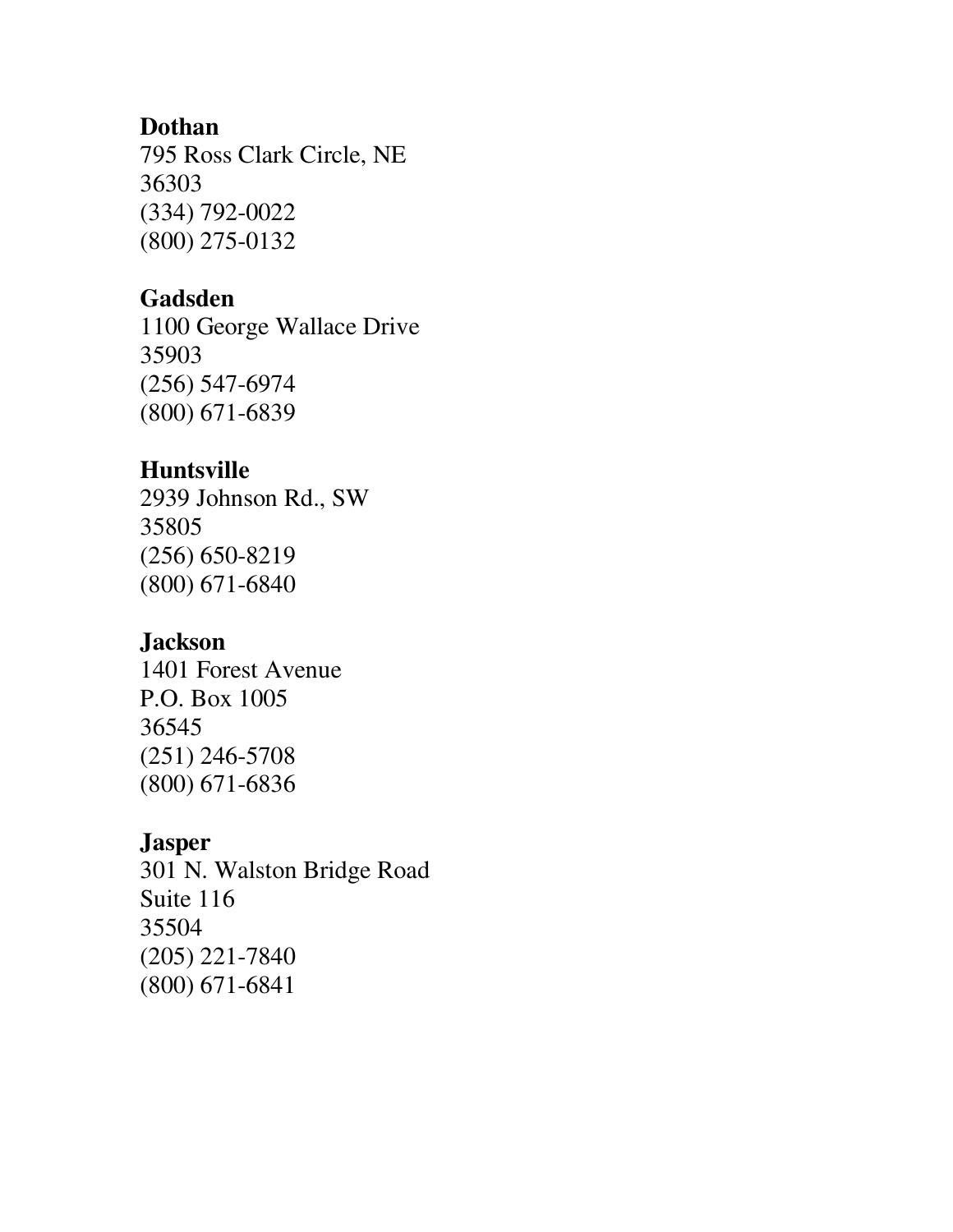**Dothan**
795 Ross Clark Circle, NE
36303
(334) 792-0022
(800) 275-0132

**Gadsden**
1100 George Wallace Drive
35903
(256) 547-6974
(800) 671-6839

**Huntsville**
2939 Johnson Rd., SW
35805
(256) 650-8219
(800) 671-6840

**Jackson**
1401 Forest Avenue
P.O. Box 1005
36545
(251) 246-5708
(800) 671-6836

**Jasper**
301 N. Walston Bridge Road
Suite 116
35504
(205) 221-7840
(800) 671-6841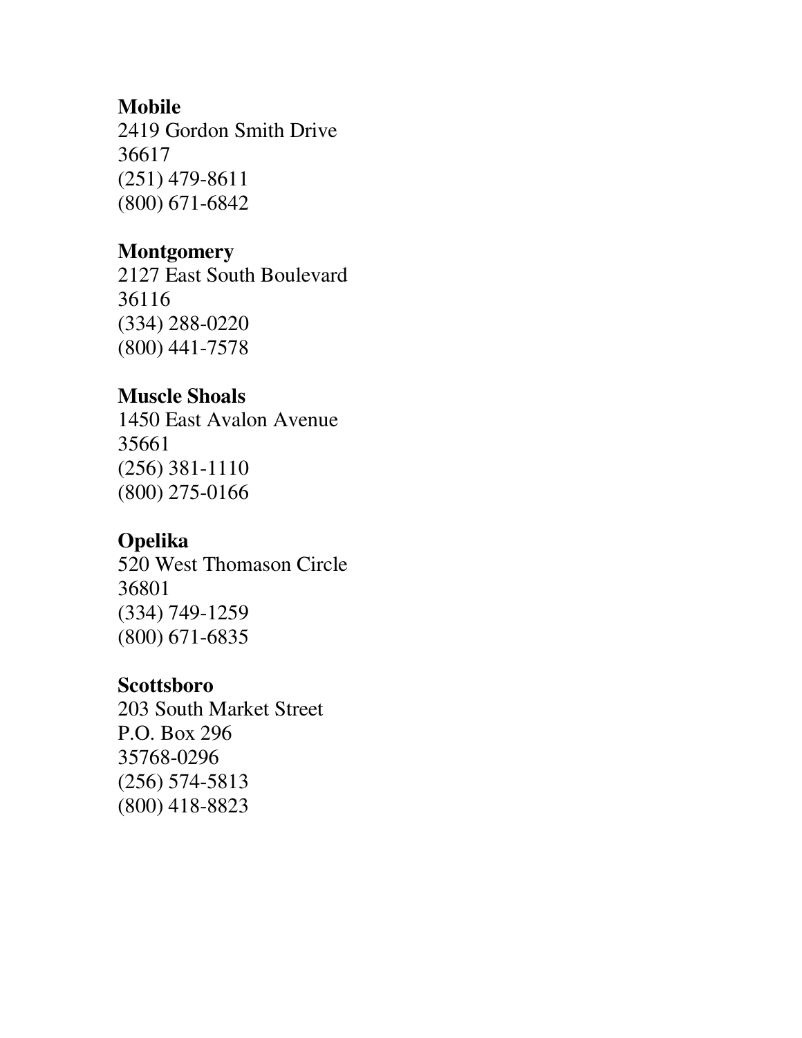**Mobile**
2419 Gordon Smith Drive
36617
(251) 479-8611
(800) 671-6842

**Montgomery**
2127 East South Boulevard
36116
(334) 288-0220
(800) 441-7578

**Muscle Shoals**
1450 East Avalon Avenue
35661
(256) 381-1110
(800) 275-0166

**Opelika**
520 West Thomason Circle
36801
(334) 749-1259
(800) 671-6835

**Scottsboro**
203 South Market Street
P.O. Box 296
35768-0296
(256) 574-5813
(800) 418-8823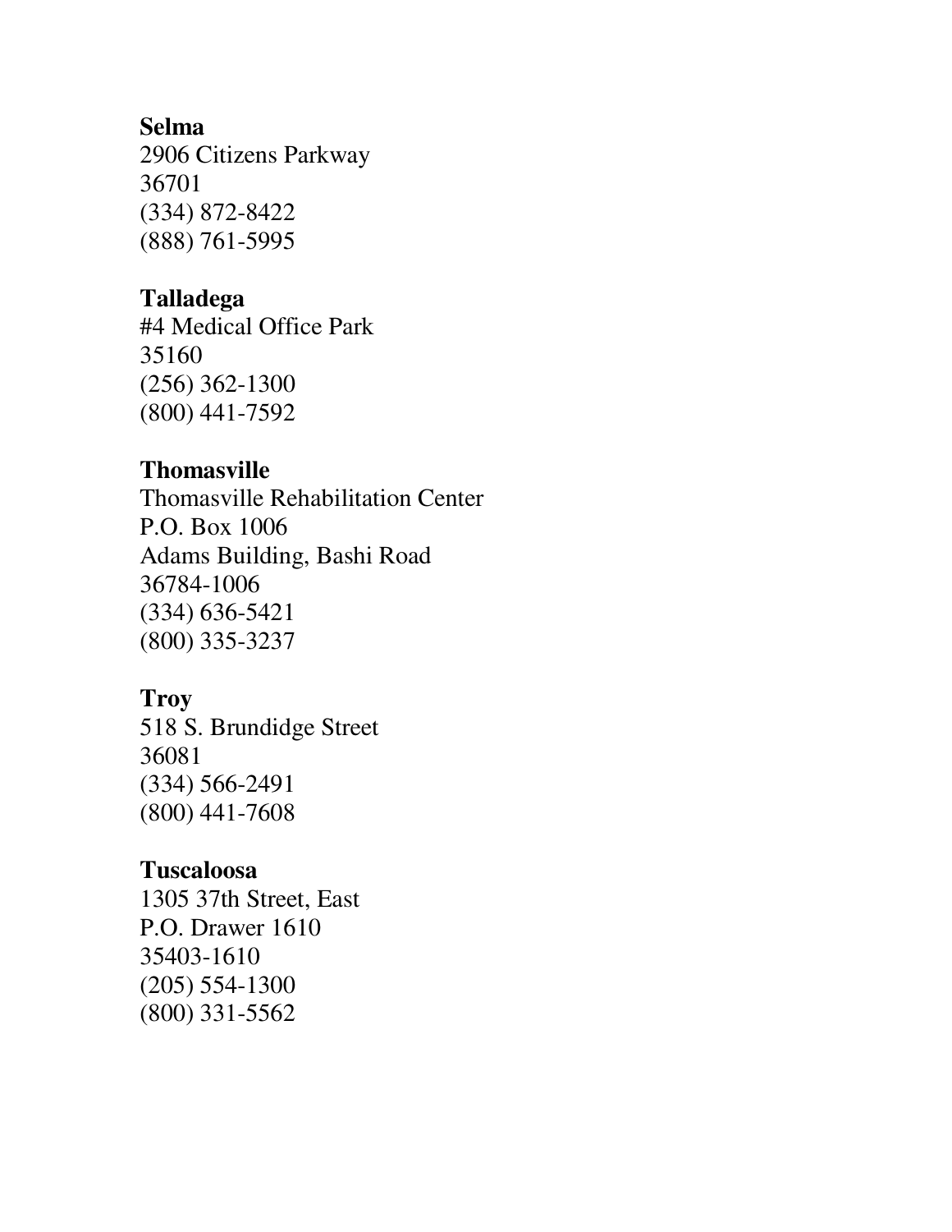**Selma**
2906 Citizens Parkway
36701
(334) 872-8422
(888) 761-5995

**Talladega**
#4 Medical Office Park
35160
(256) 362-1300
(800) 441-7592

**Thomasville**
Thomasville Rehabilitation Center
P.O. Box 1006
Adams Building, Bashi Road
36784-1006
(334) 636-5421
(800) 335-3237

**Troy**
518 S. Brundidge Street
36081
(334) 566-2491
(800) 441-7608

**Tuscaloosa**
1305 37th Street, East
P.O. Drawer 1610
35403-1610
(205) 554-1300
(800) 331-5562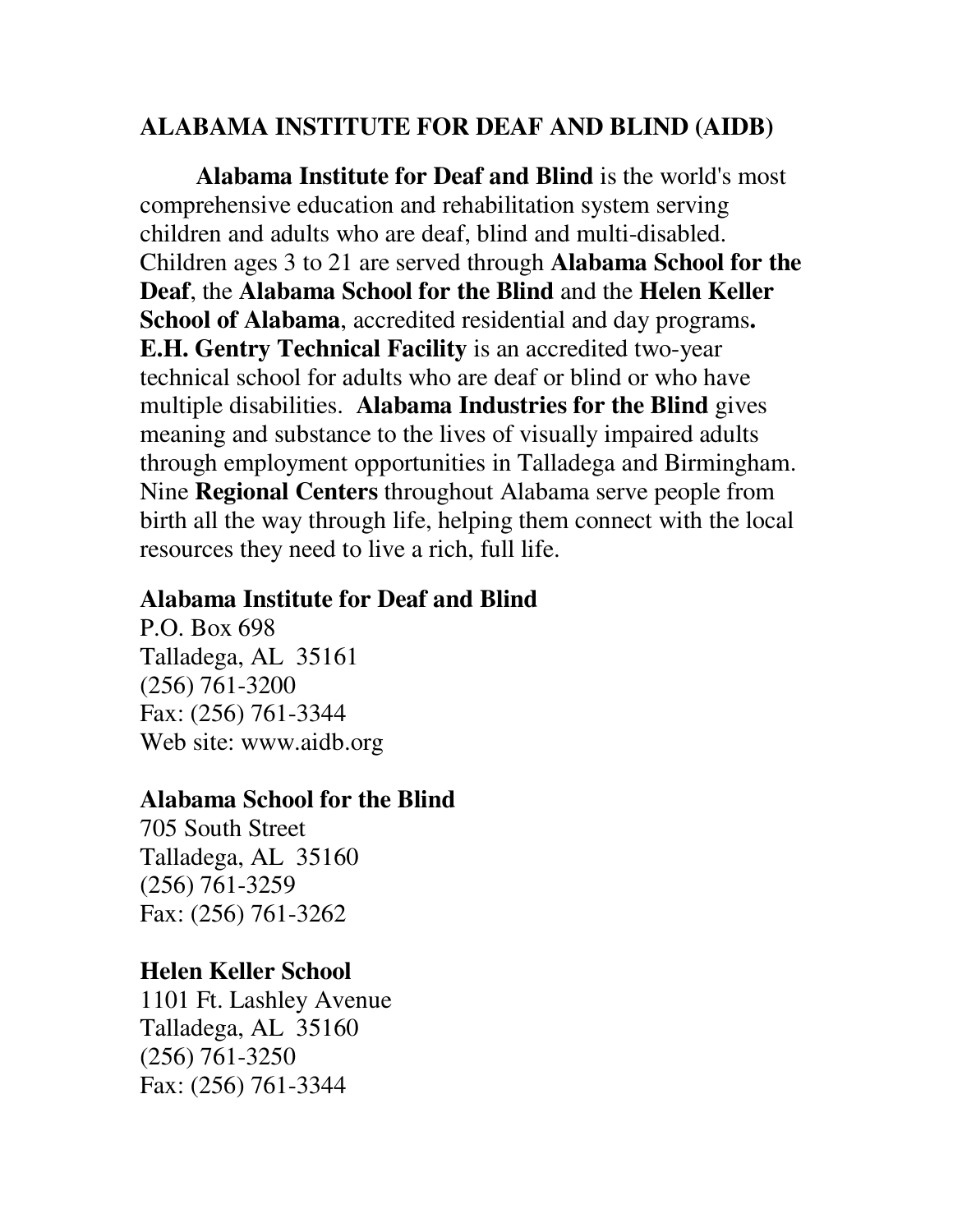## ALABAMA INSTITUTE FOR DEAF AND BLIND (AIDB)

**Alabama Institute for Deaf and Blind** is the world's most comprehensive education and rehabilitation system serving children and adults who are deaf, blind and multi-disabled. Children ages 3 to 21 are served through **Alabama School for the Deaf**, the **Alabama School for the Blind** and the **Helen Keller School of Alabama**, accredited residential and day programs**.** **E.H. Gentry Technical Facility** is an accredited two-year technical school for adults who are deaf or blind or who have multiple disabilities. **Alabama Industries for the Blind** gives meaning and substance to the lives of visually impaired adults through employment opportunities in Talladega and Birmingham. Nine **Regional Centers** throughout Alabama serve people from birth all the way through life, helping them connect with the local resources they need to live a rich, full life.

**Alabama Institute for Deaf and Blind**
P.O. Box 698
Talladega, AL 35161
(256) 761-3200
Fax: (256) 761-3344
Web site: www.aidb.org

**Alabama School for the Blind**
705 South Street
Talladega, AL 35160
(256) 761-3259
Fax: (256) 761-3262

**Helen Keller School**
1101 Ft. Lashley Avenue
Talladega, AL 35160
(256) 761-3250
Fax: (256) 761-3344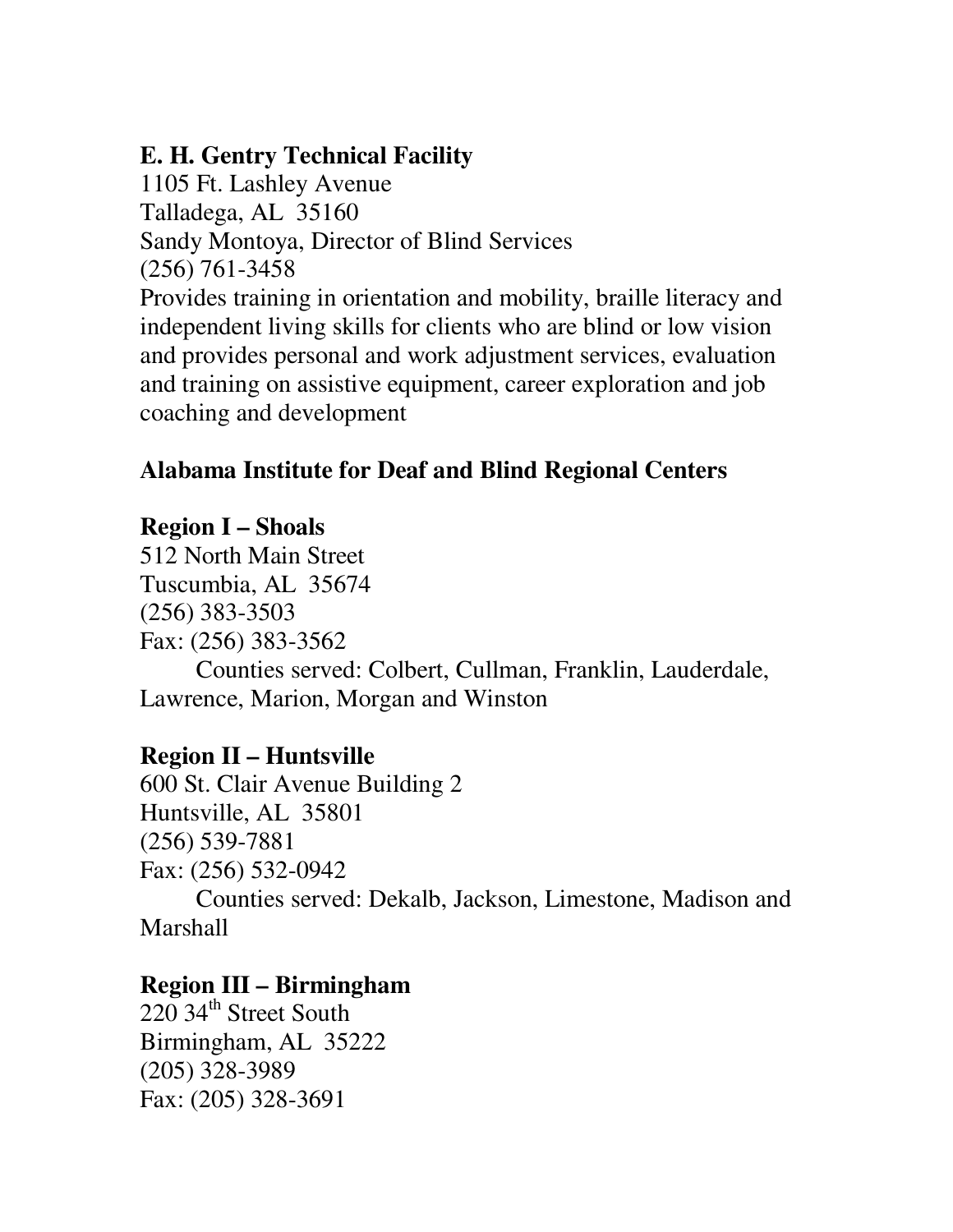**E. H. Gentry Technical Facility**
1105 Ft. Lashley Avenue
Talladega, AL 35160
Sandy Montoya, Director of Blind Services
(256) 761-3458
Provides training in orientation and mobility, braille literacy and independent living skills for clients who are blind or low vision and provides personal and work adjustment services, evaluation and training on assistive equipment, career exploration and job coaching and development

## Alabama Institute for Deaf and Blind Regional Centers

### Region I – Shoals
512 North Main Street
Tuscumbia, AL 35674
(256) 383-3503
Fax: (256) 383-3562
Counties served: Colbert, Cullman, Franklin, Lauderdale, Lawrence, Marion, Morgan and Winston

### Region II – Huntsville
600 St. Clair Avenue Building 2
Huntsville, AL 35801
(256) 539-7881
Fax: (256) 532-0942
Counties served: Dekalb, Jackson, Limestone, Madison and Marshall

### Region III – Birmingham
220 34th Street South
Birmingham, AL 35222
(205) 328-3989
Fax: (205) 328-3691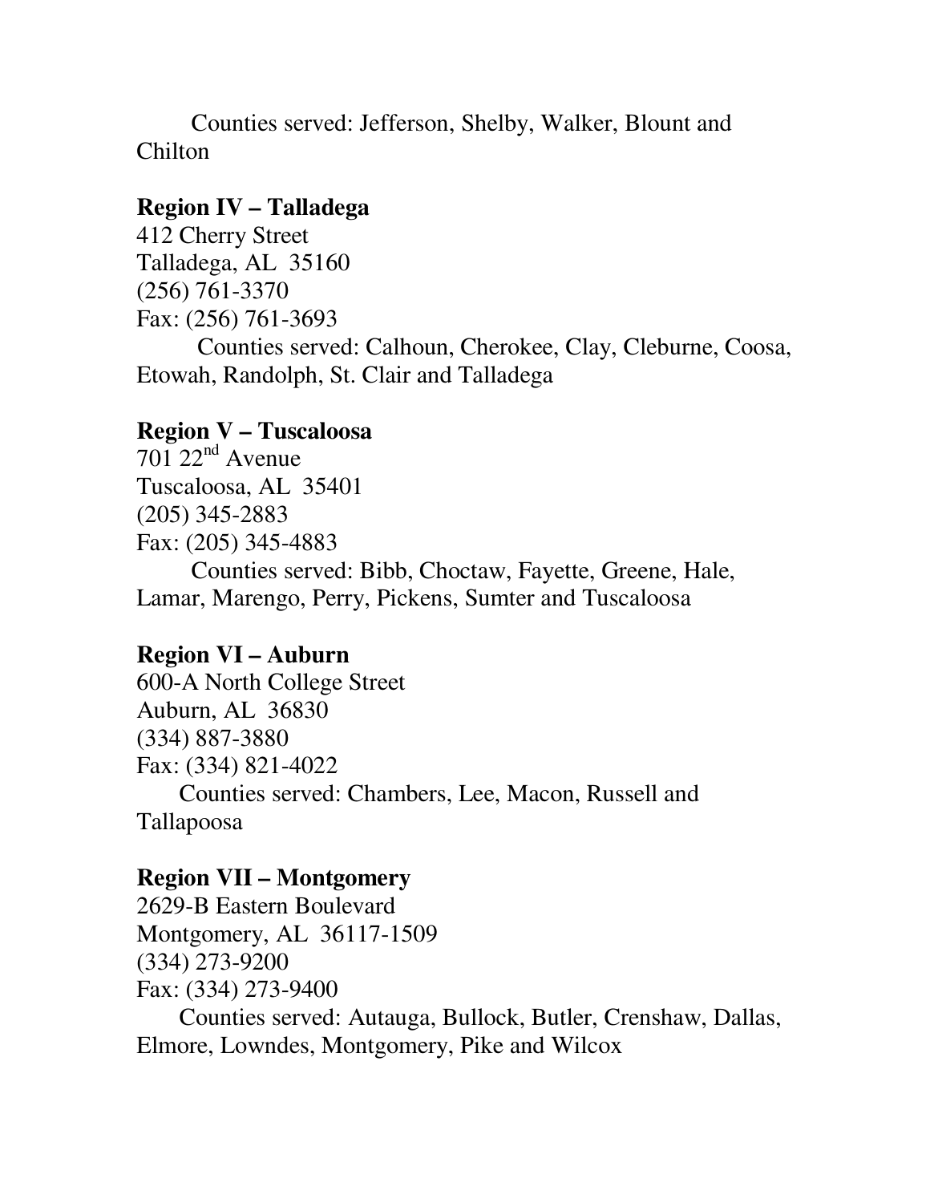Counties served: Jefferson, Shelby, Walker, Blount and Chilton

**Region IV – Talladega**
412 Cherry Street
Talladega, AL 35160
(256) 761-3370
Fax: (256) 761-3693
Counties served: Calhoun, Cherokee, Clay, Cleburne, Coosa, Etowah, Randolph, St. Clair and Talladega

**Region V – Tuscaloosa**
701 22nd Avenue
Tuscaloosa, AL 35401
(205) 345-2883
Fax: (205) 345-4883
Counties served: Bibb, Choctaw, Fayette, Greene, Hale, Lamar, Marengo, Perry, Pickens, Sumter and Tuscaloosa

**Region VI – Auburn**
600-A North College Street
Auburn, AL 36830
(334) 887-3880
Fax: (334) 821-4022
Counties served: Chambers, Lee, Macon, Russell and Tallapoosa

**Region VII – Montgomery**
2629-B Eastern Boulevard
Montgomery, AL 36117-1509
(334) 273-9200
Fax: (334) 273-9400
Counties served: Autauga, Bullock, Butler, Crenshaw, Dallas, Elmore, Lowndes, Montgomery, Pike and Wilcox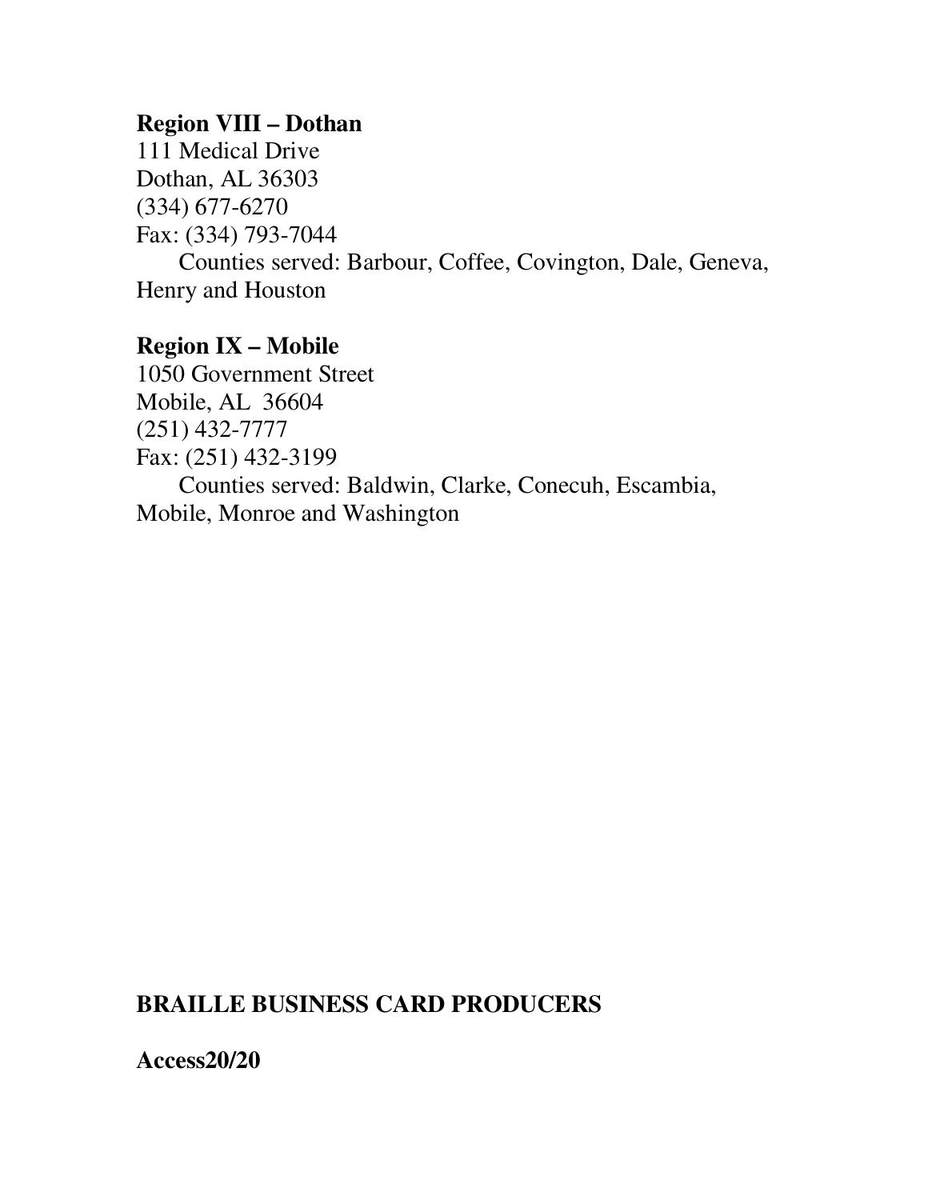**Region VIII – Dothan**
111 Medical Drive
Dothan, AL 36303
(334) 677-6270
Fax: (334) 793-7044
Counties served: Barbour, Coffee, Covington, Dale, Geneva, Henry and Houston

**Region IX – Mobile**
1050 Government Street
Mobile, AL 36604
(251) 432-7777
Fax: (251) 432-3199
Counties served: Baldwin, Clarke, Conecuh, Escambia, Mobile, Monroe and Washington

## BRAILLE BUSINESS CARD PRODUCERS

**Access20/20**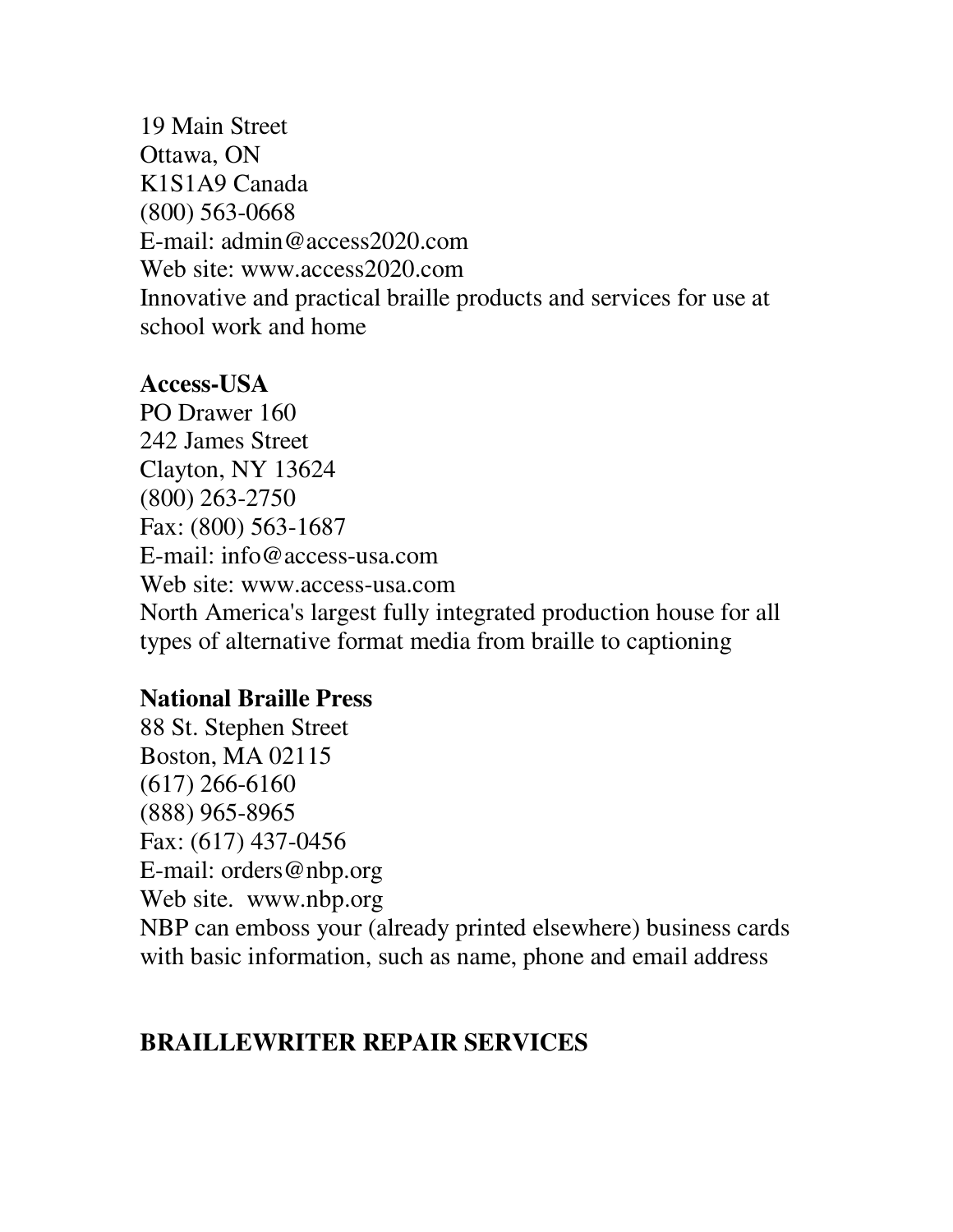19 Main Street
Ottawa, ON
K1S1A9 Canada
(800) 563-0668
E-mail: admin@access2020.com
Web site: www.access2020.com
Innovative and practical braille products and services for use at school work and home

**Access-USA**
PO Drawer 160
242 James Street
Clayton, NY 13624
(800) 263-2750
Fax: (800) 563-1687
E-mail: info@access-usa.com
Web site: www.access-usa.com
North America's largest fully integrated production house for all types of alternative format media from braille to captioning

**National Braille Press**
88 St. Stephen Street
Boston, MA 02115
(617) 266-6160
(888) 965-8965
Fax: (617) 437-0456
E-mail: orders@nbp.org
Web site. www.nbp.org
NBP can emboss your (already printed elsewhere) business cards with basic information, such as name, phone and email address

## BRAILLEWRITER REPAIR SERVICES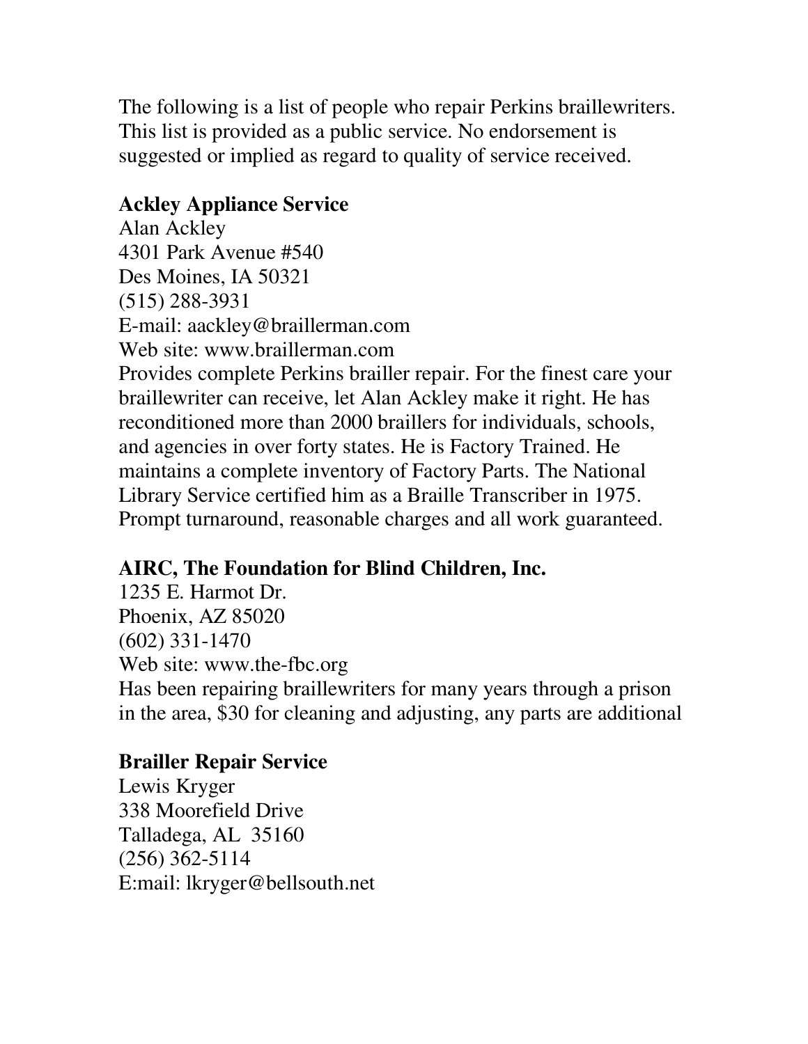The following is a list of people who repair Perkins braillewriters. This list is provided as a public service. No endorsement is suggested or implied as regard to quality of service received.

**Ackley Appliance Service**
Alan Ackley
4301 Park Avenue #540
Des Moines, IA 50321
(515) 288-3931
E-mail: aackley@braillerman.com
Web site: www.braillerman.com
Provides complete Perkins brailler repair. For the finest care your braillewriter can receive, let Alan Ackley make it right. He has reconditioned more than 2000 braillers for individuals, schools, and agencies in over forty states. He is Factory Trained. He maintains a complete inventory of Factory Parts. The National Library Service certified him as a Braille Transcriber in 1975. Prompt turnaround, reasonable charges and all work guaranteed.

**AIRC, The Foundation for Blind Children, Inc.**
1235 E. Harmot Dr.
Phoenix, AZ 85020
(602) 331-1470
Web site: www.the-fbc.org
Has been repairing braillewriters for many years through a prison in the area, $30 for cleaning and adjusting, any parts are additional

**Brailler Repair Service**
Lewis Kryger
338 Moorefield Drive
Talladega, AL 35160
(256) 362-5114
E:mail: lkryger@bellsouth.net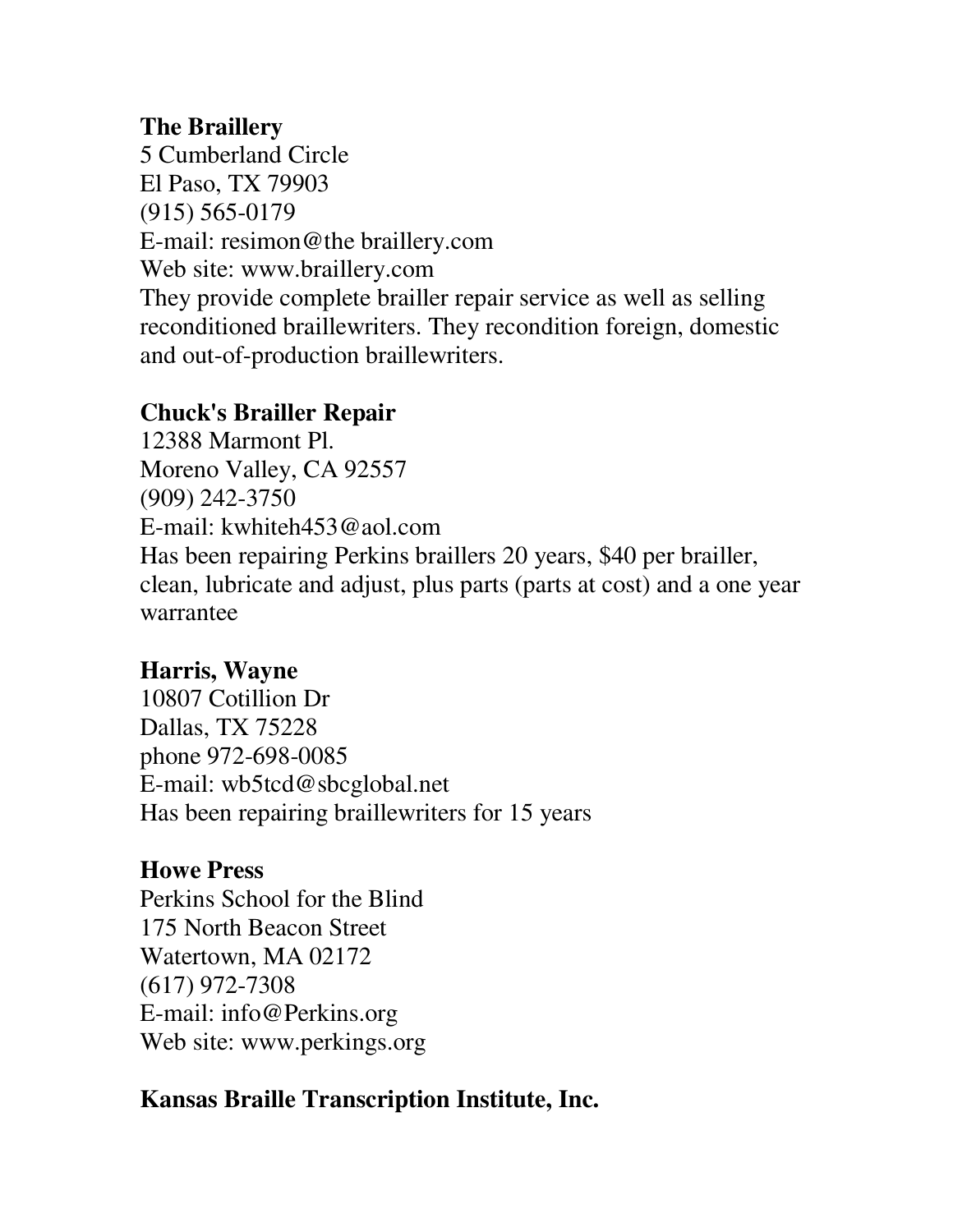**The Braillery**
5 Cumberland Circle
El Paso, TX 79903
(915) 565-0179
E-mail: resimon@the braillery.com
Web site: www.braillery.com
They provide complete brailler repair service as well as selling reconditioned braillewriters. They recondition foreign, domestic and out-of-production braillewriters.

**Chuck's Brailler Repair**
12388 Marmont Pl.
Moreno Valley, CA 92557
(909) 242-3750
E-mail: kwhiteh453@aol.com
Has been repairing Perkins braillers 20 years, $40 per brailler, clean, lubricate and adjust, plus parts (parts at cost) and a one year warrantee

**Harris, Wayne**
10807 Cotillion Dr
Dallas, TX 75228
phone 972-698-0085
E-mail: wb5tcd@sbcglobal.net
Has been repairing braillewriters for 15 years

**Howe Press**
Perkins School for the Blind
175 North Beacon Street
Watertown, MA 02172
(617) 972-7308
E-mail: info@Perkins.org
Web site: www.perkings.org

**Kansas Braille Transcription Institute, Inc.**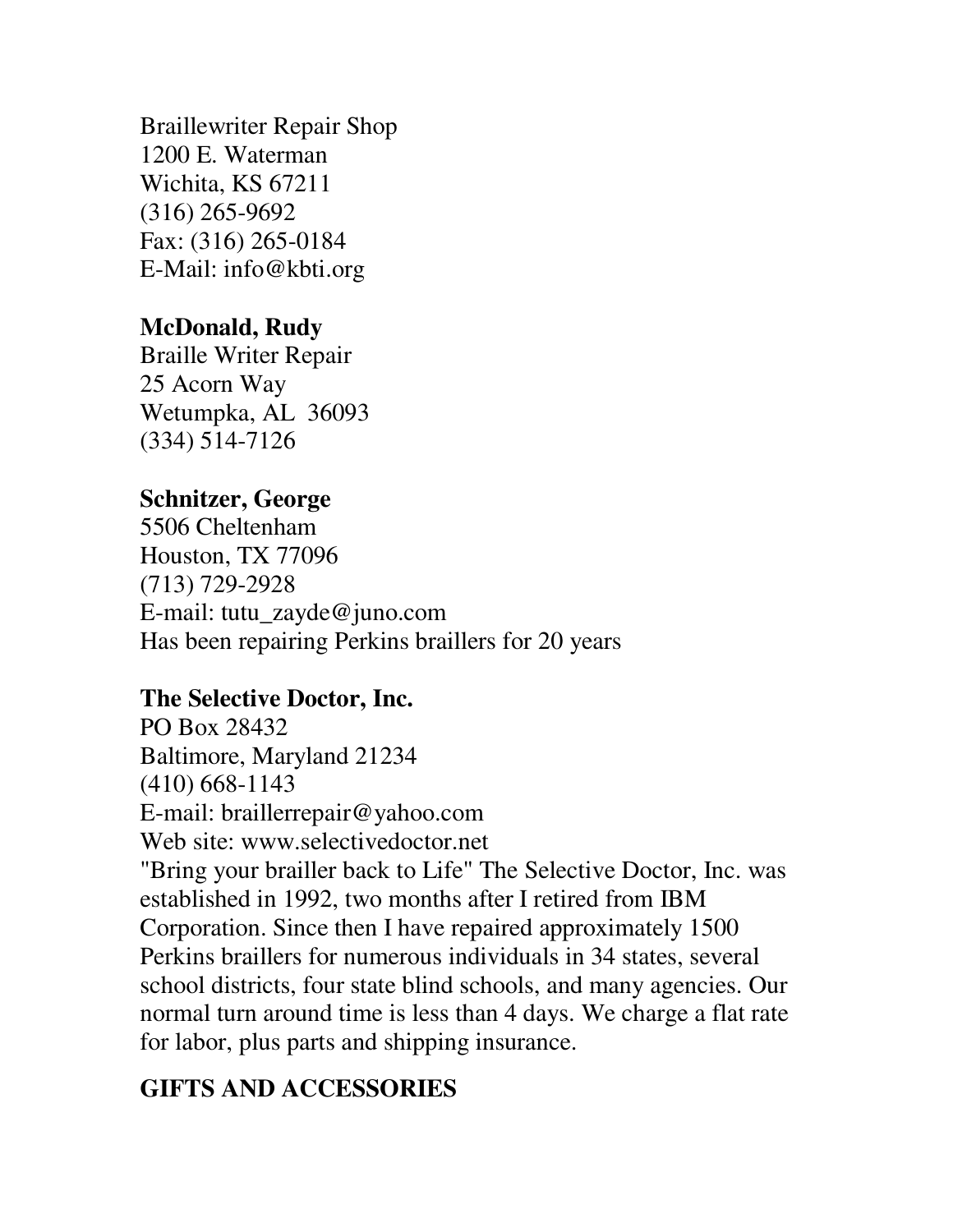Braillewriter Repair Shop
1200 E. Waterman
Wichita, KS 67211
(316) 265-9692
Fax: (316) 265-0184
E-Mail: info@kbti.org

**McDonald, Rudy**
Braille Writer Repair
25 Acorn Way
Wetumpka, AL  36093
(334) 514-7126

**Schnitzer, George**
5506 Cheltenham
Houston, TX 77096
(713) 729-2928
E-mail: tutu_zayde@juno.com
Has been repairing Perkins braillers for 20 years

**The Selective Doctor, Inc.**
PO Box 28432
Baltimore, Maryland 21234
(410) 668-1143
E-mail: braillerrepair@yahoo.com
Web site: www.selectivedoctor.net
"Bring your brailler back to Life" The Selective Doctor, Inc. was established in 1992, two months after I retired from IBM Corporation. Since then I have repaired approximately 1500 Perkins braillers for numerous individuals in 34 states, several school districts, four state blind schools, and many agencies. Our normal turn around time is less than 4 days. We charge a flat rate for labor, plus parts and shipping insurance.

## GIFTS AND ACCESSORIES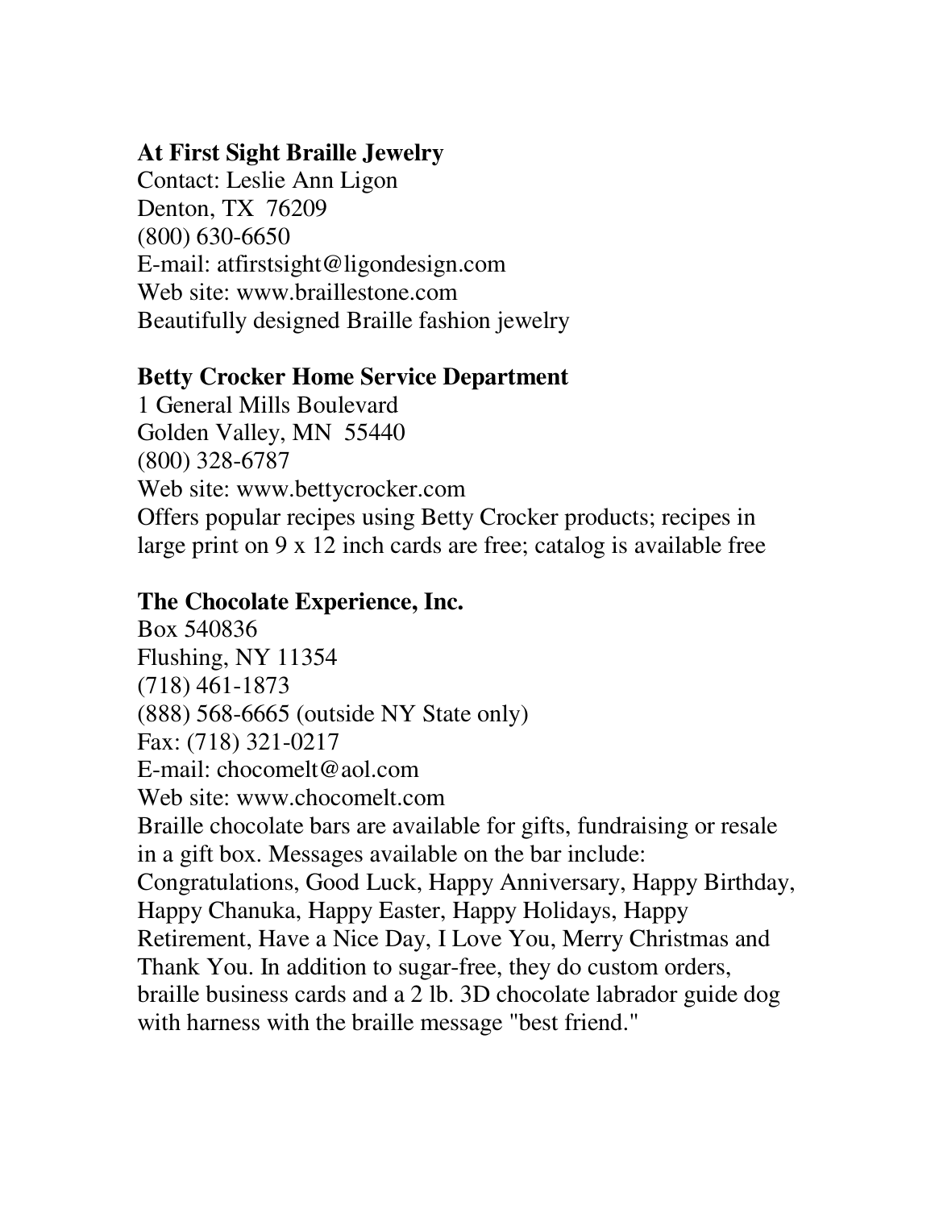**At First Sight Braille Jewelry**
Contact: Leslie Ann Ligon
Denton, TX 76209
(800) 630-6650
E-mail: atfirstsight@ligondesign.com
Web site: www.braillestone.com
Beautifully designed Braille fashion jewelry

**Betty Crocker Home Service Department**
1 General Mills Boulevard
Golden Valley, MN 55440
(800) 328-6787
Web site: www.bettycrocker.com
Offers popular recipes using Betty Crocker products; recipes in large print on 9 x 12 inch cards are free; catalog is available free

**The Chocolate Experience, Inc.**
Box 540836
Flushing, NY 11354
(718) 461-1873
(888) 568-6665 (outside NY State only)
Fax: (718) 321-0217
E-mail: chocomelt@aol.com
Web site: www.chocomelt.com
Braille chocolate bars are available for gifts, fundraising or resale in a gift box. Messages available on the bar include: Congratulations, Good Luck, Happy Anniversary, Happy Birthday, Happy Chanuka, Happy Easter, Happy Holidays, Happy Retirement, Have a Nice Day, I Love You, Merry Christmas and Thank You. In addition to sugar-free, they do custom orders, braille business cards and a 2 lb. 3D chocolate labrador guide dog with harness with the braille message "best friend."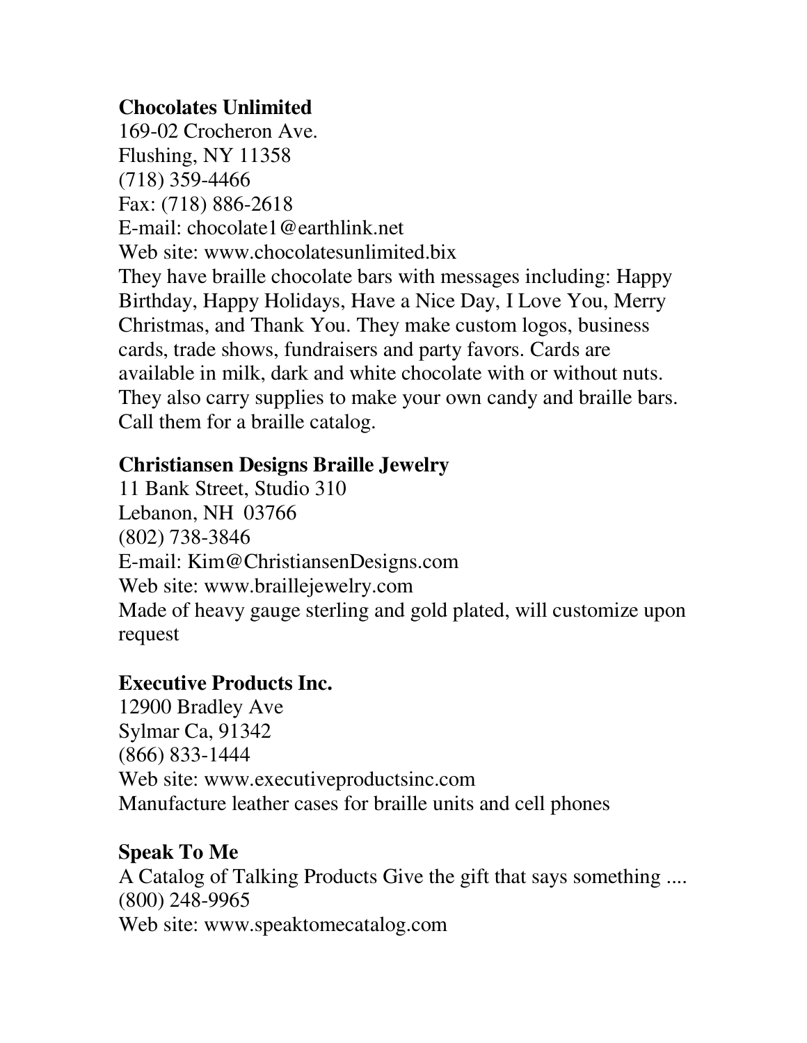**Chocolates Unlimited**
169-02 Crocheron Ave.
Flushing, NY 11358
(718) 359-4466
Fax: (718) 886-2618
E-mail: chocolate1@earthlink.net
Web site: www.chocolatesunlimited.bix
They have braille chocolate bars with messages including: Happy Birthday, Happy Holidays, Have a Nice Day, I Love You, Merry Christmas, and Thank You. They make custom logos, business cards, trade shows, fundraisers and party favors. Cards are available in milk, dark and white chocolate with or without nuts. They also carry supplies to make your own candy and braille bars. Call them for a braille catalog.

**Christiansen Designs Braille Jewelry**
11 Bank Street, Studio 310
Lebanon, NH 03766
(802) 738-3846
E-mail: Kim@ChristiansenDesigns.com
Web site: www.braillejewelry.com
Made of heavy gauge sterling and gold plated, will customize upon request

**Executive Products Inc.**
12900 Bradley Ave
Sylmar Ca, 91342
(866) 833-1444
Web site: www.executiveproductsinc.com
Manufacture leather cases for braille units and cell phones

**Speak To Me**
A Catalog of Talking Products Give the gift that says something ....
(800) 248-9965
Web site: www.speaktomecatalog.com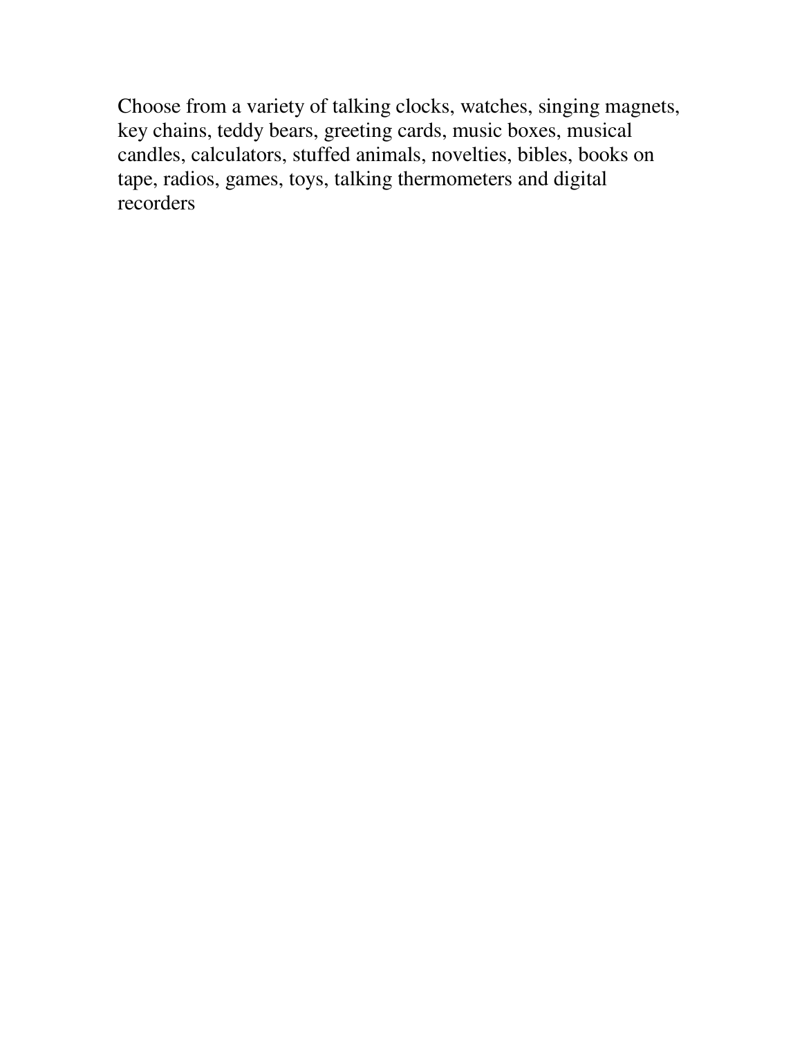Choose from a variety of talking clocks, watches, singing magnets, key chains, teddy bears, greeting cards, music boxes, musical candles, calculators, stuffed animals, novelties, bibles, books on tape, radios, games, toys, talking thermometers and digital recorders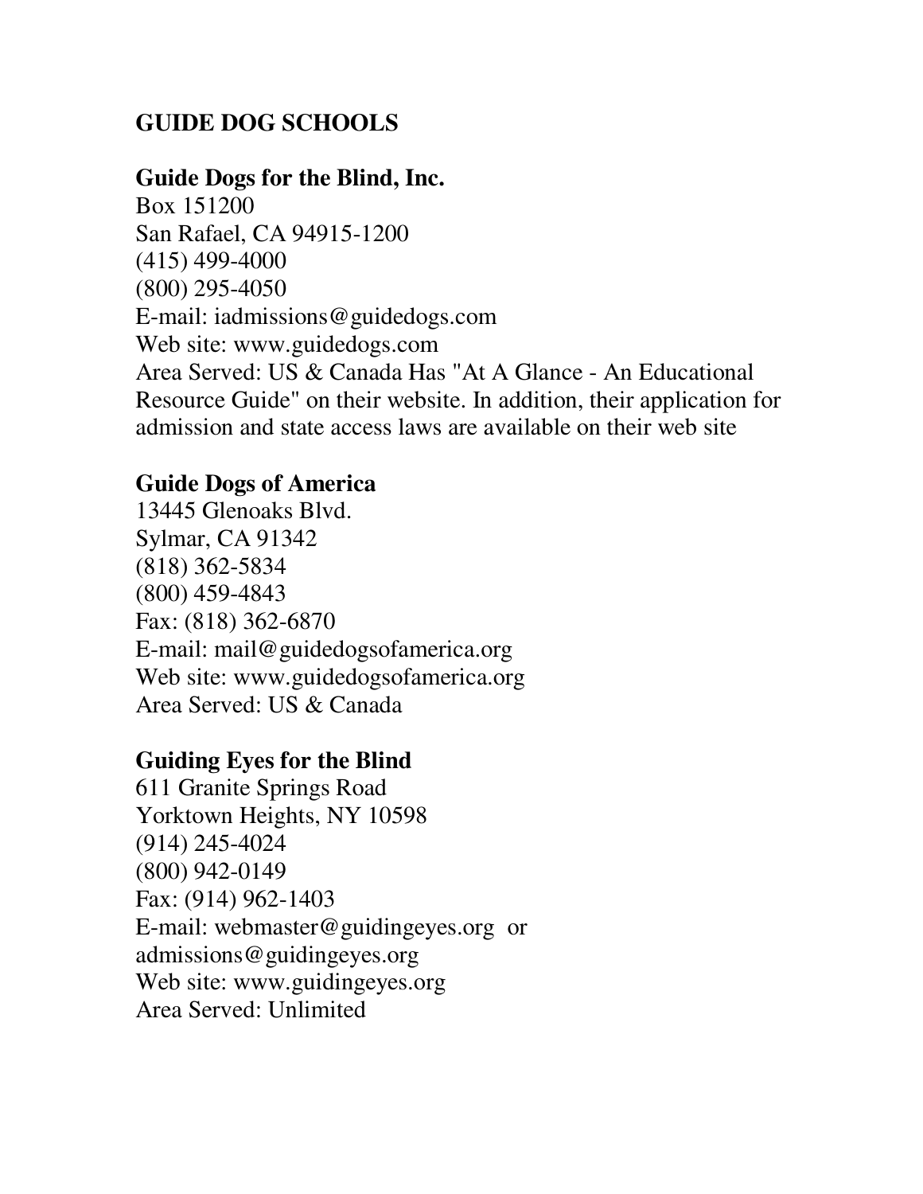## GUIDE DOG SCHOOLS

### Guide Dogs for the Blind, Inc.

Box 151200
San Rafael, CA 94915-1200
(415) 499-4000
(800) 295-4050
E-mail: iadmissions@guidedogs.com
Web site: www.guidedogs.com
Area Served: US & Canada Has "At A Glance - An Educational Resource Guide" on their website. In addition, their application for admission and state access laws are available on their web site

### Guide Dogs of America

13445 Glenoaks Blvd.
Sylmar, CA 91342
(818) 362-5834
(800) 459-4843
Fax: (818) 362-6870
E-mail: mail@guidedogsofamerica.org
Web site: www.guidedogsofamerica.org
Area Served: US & Canada

### Guiding Eyes for the Blind

611 Granite Springs Road
Yorktown Heights, NY 10598
(914) 245-4024
(800) 942-0149
Fax: (914) 962-1403
E-mail: webmaster@guidingeyes.org or admissions@guidingeyes.org
Web site: www.guidingeyes.org
Area Served: Unlimited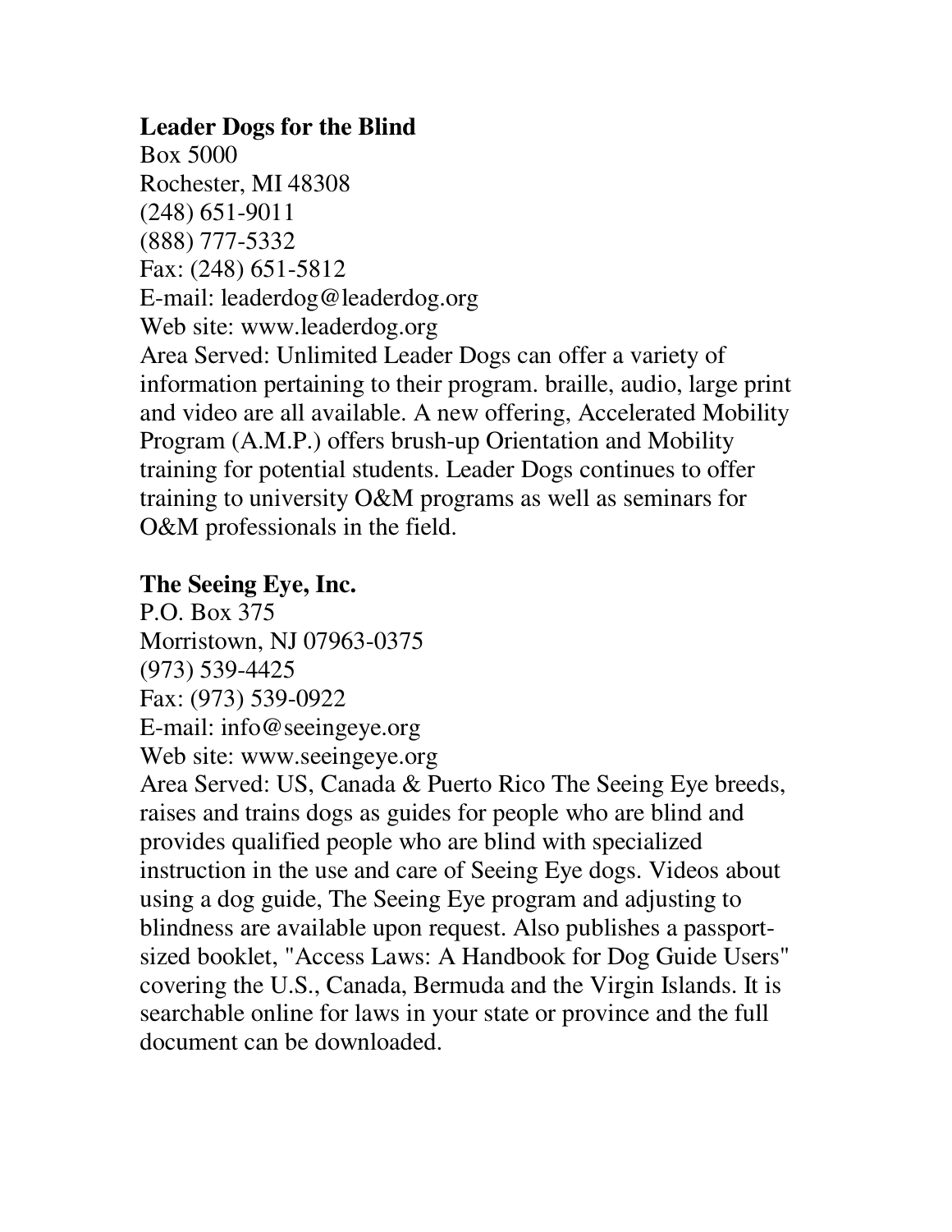**Leader Dogs for the Blind**
Box 5000
Rochester, MI 48308
(248) 651-9011
(888) 777-5332
Fax: (248) 651-5812
E-mail: leaderdog@leaderdog.org
Web site: www.leaderdog.org
Area Served: Unlimited Leader Dogs can offer a variety of information pertaining to their program. braille, audio, large print and video are all available. A new offering, Accelerated Mobility Program (A.M.P.) offers brush-up Orientation and Mobility training for potential students. Leader Dogs continues to offer training to university O&M programs as well as seminars for O&M professionals in the field.

**The Seeing Eye, Inc.**
P.O. Box 375
Morristown, NJ 07963-0375
(973) 539-4425
Fax: (973) 539-0922
E-mail: info@seeingeye.org
Web site: www.seeingeye.org
Area Served: US, Canada & Puerto Rico The Seeing Eye breeds, raises and trains dogs as guides for people who are blind and provides qualified people who are blind with specialized instruction in the use and care of Seeing Eye dogs. Videos about using a dog guide, The Seeing Eye program and adjusting to blindness are available upon request. Also publishes a passport-sized booklet, "Access Laws: A Handbook for Dog Guide Users" covering the U.S., Canada, Bermuda and the Virgin Islands. It is searchable online for laws in your state or province and the full document can be downloaded.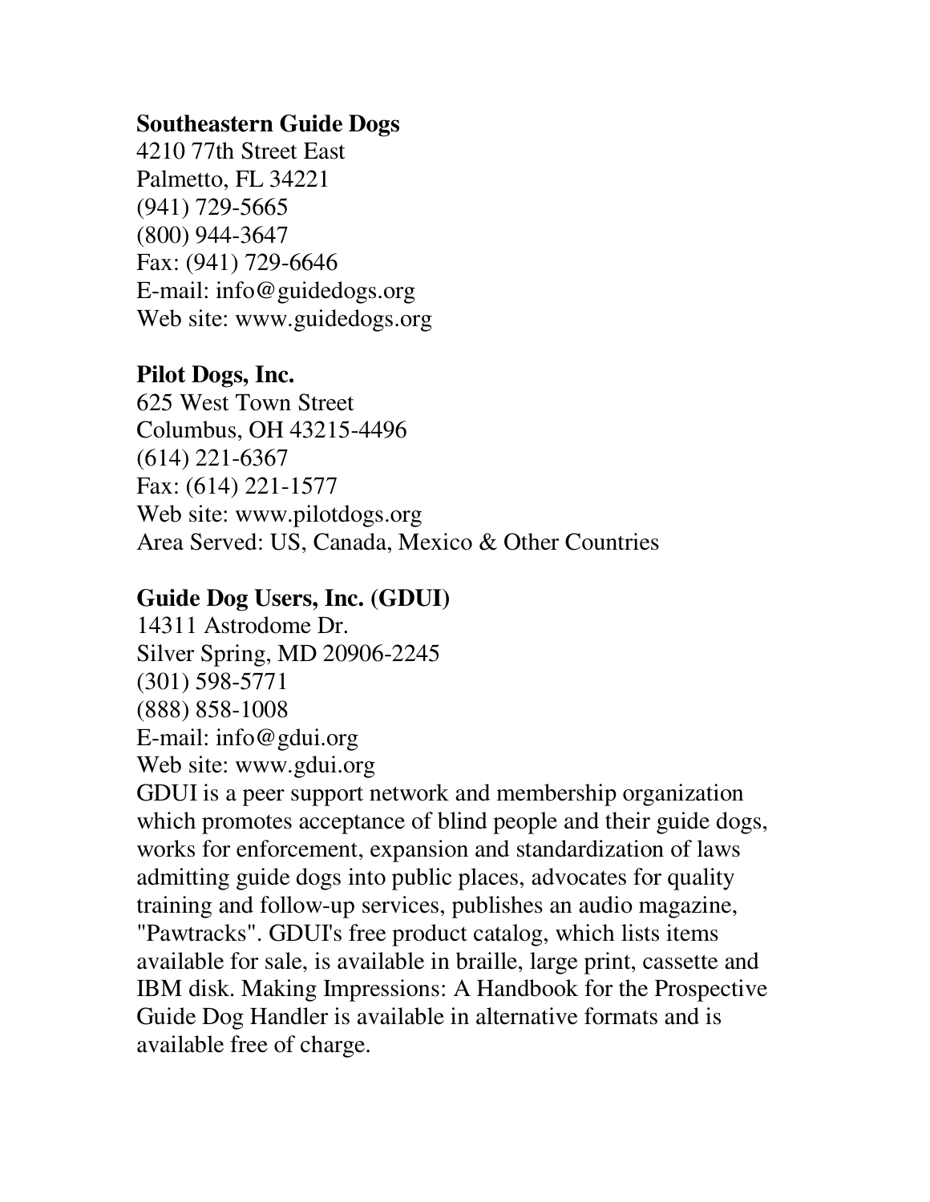**Southeastern Guide Dogs**
4210 77th Street East
Palmetto, FL 34221
(941) 729-5665
(800) 944-3647
Fax: (941) 729-6646
E-mail: info@guidedogs.org
Web site: www.guidedogs.org

**Pilot Dogs, Inc.**
625 West Town Street
Columbus, OH 43215-4496
(614) 221-6367
Fax: (614) 221-1577
Web site: www.pilotdogs.org
Area Served: US, Canada, Mexico & Other Countries

**Guide Dog Users, Inc. (GDUI)**
14311 Astrodome Dr.
Silver Spring, MD 20906-2245
(301) 598-5771
(888) 858-1008
E-mail: info@gdui.org
Web site: www.gdui.org
GDUI is a peer support network and membership organization which promotes acceptance of blind people and their guide dogs, works for enforcement, expansion and standardization of laws admitting guide dogs into public places, advocates for quality training and follow-up services, publishes an audio magazine, "Pawtracks". GDUI's free product catalog, which lists items available for sale, is available in braille, large print, cassette and IBM disk. Making Impressions: A Handbook for the Prospective Guide Dog Handler is available in alternative formats and is available free of charge.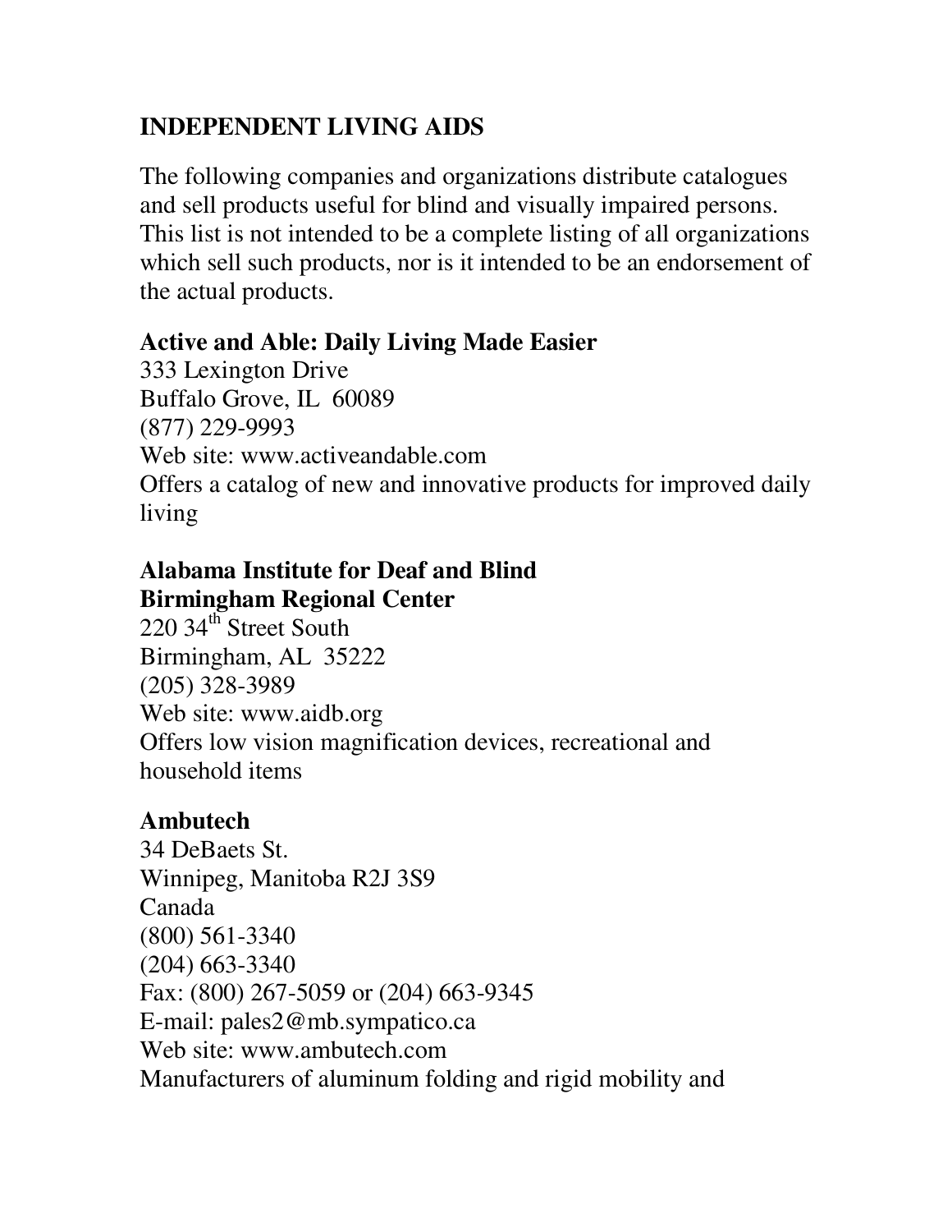## INDEPENDENT LIVING AIDS

The following companies and organizations distribute catalogues and sell products useful for blind and visually impaired persons. This list is not intended to be a complete listing of all organizations which sell such products, nor is it intended to be an endorsement of the actual products.

**Active and Able: Daily Living Made Easier**
333 Lexington Drive
Buffalo Grove, IL 60089
(877) 229-9993
Web site: www.activeandable.com
Offers a catalog of new and innovative products for improved daily living

**Alabama Institute for Deaf and Blind**
**Birmingham Regional Center**
220 34th Street South
Birmingham, AL 35222
(205) 328-3989
Web site: www.aidb.org
Offers low vision magnification devices, recreational and household items

**Ambutech**
34 DeBaets St.
Winnipeg, Manitoba R2J 3S9
Canada
(800) 561-3340
(204) 663-3340
Fax: (800) 267-5059 or (204) 663-9345
E-mail: pales2@mb.sympatico.ca
Web site: www.ambutech.com
Manufacturers of aluminum folding and rigid mobility and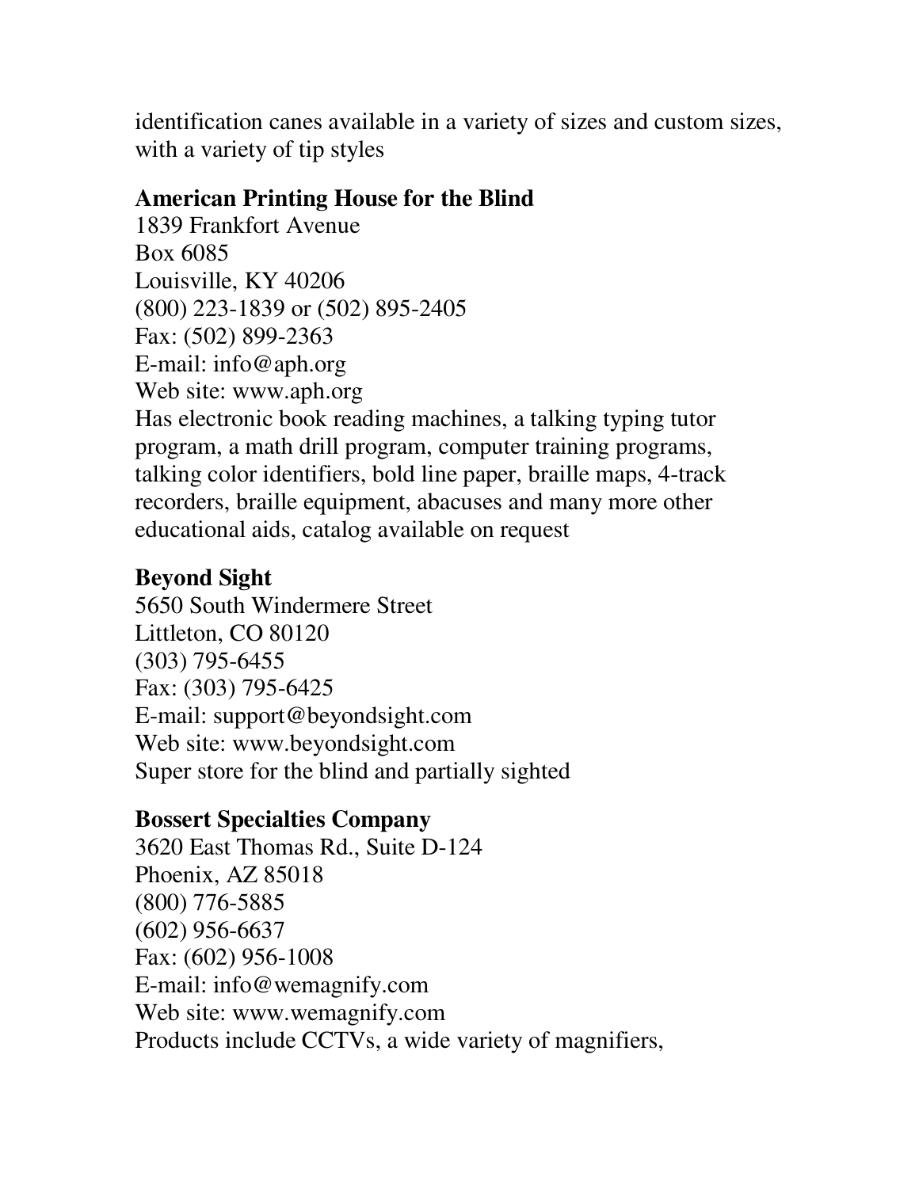identification canes available in a variety of sizes and custom sizes, with a variety of tip styles

**American Printing House for the Blind**
1839 Frankfort Avenue
Box 6085
Louisville, KY 40206
(800) 223-1839 or (502) 895-2405
Fax: (502) 899-2363
E-mail: info@aph.org
Web site: www.aph.org
Has electronic book reading machines, a talking typing tutor program, a math drill program, computer training programs, talking color identifiers, bold line paper, braille maps, 4-track recorders, braille equipment, abacuses and many more other educational aids, catalog available on request

**Beyond Sight**
5650 South Windermere Street
Littleton, CO 80120
(303) 795-6455
Fax: (303) 795-6425
E-mail: support@beyondsight.com
Web site: www.beyondsight.com
Super store for the blind and partially sighted

**Bossert Specialties Company**
3620 East Thomas Rd., Suite D-124
Phoenix, AZ 85018
(800) 776-5885
(602) 956-6637
Fax: (602) 956-1008
E-mail: info@wemagnify.com
Web site: www.wemagnify.com
Products include CCTVs, a wide variety of magnifiers,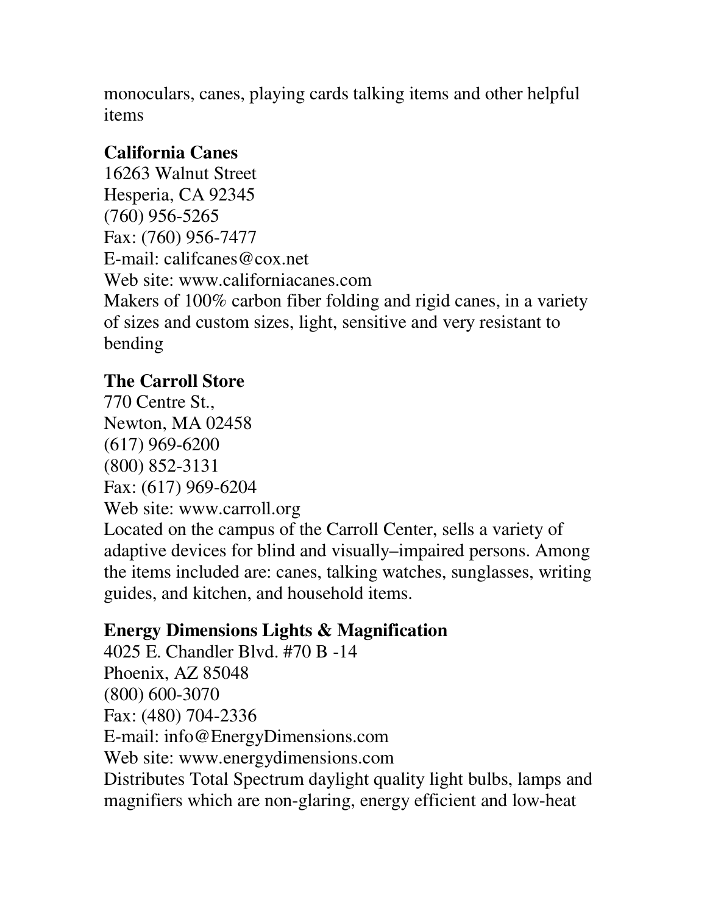monoculars, canes, playing cards talking items and other helpful items

**California Canes**
16263 Walnut Street
Hesperia, CA 92345
(760) 956-5265
Fax: (760) 956-7477
E-mail: califcanes@cox.net
Web site: www.californiacanes.com
Makers of 100% carbon fiber folding and rigid canes, in a variety of sizes and custom sizes, light, sensitive and very resistant to bending

**The Carroll Store**
770 Centre St.,
Newton, MA 02458
(617) 969-6200
(800) 852-3131
Fax: (617) 969-6204
Web site: www.carroll.org
Located on the campus of the Carroll Center, sells a variety of adaptive devices for blind and visually–impaired persons. Among the items included are: canes, talking watches, sunglasses, writing guides, and kitchen, and household items.

**Energy Dimensions Lights & Magnification**
4025 E. Chandler Blvd. #70 B -14
Phoenix, AZ 85048
(800) 600-3070
Fax: (480) 704-2336
E-mail: info@EnergyDimensions.com
Web site: www.energydimensions.com
Distributes Total Spectrum daylight quality light bulbs, lamps and magnifiers which are non-glaring, energy efficient and low-heat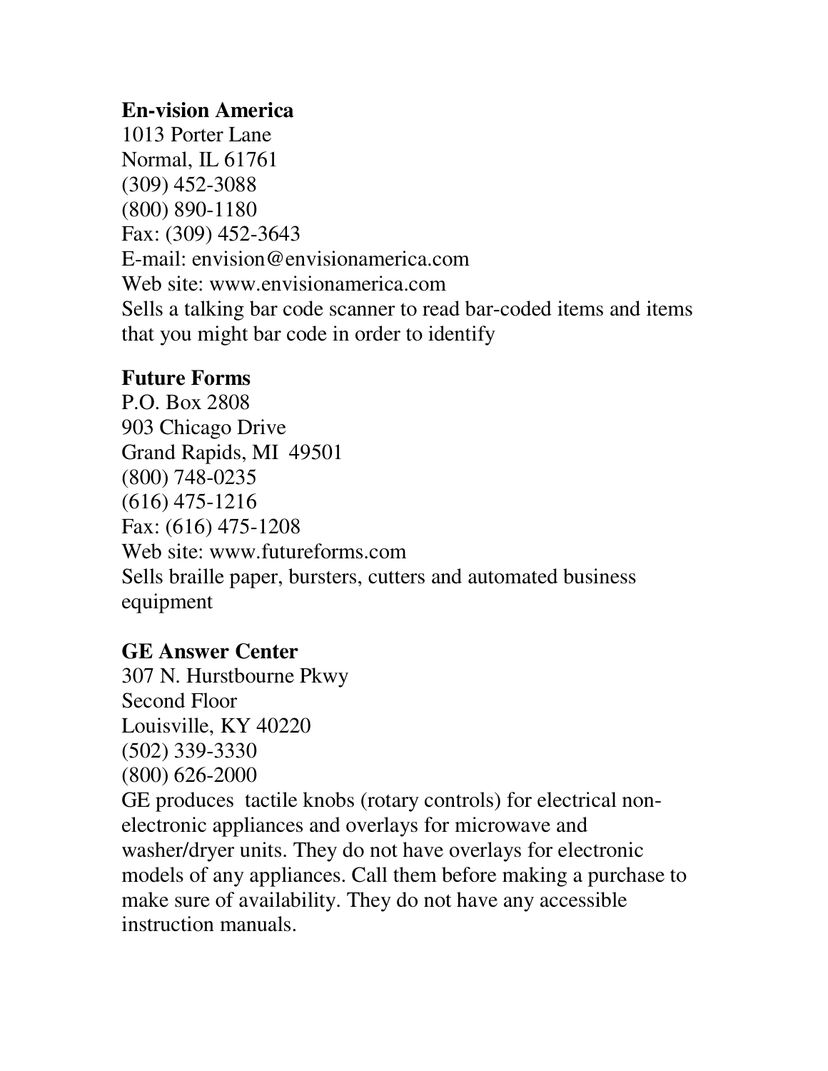**En-vision America**
1013 Porter Lane
Normal, IL 61761
(309) 452-3088
(800) 890-1180
Fax: (309) 452-3643
E-mail: envision@envisionamerica.com
Web site: www.envisionamerica.com
Sells a talking bar code scanner to read bar-coded items and items that you might bar code in order to identify

**Future Forms**
P.O. Box 2808
903 Chicago Drive
Grand Rapids, MI 49501
(800) 748-0235
(616) 475-1216
Fax: (616) 475-1208
Web site: www.futureforms.com
Sells braille paper, bursters, cutters and automated business equipment

**GE Answer Center**
307 N. Hurstbourne Pkwy
Second Floor
Louisville, KY 40220
(502) 339-3330
(800) 626-2000
GE produces tactile knobs (rotary controls) for electrical non-electronic appliances and overlays for microwave and washer/dryer units. They do not have overlays for electronic models of any appliances. Call them before making a purchase to make sure of availability. They do not have any accessible instruction manuals.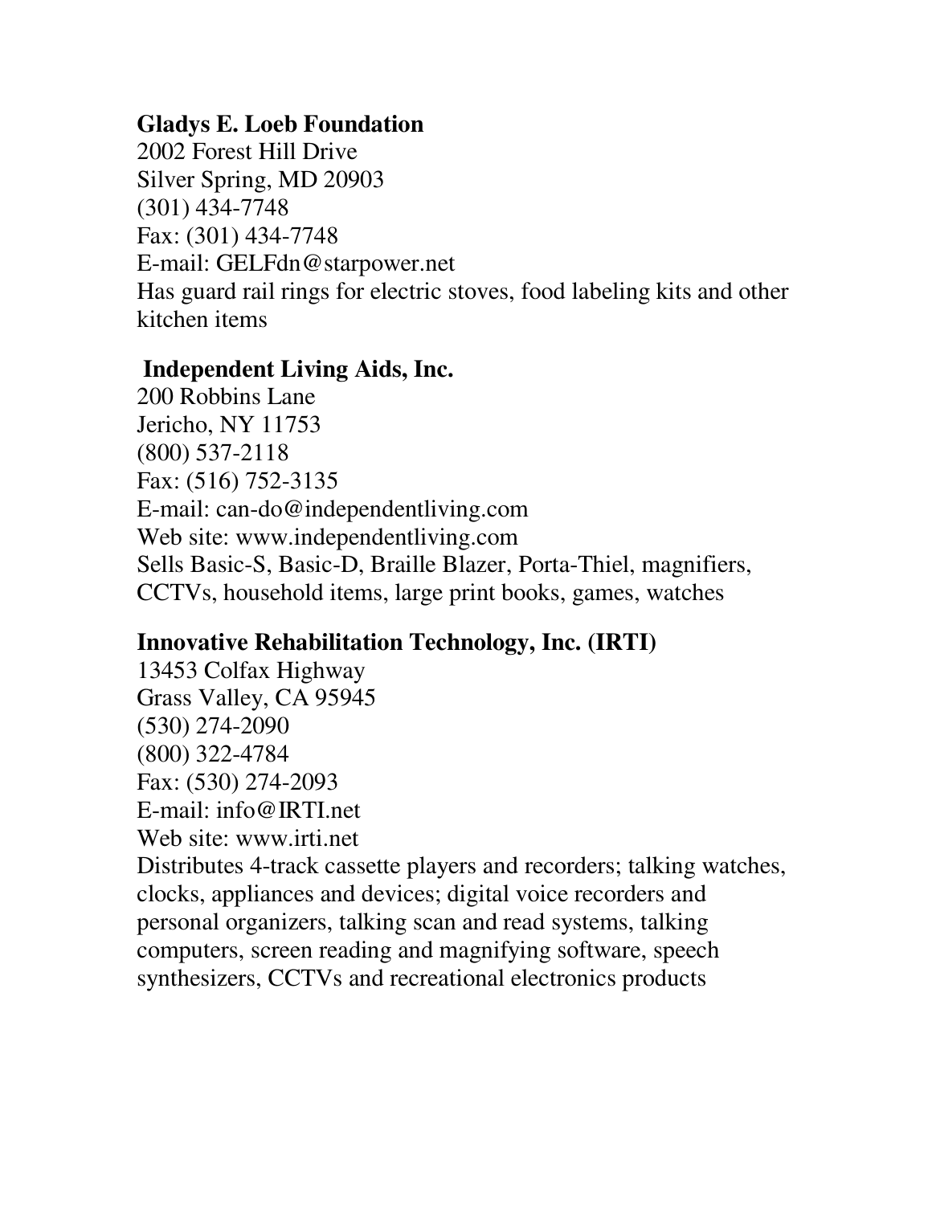**Gladys E. Loeb Foundation**
2002 Forest Hill Drive
Silver Spring, MD 20903
(301) 434-7748
Fax: (301) 434-7748
E-mail: GELFdn@starpower.net
Has guard rail rings for electric stoves, food labeling kits and other kitchen items

**Independent Living Aids, Inc.**
200 Robbins Lane
Jericho, NY 11753
(800) 537-2118
Fax: (516) 752-3135
E-mail: can-do@independentliving.com
Web site: www.independentliving.com
Sells Basic-S, Basic-D, Braille Blazer, Porta-Thiel, magnifiers, CCTVs, household items, large print books, games, watches

**Innovative Rehabilitation Technology, Inc. (IRTI)**
13453 Colfax Highway
Grass Valley, CA 95945
(530) 274-2090
(800) 322-4784
Fax: (530) 274-2093
E-mail: info@IRTI.net
Web site: www.irti.net
Distributes 4-track cassette players and recorders; talking watches, clocks, appliances and devices; digital voice recorders and personal organizers, talking scan and read systems, talking computers, screen reading and magnifying software, speech synthesizers, CCTVs and recreational electronics products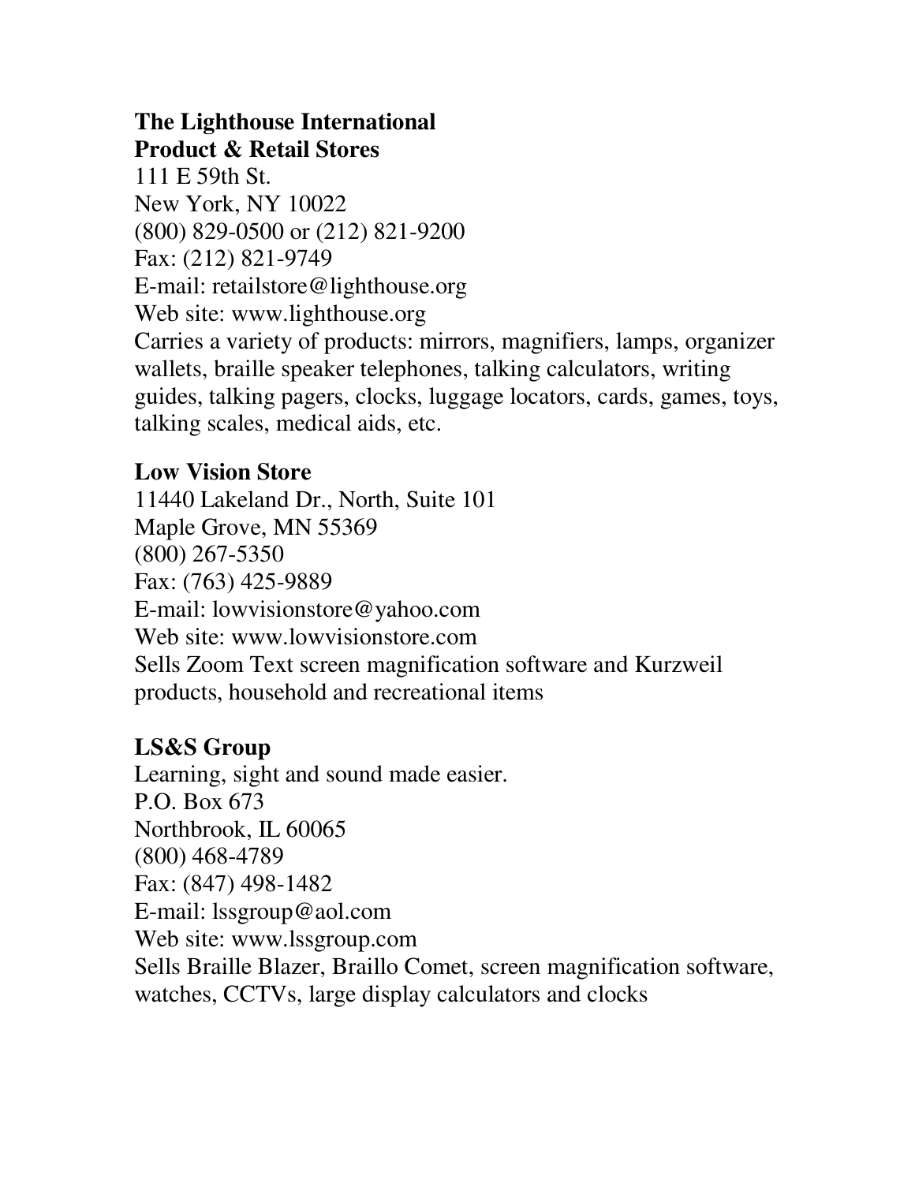**The Lighthouse International**
**Product & Retail Stores**
111 E 59th St.
New York, NY 10022
(800) 829-0500 or (212) 821-9200
Fax: (212) 821-9749
E-mail: retailstore@lighthouse.org
Web site: www.lighthouse.org
Carries a variety of products: mirrors, magnifiers, lamps, organizer wallets, braille speaker telephones, talking calculators, writing guides, talking pagers, clocks, luggage locators, cards, games, toys, talking scales, medical aids, etc.

**Low Vision Store**
11440 Lakeland Dr., North, Suite 101
Maple Grove, MN 55369
(800) 267-5350
Fax: (763) 425-9889
E-mail: lowvisionstore@yahoo.com
Web site: www.lowvisionstore.com
Sells Zoom Text screen magnification software and Kurzweil products, household and recreational items

**LS&S Group**
Learning, sight and sound made easier.
P.O. Box 673
Northbrook, IL 60065
(800) 468-4789
Fax: (847) 498-1482
E-mail: lssgroup@aol.com
Web site: www.lssgroup.com
Sells Braille Blazer, Braillo Comet, screen magnification software, watches, CCTVs, large display calculators and clocks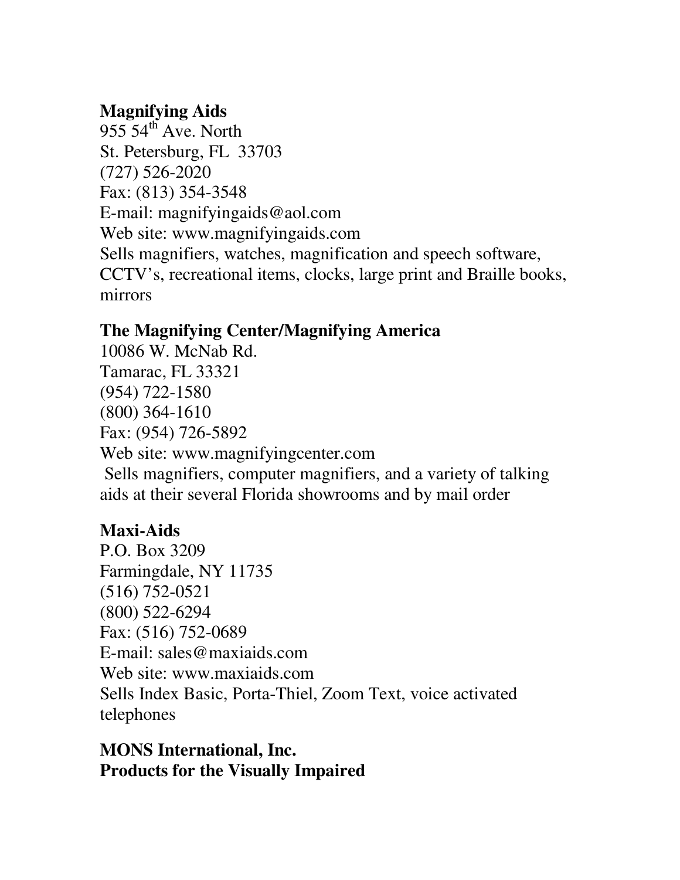**Magnifying Aids**
955 54th Ave. North
St. Petersburg, FL 33703
(727) 526-2020
Fax: (813) 354-3548
E-mail: magnifyingaids@aol.com
Web site: www.magnifyingaids.com
Sells magnifiers, watches, magnification and speech software, CCTV's, recreational items, clocks, large print and Braille books, mirrors

**The Magnifying Center/Magnifying America**
10086 W. McNab Rd.
Tamarac, FL 33321
(954) 722-1580
(800) 364-1610
Fax: (954) 726-5892
Web site: www.magnifyingcenter.com
Sells magnifiers, computer magnifiers, and a variety of talking aids at their several Florida showrooms and by mail order

**Maxi-Aids**
P.O. Box 3209
Farmingdale, NY 11735
(516) 752-0521
(800) 522-6294
Fax: (516) 752-0689
E-mail: sales@maxiaids.com
Web site: www.maxiaids.com
Sells Index Basic, Porta-Thiel, Zoom Text, voice activated telephones

**MONS International, Inc.**
**Products for the Visually Impaired**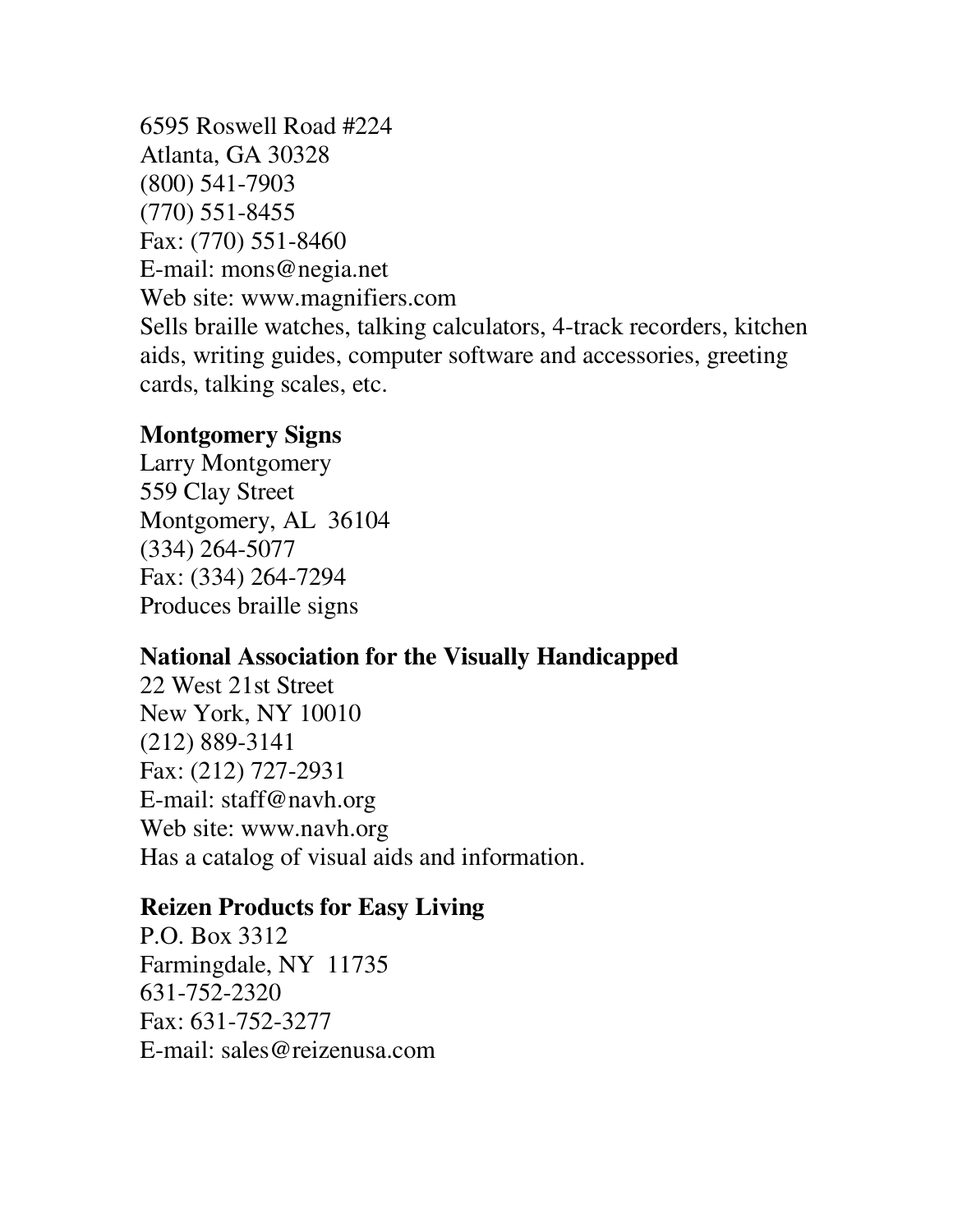6595 Roswell Road #224
Atlanta, GA 30328
(800) 541-7903
(770) 551-8455
Fax: (770) 551-8460
E-mail: mons@negia.net
Web site: www.magnifiers.com
Sells braille watches, talking calculators, 4-track recorders, kitchen aids, writing guides, computer software and accessories, greeting cards, talking scales, etc.

**Montgomery Signs**
Larry Montgomery
559 Clay Street
Montgomery, AL 36104
(334) 264-5077
Fax: (334) 264-7294
Produces braille signs

**National Association for the Visually Handicapped**
22 West 21st Street
New York, NY 10010
(212) 889-3141
Fax: (212) 727-2931
E-mail: staff@navh.org
Web site: www.navh.org
Has a catalog of visual aids and information.

**Reizen Products for Easy Living**
P.O. Box 3312
Farmingdale, NY 11735
631-752-2320
Fax: 631-752-3277
E-mail: sales@reizenusa.com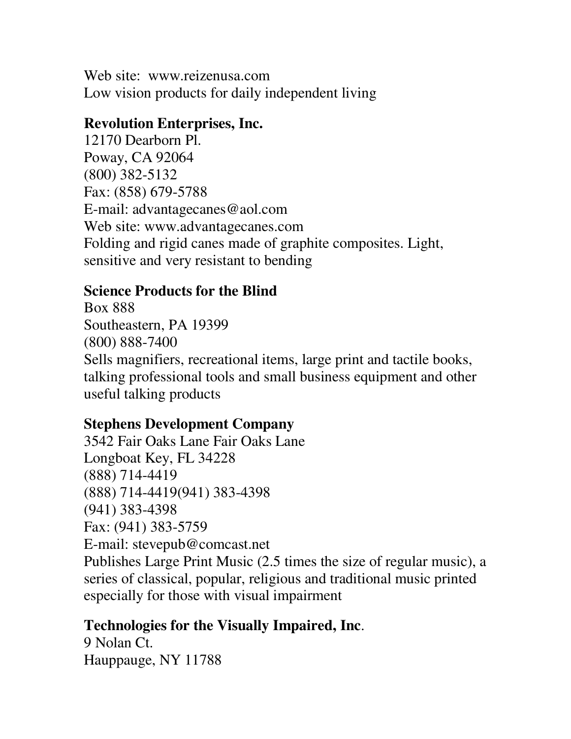Web site: www.reizenusa.com
Low vision products for daily independent living

**Revolution Enterprises, Inc.**
12170 Dearborn Pl.
Poway, CA 92064
(800) 382-5132
Fax: (858) 679-5788
E-mail: advantagecanes@aol.com
Web site: www.advantagecanes.com
Folding and rigid canes made of graphite composites. Light, sensitive and very resistant to bending

**Science Products for the Blind**
Box 888
Southeastern, PA 19399
(800) 888-7400
Sells magnifiers, recreational items, large print and tactile books, talking professional tools and small business equipment and other useful talking products

**Stephens Development Company**
3542 Fair Oaks Lane Fair Oaks Lane
Longboat Key, FL 34228
(888) 714-4419
(888) 714-4419(941) 383-4398
(941) 383-4398
Fax: (941) 383-5759
E-mail: stevepub@comcast.net
Publishes Large Print Music (2.5 times the size of regular music), a series of classical, popular, religious and traditional music printed especially for those with visual impairment

**Technologies for the Visually Impaired, Inc**.
9 Nolan Ct.
Hauppauge, NY 11788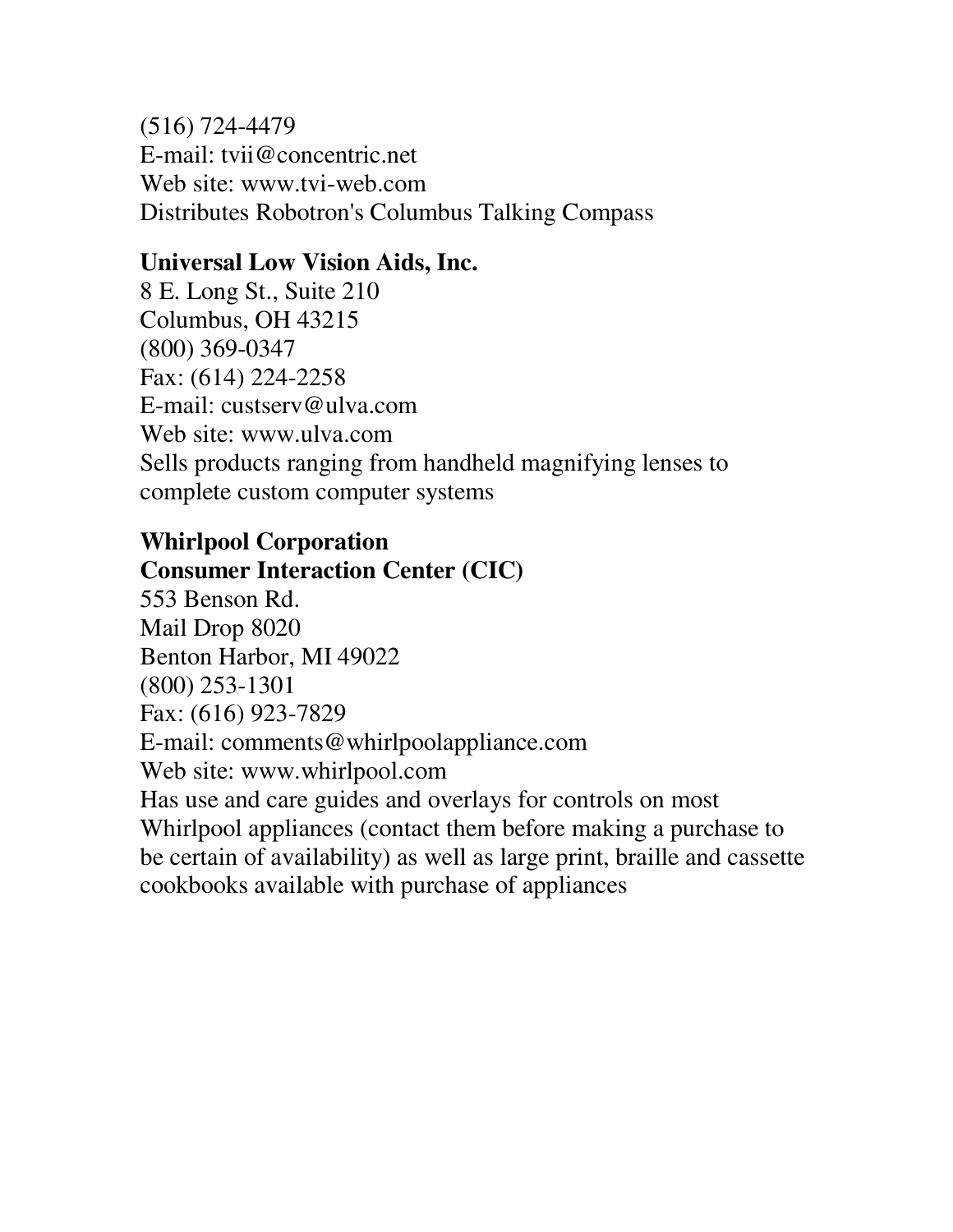(516) 724-4479
E-mail: tvii@concentric.net
Web site: www.tvi-web.com
Distributes Robotron's Columbus Talking Compass

**Universal Low Vision Aids, Inc.**
8 E. Long St., Suite 210
Columbus, OH 43215
(800) 369-0347
Fax: (614) 224-2258
E-mail: custserv@ulva.com
Web site: www.ulva.com
Sells products ranging from handheld magnifying lenses to complete custom computer systems

**Whirlpool Corporation**
**Consumer Interaction Center (CIC)**
553 Benson Rd.
Mail Drop 8020
Benton Harbor, MI 49022
(800) 253-1301
Fax: (616) 923-7829
E-mail: comments@whirlpoolappliance.com
Web site: www.whirlpool.com
Has use and care guides and overlays for controls on most Whirlpool appliances (contact them before making a purchase to be certain of availability) as well as large print, braille and cassette cookbooks available with purchase of appliances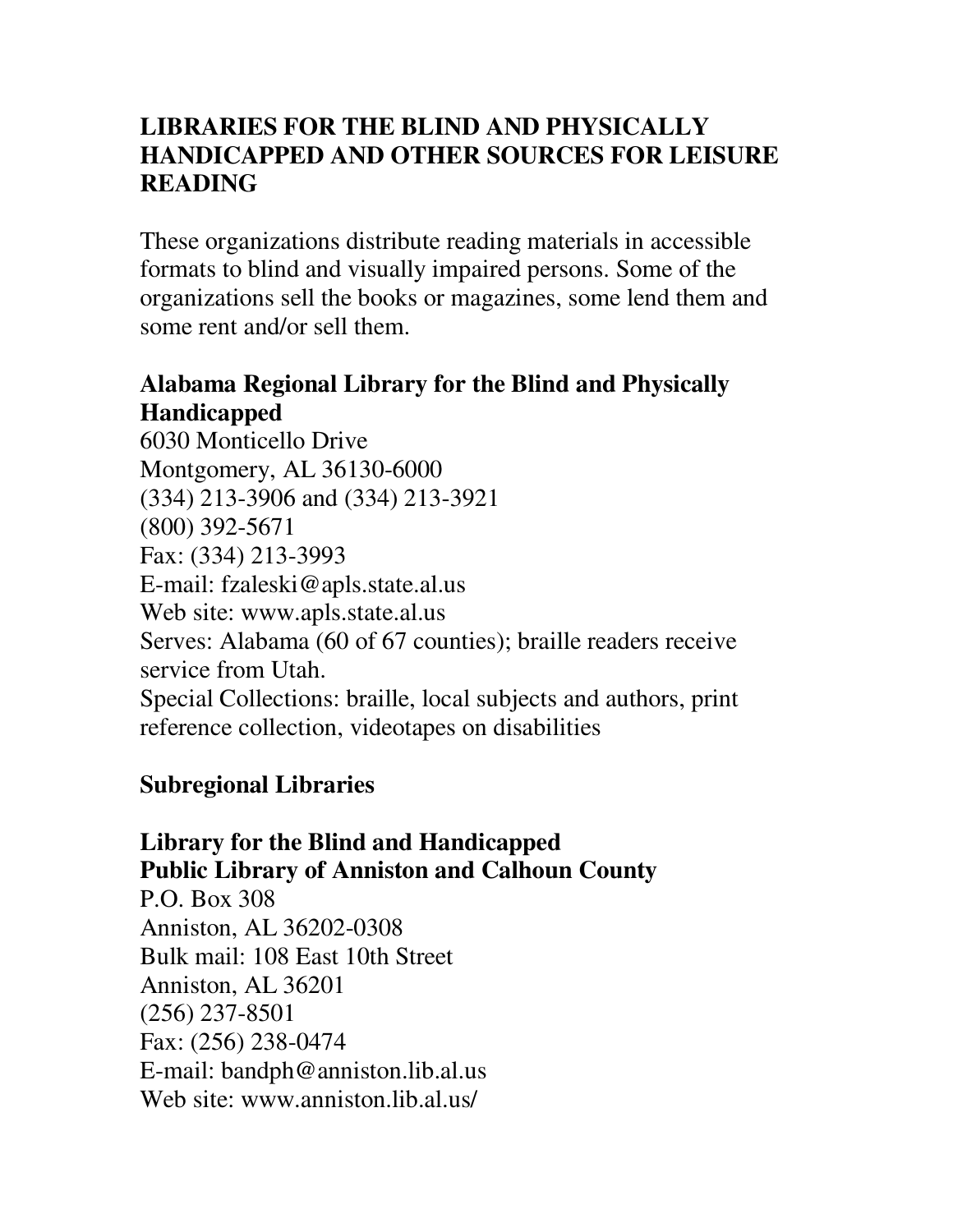## LIBRARIES FOR THE BLIND AND PHYSICALLY HANDICAPPED AND OTHER SOURCES FOR LEISURE READING

These organizations distribute reading materials in accessible formats to blind and visually impaired persons. Some of the organizations sell the books or magazines, some lend them and some rent and/or sell them.

### Alabama Regional Library for the Blind and Physically Handicapped

6030 Monticello Drive
Montgomery, AL 36130-6000
(334) 213-3906 and (334) 213-3921
(800) 392-5671
Fax: (334) 213-3993
E-mail: fzaleski@apls.state.al.us
Web site: www.apls.state.al.us
Serves: Alabama (60 of 67 counties); braille readers receive service from Utah.
Special Collections: braille, local subjects and authors, print reference collection, videotapes on disabilities

### Subregional Libraries

**Library for the Blind and Handicapped**
**Public Library of Anniston and Calhoun County**
P.O. Box 308
Anniston, AL 36202-0308
Bulk mail: 108 East 10th Street
Anniston, AL 36201
(256) 237-8501
Fax: (256) 238-0474
E-mail: bandph@anniston.lib.al.us
Web site: www.anniston.lib.al.us/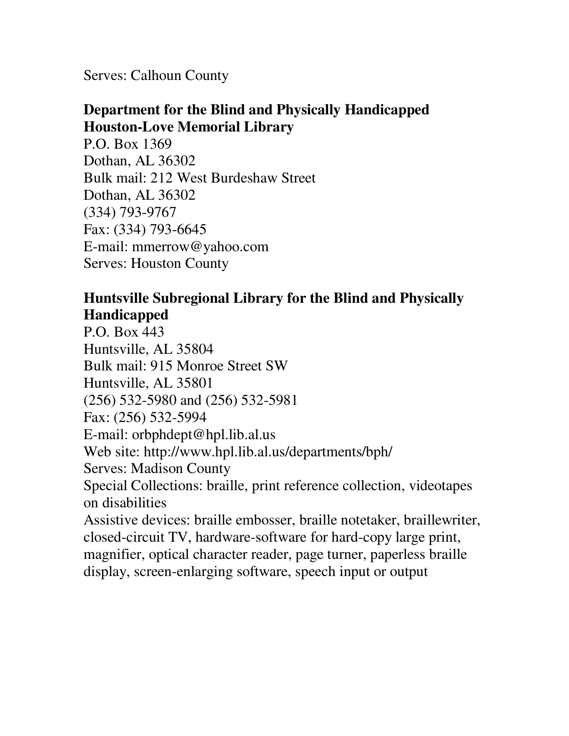Serves: Calhoun County

**Department for the Blind and Physically Handicapped**
**Houston-Love Memorial Library**
P.O. Box 1369
Dothan, AL 36302
Bulk mail: 212 West Burdeshaw Street
Dothan, AL 36302
(334) 793-9767
Fax: (334) 793-6645
E-mail: mmerrow@yahoo.com
Serves: Houston County

**Huntsville Subregional Library for the Blind and Physically Handicapped**
P.O. Box 443
Huntsville, AL 35804
Bulk mail: 915 Monroe Street SW
Huntsville, AL 35801
(256) 532-5980 and (256) 532-5981
Fax: (256) 532-5994
E-mail: orbphdept@hpl.lib.al.us
Web site: http://www.hpl.lib.al.us/departments/bph/
Serves: Madison County
Special Collections: braille, print reference collection, videotapes on disabilities
Assistive devices: braille embosser, braille notetaker, braillewriter, closed-circuit TV, hardware-software for hard-copy large print, magnifier, optical character reader, page turner, paperless braille display, screen-enlarging software, speech input or output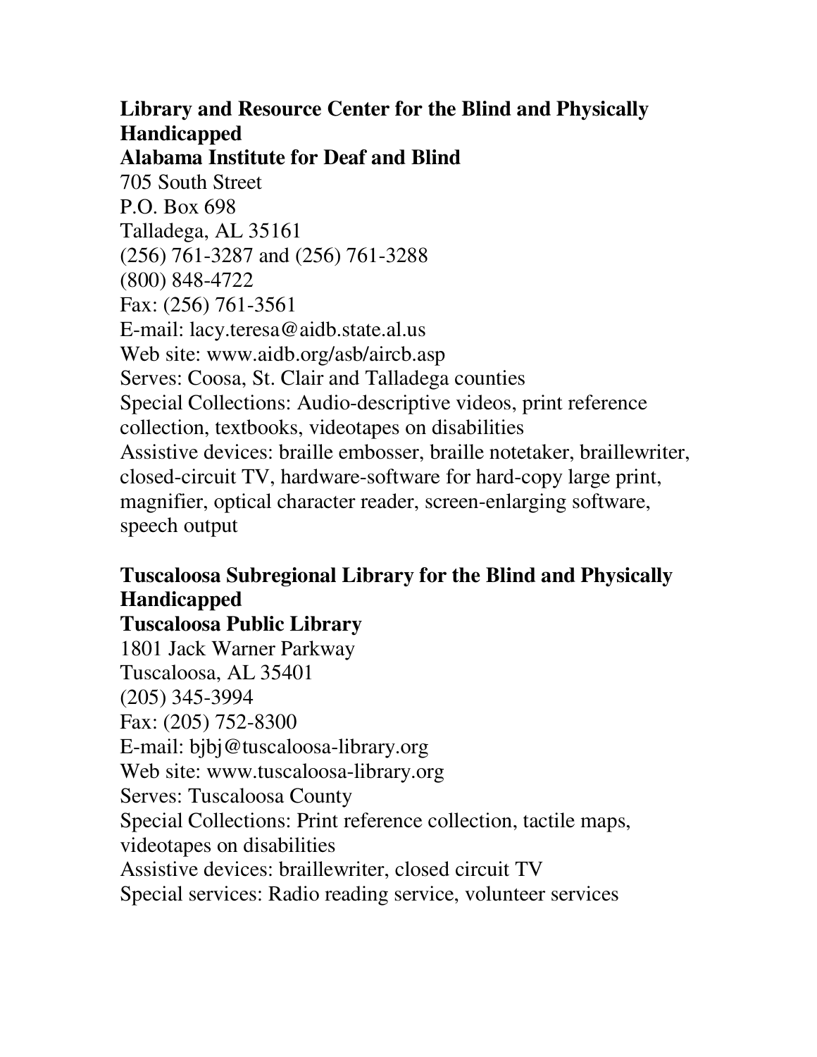**Library and Resource Center for the Blind and Physically Handicapped**
**Alabama Institute for Deaf and Blind**
705 South Street
P.O. Box 698
Talladega, AL 35161
(256) 761-3287 and (256) 761-3288
(800) 848-4722
Fax: (256) 761-3561
E-mail: lacy.teresa@aidb.state.al.us
Web site: www.aidb.org/asb/aircb.asp
Serves: Coosa, St. Clair and Talladega counties
Special Collections: Audio-descriptive videos, print reference collection, textbooks, videotapes on disabilities
Assistive devices: braille embosser, braille notetaker, braillewriter, closed-circuit TV, hardware-software for hard-copy large print, magnifier, optical character reader, screen-enlarging software, speech output

**Tuscaloosa Subregional Library for the Blind and Physically Handicapped**
**Tuscaloosa Public Library**
1801 Jack Warner Parkway
Tuscaloosa, AL 35401
(205) 345-3994
Fax: (205) 752-8300
E-mail: bjbj@tuscaloosa-library.org
Web site: www.tuscaloosa-library.org
Serves: Tuscaloosa County
Special Collections: Print reference collection, tactile maps, videotapes on disabilities
Assistive devices: braillewriter, closed circuit TV
Special services: Radio reading service, volunteer services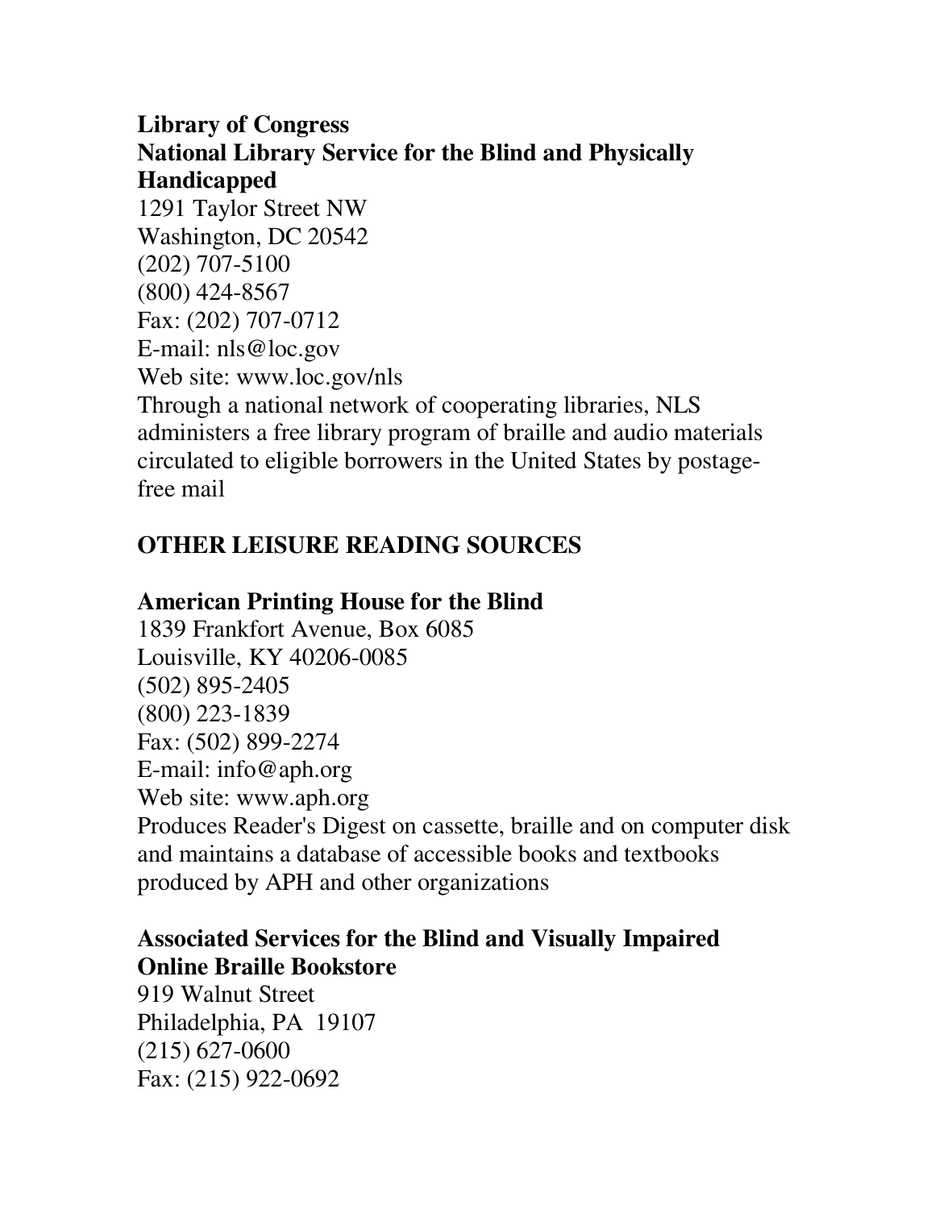**Library of Congress**
**National Library Service for the Blind and Physically Handicapped**
1291 Taylor Street NW
Washington, DC 20542
(202) 707-5100
(800) 424-8567
Fax: (202) 707-0712
E-mail: nls@loc.gov
Web site: www.loc.gov/nls
Through a national network of cooperating libraries, NLS administers a free library program of braille and audio materials circulated to eligible borrowers in the United States by postage-free mail

## OTHER LEISURE READING SOURCES

**American Printing House for the Blind**
1839 Frankfort Avenue, Box 6085
Louisville, KY 40206-0085
(502) 895-2405
(800) 223-1839
Fax: (502) 899-2274
E-mail: info@aph.org
Web site: www.aph.org
Produces Reader's Digest on cassette, braille and on computer disk and maintains a database of accessible books and textbooks produced by APH and other organizations

**Associated Services for the Blind and Visually Impaired**
**Online Braille Bookstore**
919 Walnut Street
Philadelphia, PA 19107
(215) 627-0600
Fax: (215) 922-0692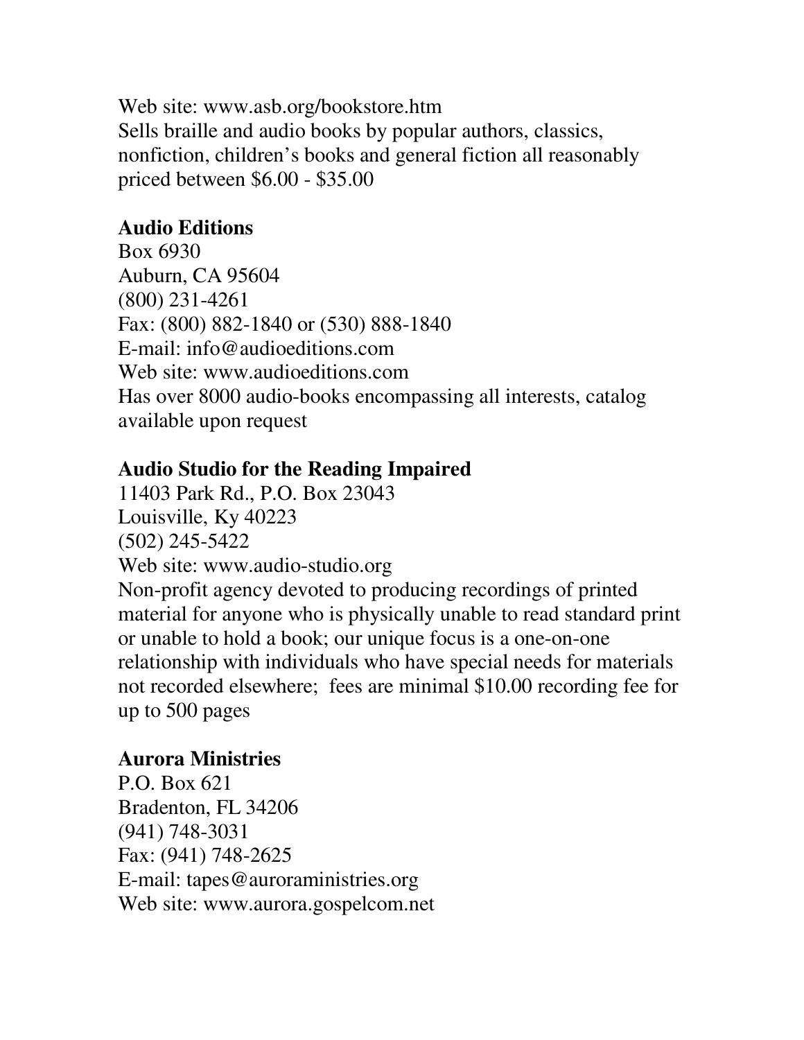Web site: www.asb.org/bookstore.htm
Sells braille and audio books by popular authors, classics, nonfiction, children's books and general fiction all reasonably priced between $6.00 - $35.00

**Audio Editions**
Box 6930
Auburn, CA 95604
(800) 231-4261
Fax: (800) 882-1840 or (530) 888-1840
E-mail: info@audioeditions.com
Web site: www.audioeditions.com
Has over 8000 audio-books encompassing all interests, catalog available upon request

**Audio Studio for the Reading Impaired**
11403 Park Rd., P.O. Box 23043
Louisville, Ky 40223
(502) 245-5422
Web site: www.audio-studio.org
Non-profit agency devoted to producing recordings of printed material for anyone who is physically unable to read standard print or unable to hold a book; our unique focus is a one-on-one relationship with individuals who have special needs for materials not recorded elsewhere; fees are minimal $10.00 recording fee for up to 500 pages

**Aurora Ministries**
P.O. Box 621
Bradenton, FL 34206
(941) 748-3031
Fax: (941) 748-2625
E-mail: tapes@auroraministries.org
Web site: www.aurora.gospelcom.net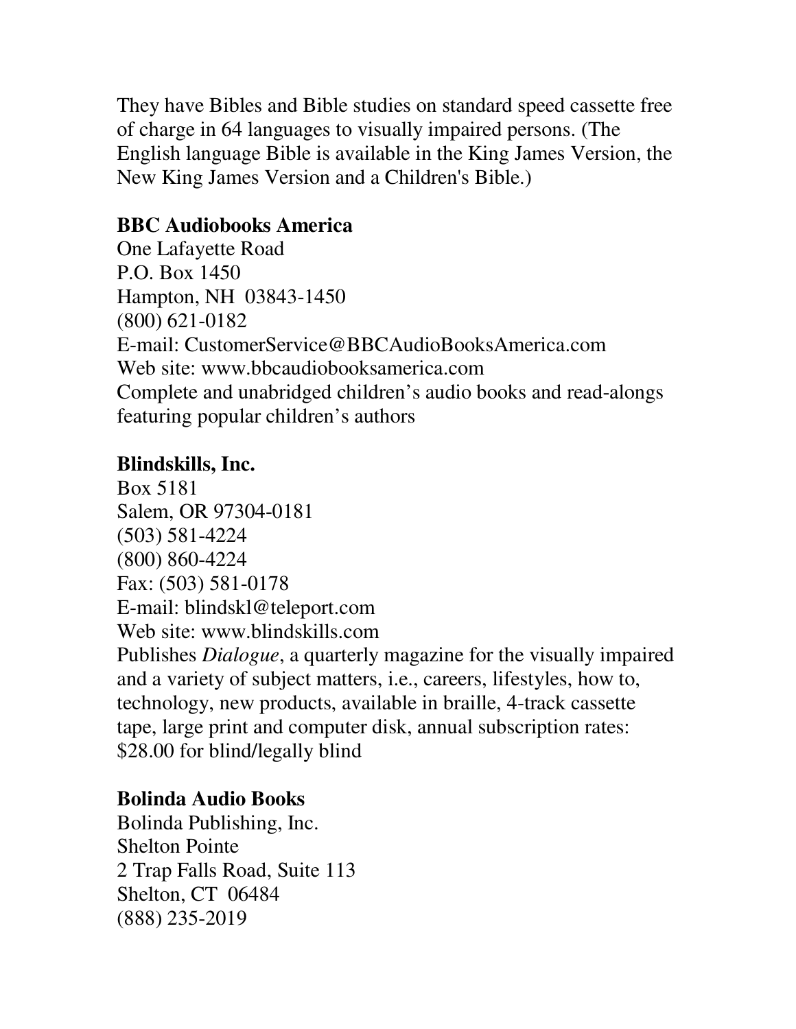They have Bibles and Bible studies on standard speed cassette free of charge in 64 languages to visually impaired persons. (The English language Bible is available in the King James Version, the New King James Version and a Children's Bible.)

**BBC Audiobooks America**
One Lafayette Road
P.O. Box 1450
Hampton, NH  03843-1450
(800) 621-0182
E-mail: CustomerService@BBCAudioBooksAmerica.com
Web site: www.bbcaudiobooksamerica.com
Complete and unabridged children's audio books and read-alongs featuring popular children's authors

**Blindskills, Inc.**
Box 5181
Salem, OR 97304-0181
(503) 581-4224
(800) 860-4224
Fax: (503) 581-0178
E-mail: blindskl@teleport.com
Web site: www.blindskills.com
Publishes *Dialogue*, a quarterly magazine for the visually impaired and a variety of subject matters, i.e., careers, lifestyles, how to, technology, new products, available in braille, 4-track cassette tape, large print and computer disk, annual subscription rates: $28.00 for blind/legally blind

**Bolinda Audio Books**
Bolinda Publishing, Inc.
Shelton Pointe
2 Trap Falls Road, Suite 113
Shelton, CT  06484
(888) 235-2019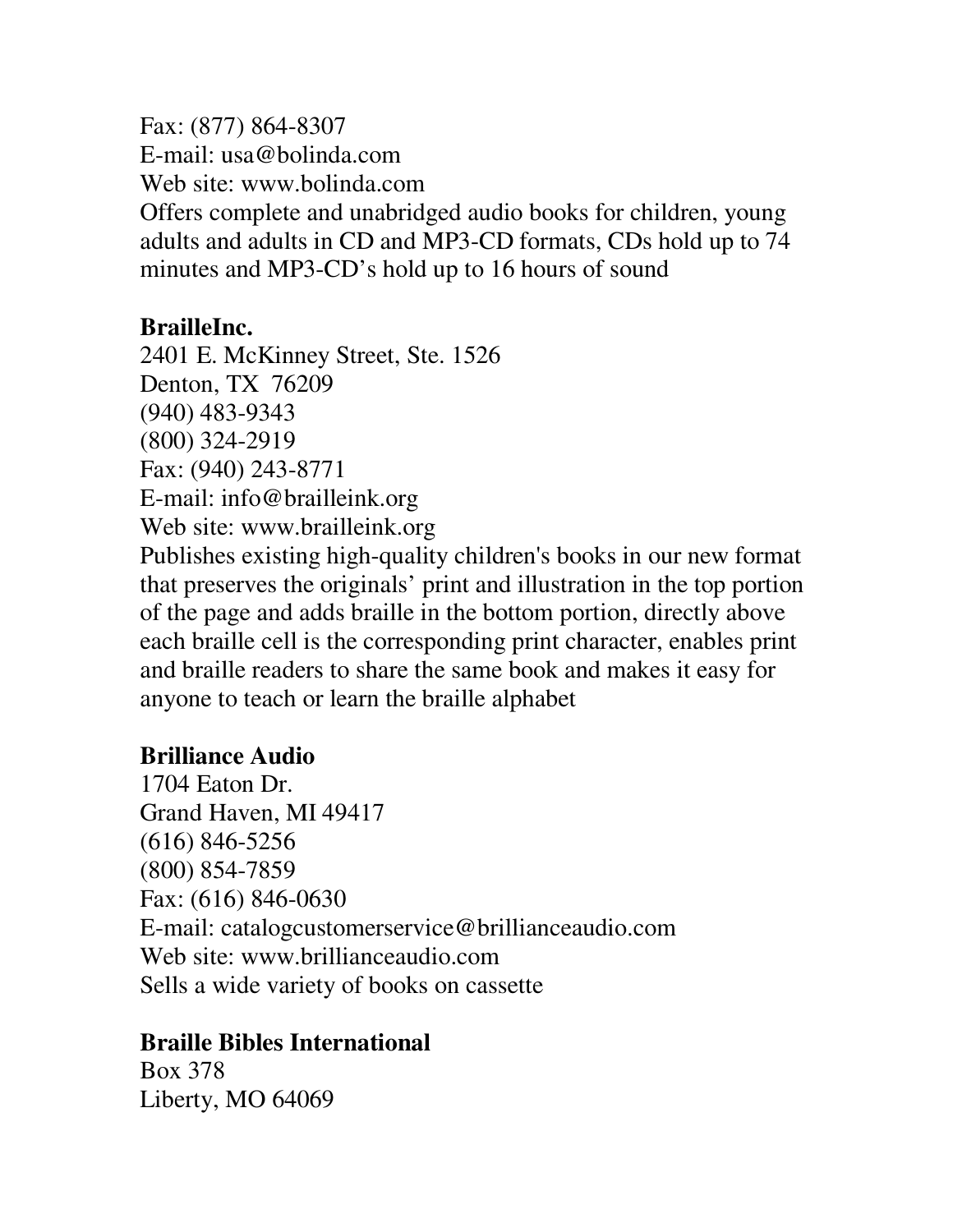Fax: (877) 864-8307
E-mail: usa@bolinda.com
Web site: www.bolinda.com
Offers complete and unabridged audio books for children, young adults and adults in CD and MP3-CD formats, CDs hold up to 74 minutes and MP3-CD's hold up to 16 hours of sound

**BrailleInc.**
2401 E. McKinney Street, Ste. 1526
Denton, TX 76209
(940) 483-9343
(800) 324-2919
Fax: (940) 243-8771
E-mail: info@brailleink.org
Web site: www.brailleink.org
Publishes existing high-quality children's books in our new format that preserves the originals' print and illustration in the top portion of the page and adds braille in the bottom portion, directly above each braille cell is the corresponding print character, enables print and braille readers to share the same book and makes it easy for anyone to teach or learn the braille alphabet

**Brilliance Audio**
1704 Eaton Dr.
Grand Haven, MI 49417
(616) 846-5256
(800) 854-7859
Fax: (616) 846-0630
E-mail: catalogcustomerservice@brillianceaudio.com
Web site: www.brillianceaudio.com
Sells a wide variety of books on cassette

**Braille Bibles International**
Box 378
Liberty, MO 64069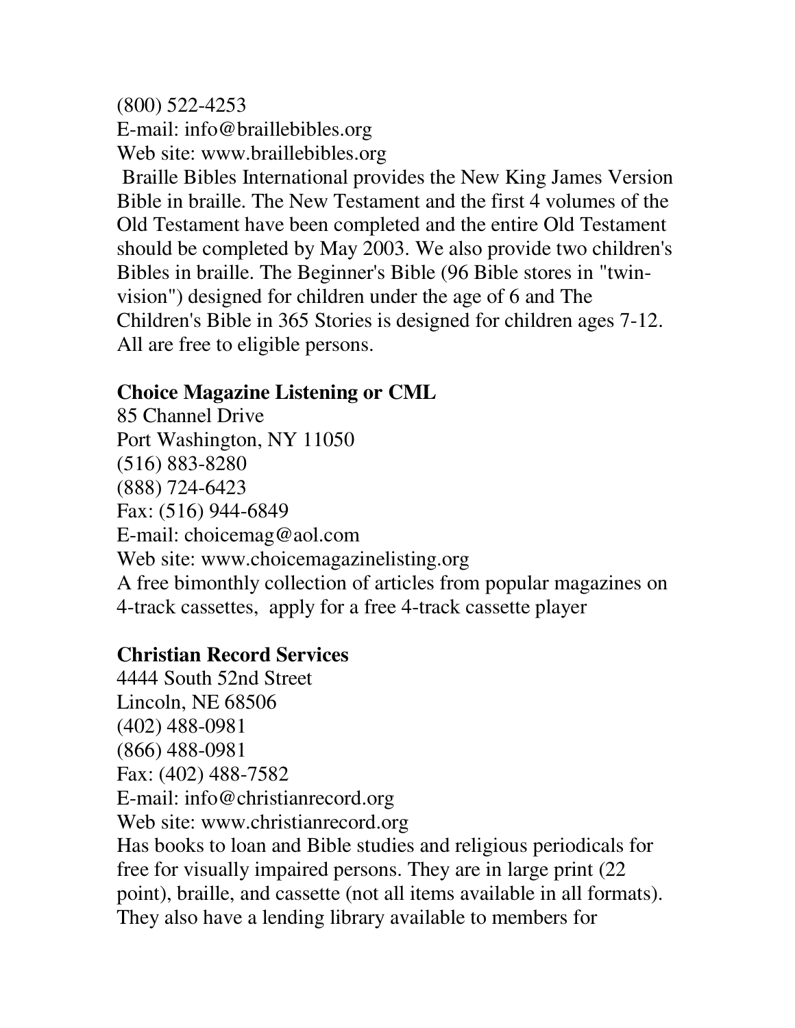(800) 522-4253
E-mail: info@braillebibles.org
Web site: www.braillebibles.org

Braille Bibles International provides the New King James Version Bible in braille. The New Testament and the first 4 volumes of the Old Testament have been completed and the entire Old Testament should be completed by May 2003. We also provide two children's Bibles in braille. The Beginner's Bible (96 Bible stores in "twin-vision") designed for children under the age of 6 and The Children's Bible in 365 Stories is designed for children ages 7-12. All are free to eligible persons.

**Choice Magazine Listening or CML**
85 Channel Drive
Port Washington, NY 11050
(516) 883-8280
(888) 724-6423
Fax: (516) 944-6849
E-mail: choicemag@aol.com
Web site: www.choicemagazinelisting.org
A free bimonthly collection of articles from popular magazines on 4-track cassettes, apply for a free 4-track cassette player

**Christian Record Services**
4444 South 52nd Street
Lincoln, NE 68506
(402) 488-0981
(866) 488-0981
Fax: (402) 488-7582
E-mail: info@christianrecord.org
Web site: www.christianrecord.org
Has books to loan and Bible studies and religious periodicals for free for visually impaired persons. They are in large print (22 point), braille, and cassette (not all items available in all formats). They also have a lending library available to members for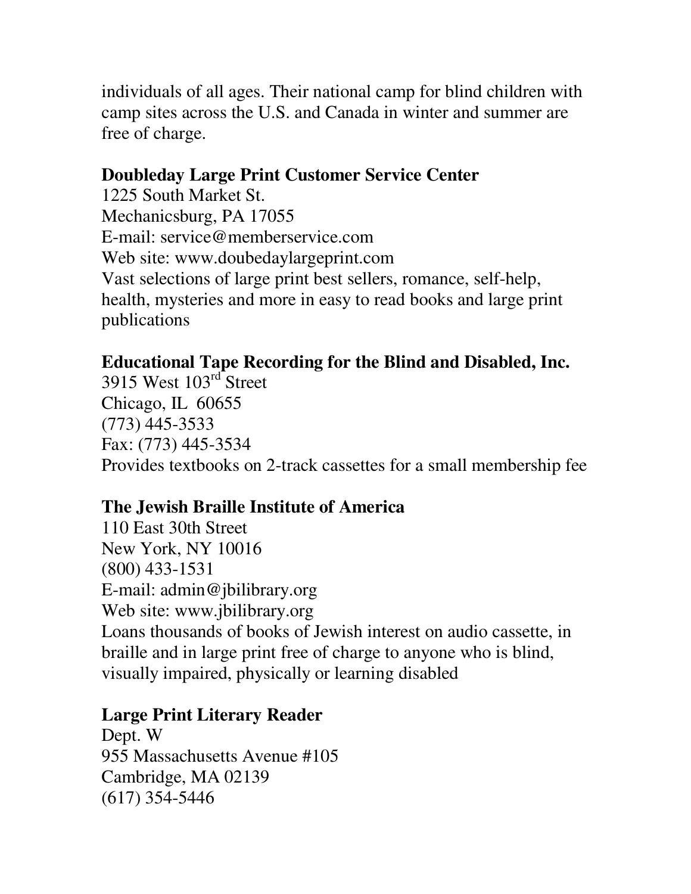individuals of all ages. Their national camp for blind children with camp sites across the U.S. and Canada in winter and summer are free of charge.

**Doubleday Large Print Customer Service Center**
1225 South Market St.
Mechanicsburg, PA 17055
E-mail: service@memberservice.com
Web site: www.doubedaylargeprint.com
Vast selections of large print best sellers, romance, self-help, health, mysteries and more in easy to read books and large print publications

**Educational Tape Recording for the Blind and Disabled, Inc.**
3915 West 103rd Street
Chicago, IL 60655
(773) 445-3533
Fax: (773) 445-3534
Provides textbooks on 2-track cassettes for a small membership fee

**The Jewish Braille Institute of America**
110 East 30th Street
New York, NY 10016
(800) 433-1531
E-mail: admin@jbilibrary.org
Web site: www.jbilibrary.org
Loans thousands of books of Jewish interest on audio cassette, in braille and in large print free of charge to anyone who is blind, visually impaired, physically or learning disabled

**Large Print Literary Reader**
Dept. W
955 Massachusetts Avenue #105
Cambridge, MA 02139
(617) 354-5446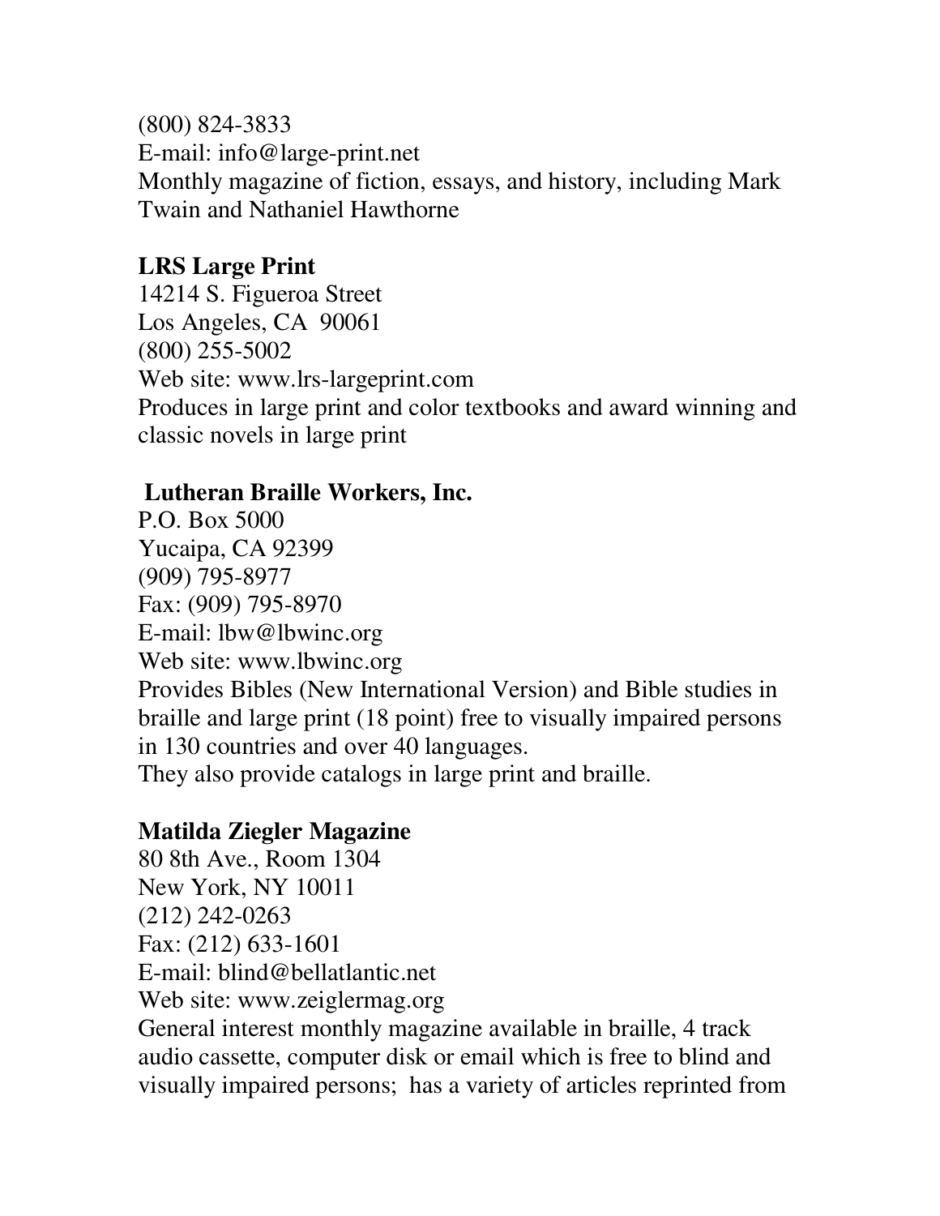(800) 824-3833
E-mail: info@large-print.net
Monthly magazine of fiction, essays, and history, including Mark Twain and Nathaniel Hawthorne

**LRS Large Print**
14214 S. Figueroa Street
Los Angeles, CA 90061
(800) 255-5002
Web site: www.lrs-largeprint.com
Produces in large print and color textbooks and award winning and classic novels in large print

**Lutheran Braille Workers, Inc.**
P.O. Box 5000
Yucaipa, CA 92399
(909) 795-8977
Fax: (909) 795-8970
E-mail: lbw@lbwinc.org
Web site: www.lbwinc.org
Provides Bibles (New International Version) and Bible studies in braille and large print (18 point) free to visually impaired persons in 130 countries and over 40 languages.
They also provide catalogs in large print and braille.

**Matilda Ziegler Magazine**
80 8th Ave., Room 1304
New York, NY 10011
(212) 242-0263
Fax: (212) 633-1601
E-mail: blind@bellatlantic.net
Web site: www.zeiglermag.org
General interest monthly magazine available in braille, 4 track audio cassette, computer disk or email which is free to blind and visually impaired persons; has a variety of articles reprinted from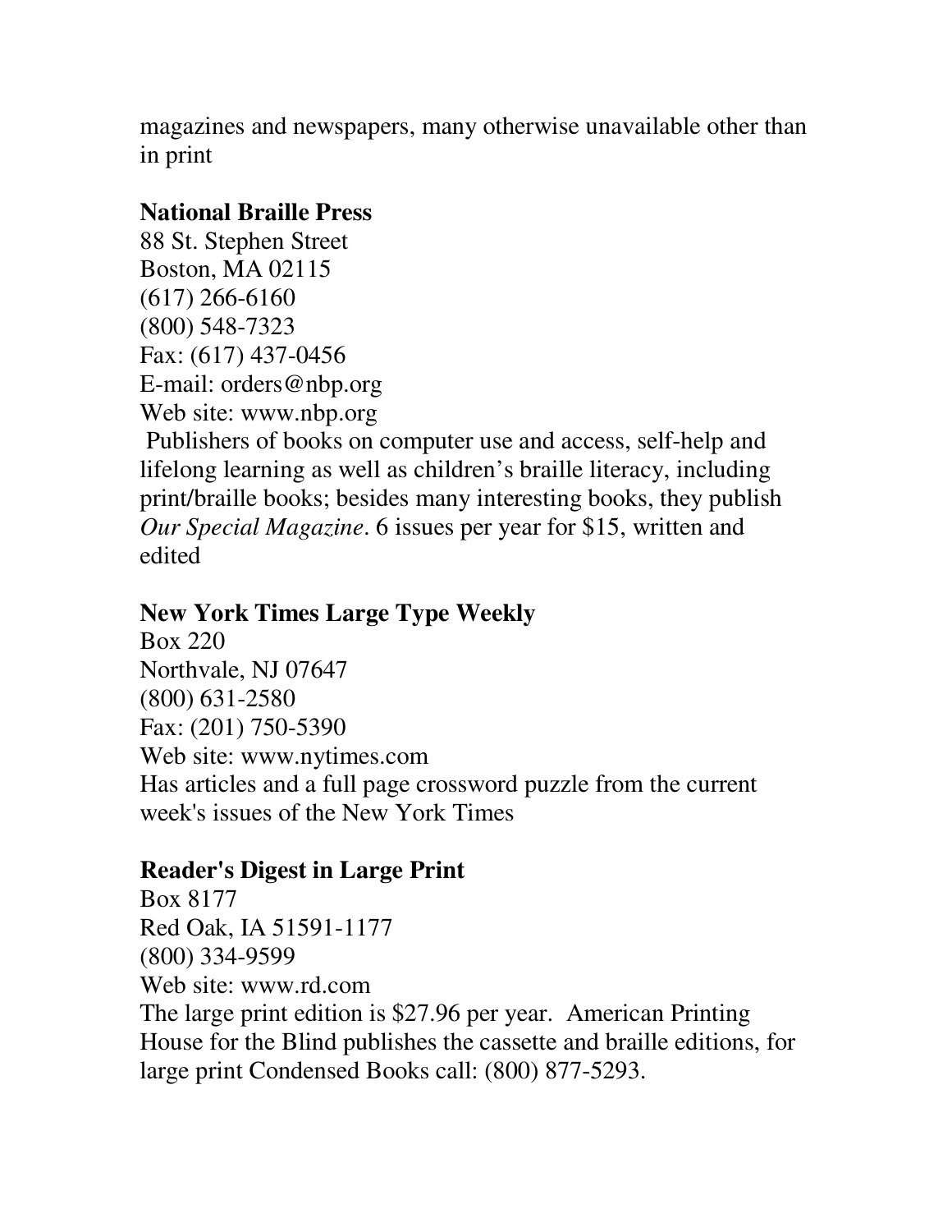magazines and newspapers, many otherwise unavailable other than in print

**National Braille Press**
88 St. Stephen Street
Boston, MA 02115
(617) 266-6160
(800) 548-7323
Fax: (617) 437-0456
E-mail: orders@nbp.org
Web site: www.nbp.org
Publishers of books on computer use and access, self-help and lifelong learning as well as children's braille literacy, including print/braille books; besides many interesting books, they publish *Our Special Magazine*. 6 issues per year for $15, written and edited

**New York Times Large Type Weekly**
Box 220
Northvale, NJ 07647
(800) 631-2580
Fax: (201) 750-5390
Web site: www.nytimes.com
Has articles and a full page crossword puzzle from the current week's issues of the New York Times

**Reader's Digest in Large Print**
Box 8177
Red Oak, IA 51591-1177
(800) 334-9599
Web site: www.rd.com
The large print edition is $27.96 per year. American Printing House for the Blind publishes the cassette and braille editions, for large print Condensed Books call: (800) 877-5293.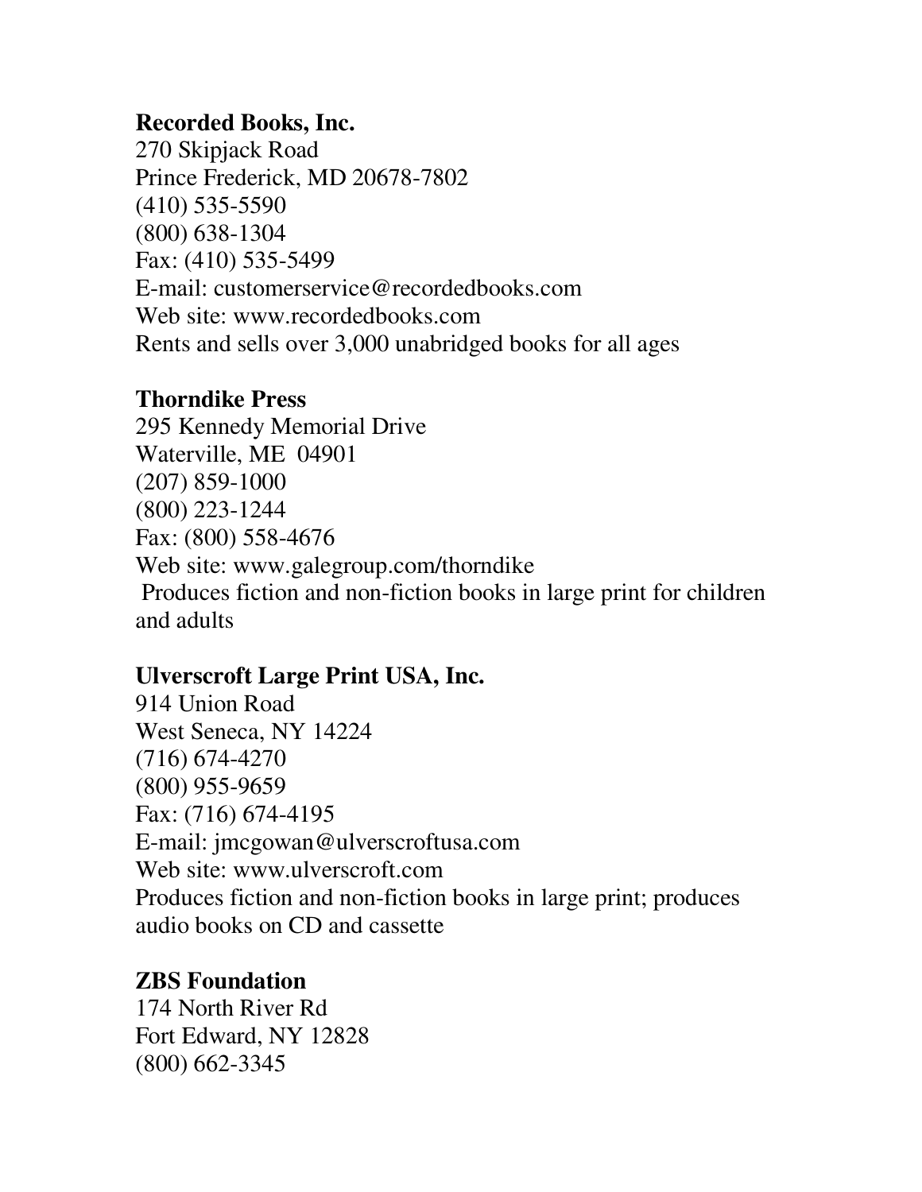**Recorded Books, Inc.**
270 Skipjack Road
Prince Frederick, MD 20678-7802
(410) 535-5590
(800) 638-1304
Fax: (410) 535-5499
E-mail: customerservice@recordedbooks.com
Web site: www.recordedbooks.com
Rents and sells over 3,000 unabridged books for all ages

**Thorndike Press**
295 Kennedy Memorial Drive
Waterville, ME 04901
(207) 859-1000
(800) 223-1244
Fax: (800) 558-4676
Web site: www.galegroup.com/thorndike
Produces fiction and non-fiction books in large print for children and adults

**Ulverscroft Large Print USA, Inc.**
914 Union Road
West Seneca, NY 14224
(716) 674-4270
(800) 955-9659
Fax: (716) 674-4195
E-mail: jmcgowan@ulverscroftusa.com
Web site: www.ulverscroft.com
Produces fiction and non-fiction books in large print; produces audio books on CD and cassette

**ZBS Foundation**
174 North River Rd
Fort Edward, NY 12828
(800) 662-3345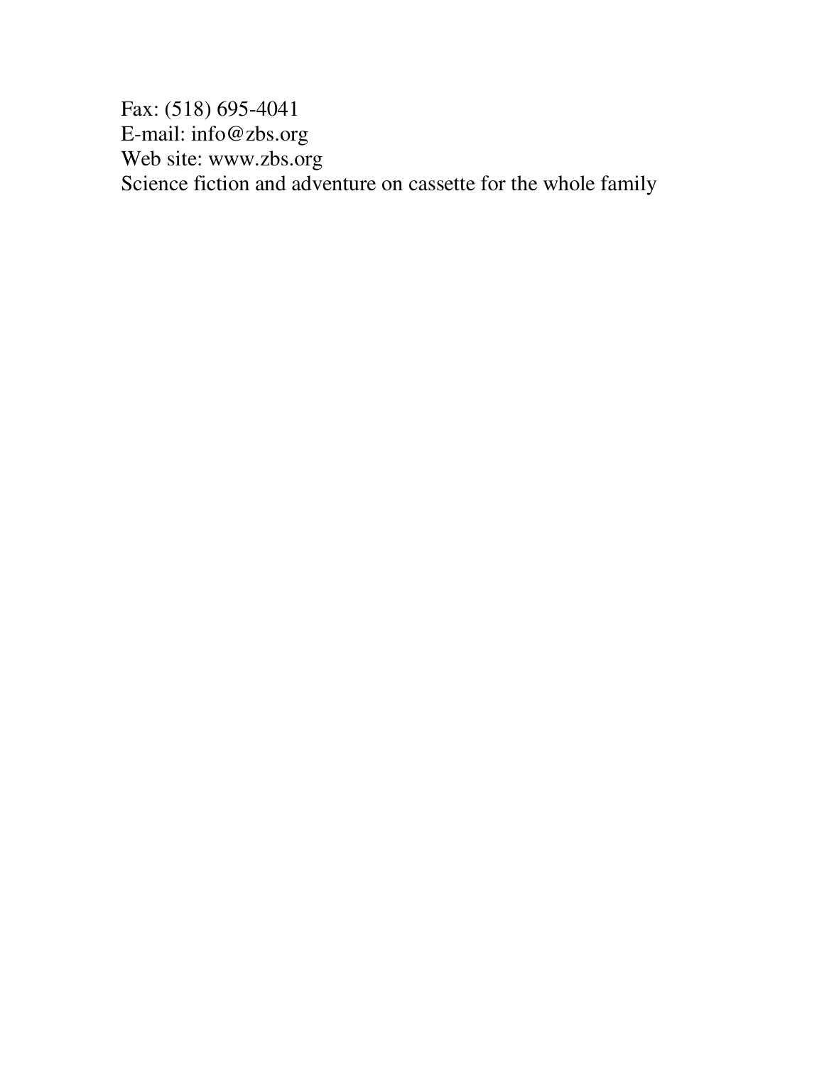Fax: (518) 695-4041
E-mail: info@zbs.org
Web site: www.zbs.org
Science fiction and adventure on cassette for the whole family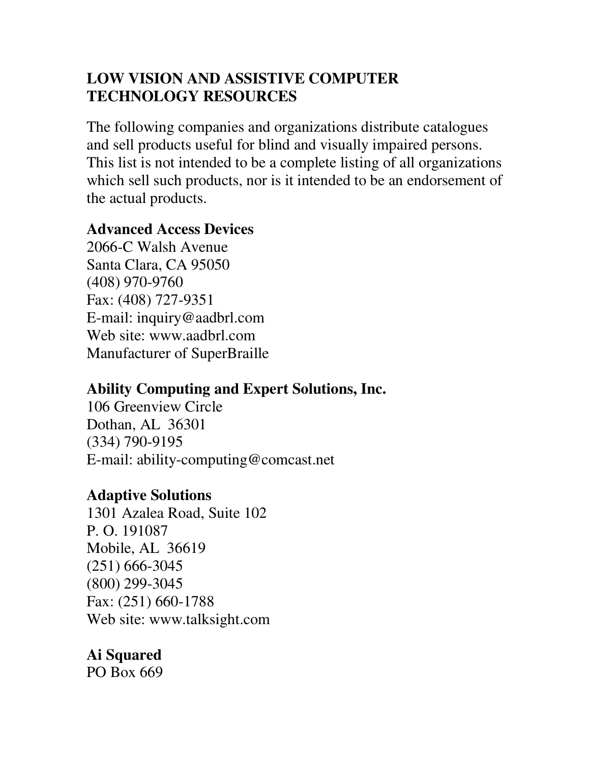## LOW VISION AND ASSISTIVE COMPUTER TECHNOLOGY RESOURCES

The following companies and organizations distribute catalogues and sell products useful for blind and visually impaired persons. This list is not intended to be a complete listing of all organizations which sell such products, nor is it intended to be an endorsement of the actual products.

**Advanced Access Devices**
2066-C Walsh Avenue
Santa Clara, CA 95050
(408) 970-9760
Fax: (408) 727-9351
E-mail: inquiry@aadbrl.com
Web site: www.aadbrl.com
Manufacturer of SuperBraille

**Ability Computing and Expert Solutions, Inc.**
106 Greenview Circle
Dothan, AL 36301
(334) 790-9195
E-mail: ability-computing@comcast.net

**Adaptive Solutions**
1301 Azalea Road, Suite 102
P. O. 191087
Mobile, AL 36619
(251) 666-3045
(800) 299-3045
Fax: (251) 660-1788
Web site: www.talksight.com

**Ai Squared**
PO Box 669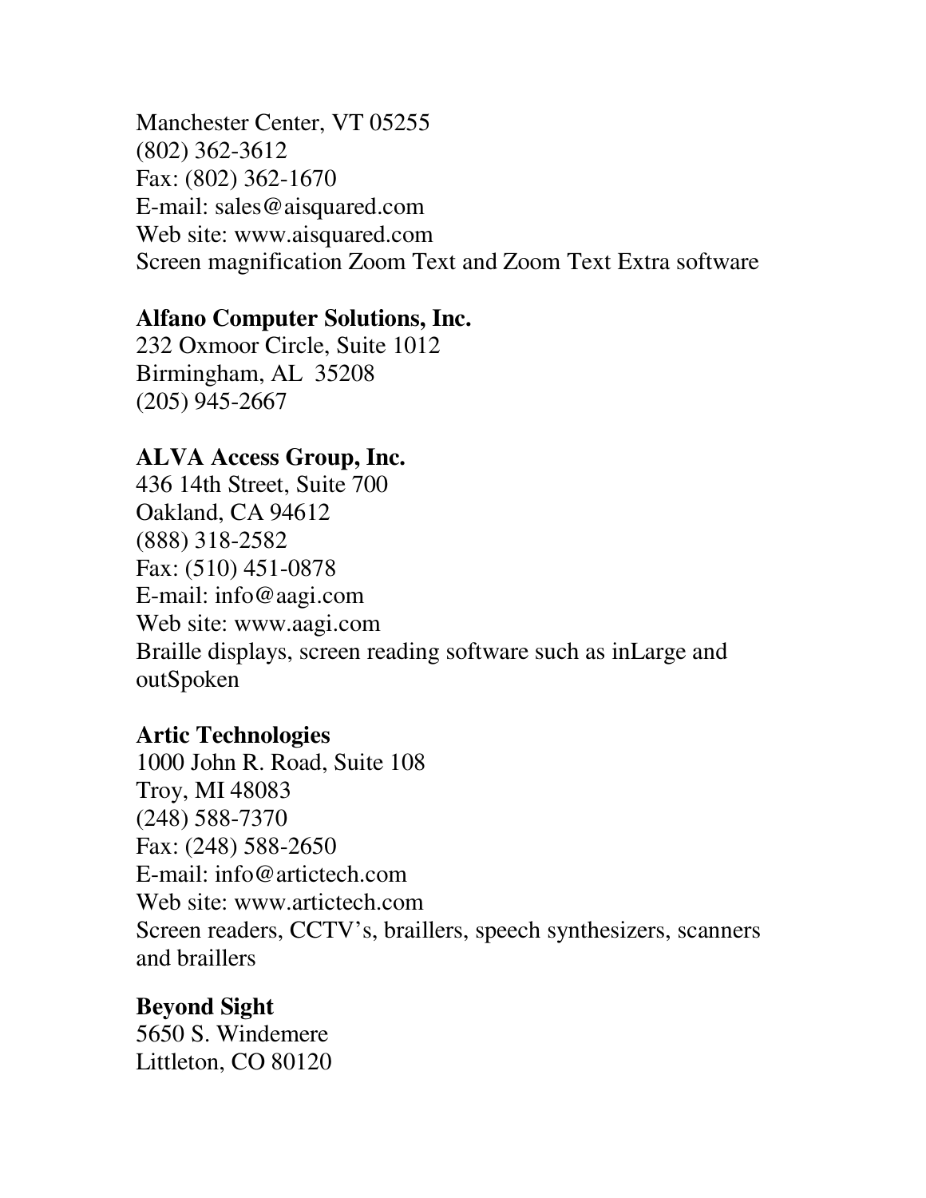Manchester Center, VT 05255
(802) 362-3612
Fax: (802) 362-1670
E-mail: sales@aisquared.com
Web site: www.aisquared.com
Screen magnification Zoom Text and Zoom Text Extra software

**Alfano Computer Solutions, Inc.**
232 Oxmoor Circle, Suite 1012
Birmingham, AL 35208
(205) 945-2667

**ALVA Access Group, Inc.**
436 14th Street, Suite 700
Oakland, CA 94612
(888) 318-2582
Fax: (510) 451-0878
E-mail: info@aagi.com
Web site: www.aagi.com
Braille displays, screen reading software such as inLarge and outSpoken

**Artic Technologies**
1000 John R. Road, Suite 108
Troy, MI 48083
(248) 588-7370
Fax: (248) 588-2650
E-mail: info@artictech.com
Web site: www.artictech.com
Screen readers, CCTV's, braillers, speech synthesizers, scanners and braillers

**Beyond Sight**
5650 S. Windemere
Littleton, CO 80120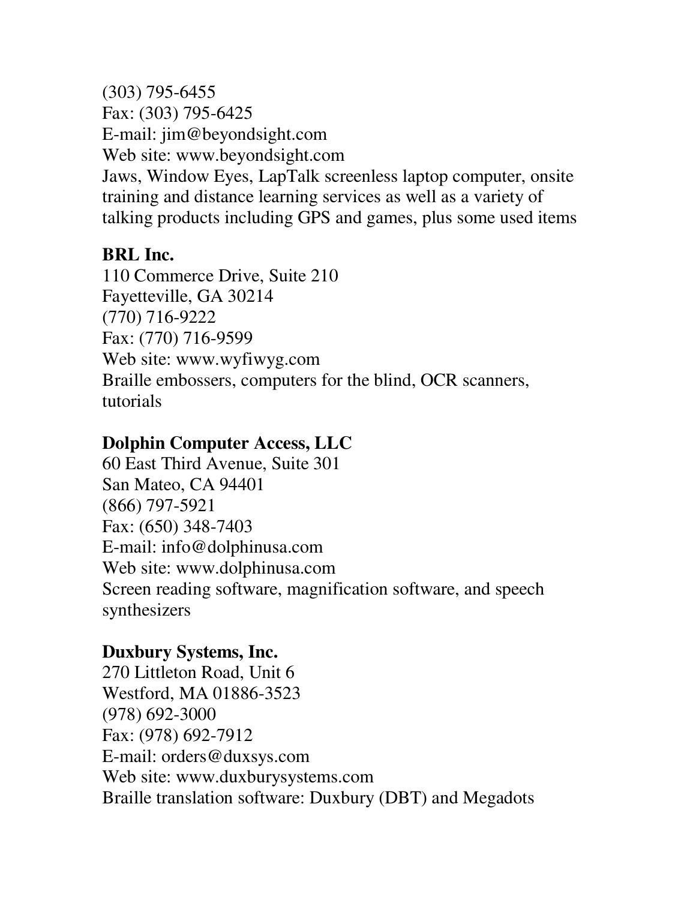(303) 795-6455
Fax: (303) 795-6425
E-mail: jim@beyondsight.com
Web site: www.beyondsight.com
Jaws, Window Eyes, LapTalk screenless laptop computer, onsite training and distance learning services as well as a variety of talking products including GPS and games, plus some used items

**BRL Inc.**
110 Commerce Drive, Suite 210
Fayetteville, GA 30214
(770) 716-9222
Fax: (770) 716-9599
Web site: www.wyfiwyg.com
Braille embossers, computers for the blind, OCR scanners, tutorials

**Dolphin Computer Access, LLC**
60 East Third Avenue, Suite 301
San Mateo, CA 94401
(866) 797-5921
Fax: (650) 348-7403
E-mail: info@dolphinusa.com
Web site: www.dolphinusa.com
Screen reading software, magnification software, and speech synthesizers

**Duxbury Systems, Inc.**
270 Littleton Road, Unit 6
Westford, MA 01886-3523
(978) 692-3000
Fax: (978) 692-7912
E-mail: orders@duxsys.com
Web site: www.duxburysystems.com
Braille translation software: Duxbury (DBT) and Megadots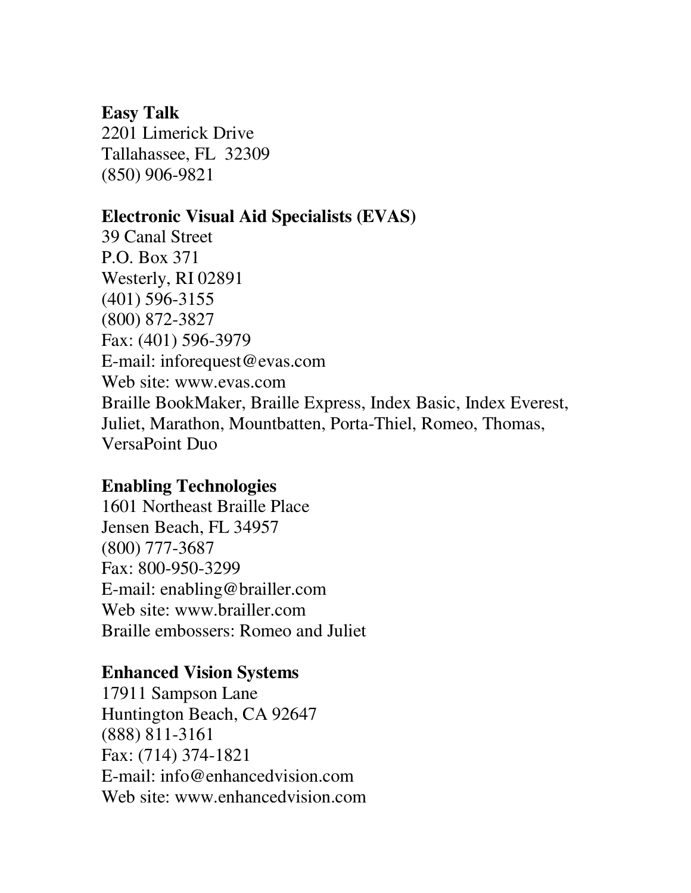**Easy Talk**
2201 Limerick Drive
Tallahassee, FL  32309
(850) 906-9821

**Electronic Visual Aid Specialists (EVAS)**
39 Canal Street
P.O. Box 371
Westerly, RI 02891
(401) 596-3155
(800) 872-3827
Fax: (401) 596-3979
E-mail: inforequest@evas.com
Web site: www.evas.com
Braille BookMaker, Braille Express, Index Basic, Index Everest, Juliet, Marathon, Mountbatten, Porta-Thiel, Romeo, Thomas, VersaPoint Duo

**Enabling Technologies**
1601 Northeast Braille Place
Jensen Beach, FL 34957
(800) 777-3687
Fax: 800-950-3299
E-mail: enabling@brailler.com
Web site: www.brailler.com
Braille embossers: Romeo and Juliet

**Enhanced Vision Systems**
17911 Sampson Lane
Huntington Beach, CA 92647
(888) 811-3161
Fax: (714) 374-1821
E-mail: info@enhancedvision.com
Web site: www.enhancedvision.com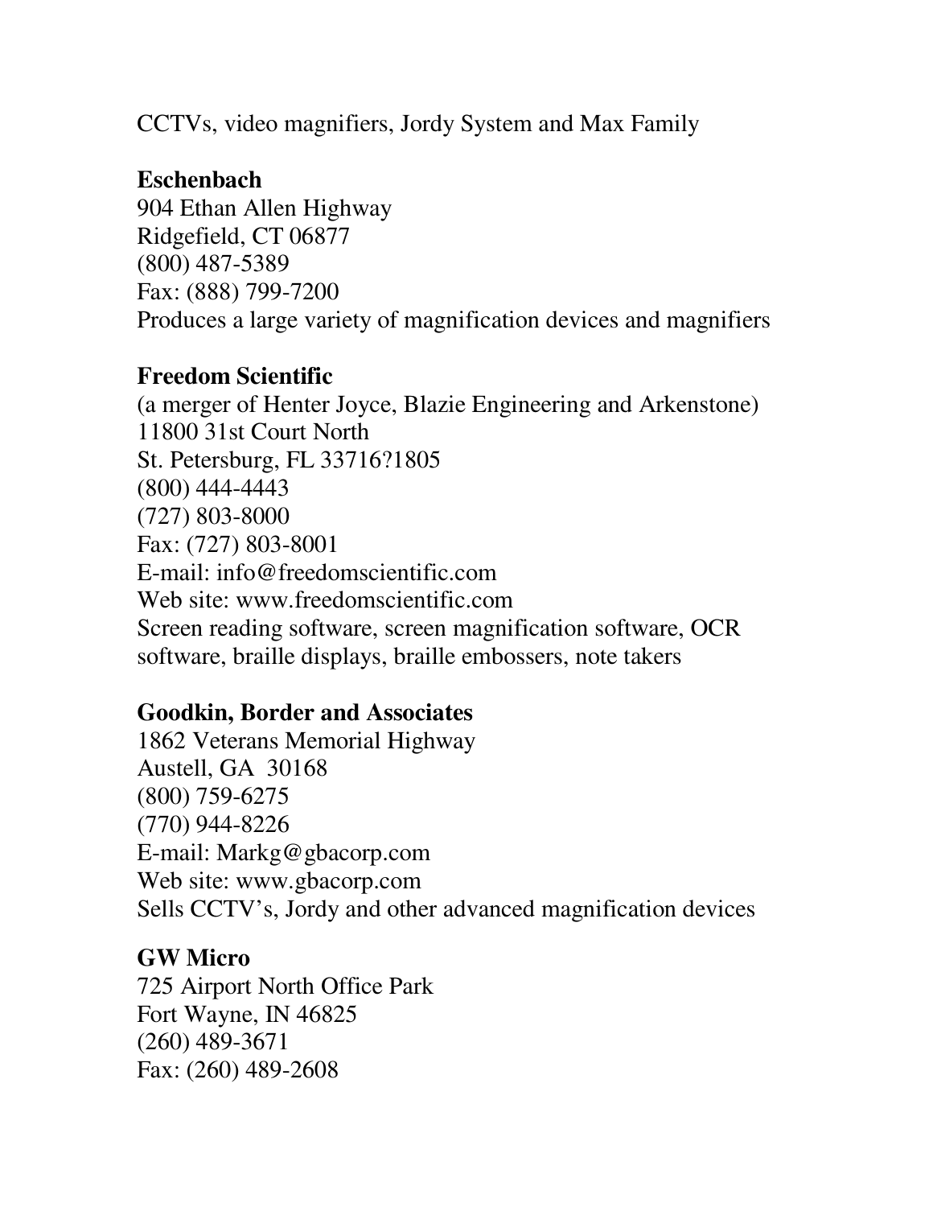CCTVs, video magnifiers, Jordy System and Max Family

**Eschenbach**
904 Ethan Allen Highway
Ridgefield, CT 06877
(800) 487-5389
Fax: (888) 799-7200
Produces a large variety of magnification devices and magnifiers

**Freedom Scientific**
(a merger of Henter Joyce, Blazie Engineering and Arkenstone)
11800 31st Court North
St. Petersburg, FL 33716?1805
(800) 444-4443
(727) 803-8000
Fax: (727) 803-8001
E-mail: info@freedomscientific.com
Web site: www.freedomscientific.com
Screen reading software, screen magnification software, OCR software, braille displays, braille embossers, note takers

**Goodkin, Border and Associates**
1862 Veterans Memorial Highway
Austell, GA 30168
(800) 759-6275
(770) 944-8226
E-mail: Markg@gbacorp.com
Web site: www.gbacorp.com
Sells CCTV's, Jordy and other advanced magnification devices

**GW Micro**
725 Airport North Office Park
Fort Wayne, IN 46825
(260) 489-3671
Fax: (260) 489-2608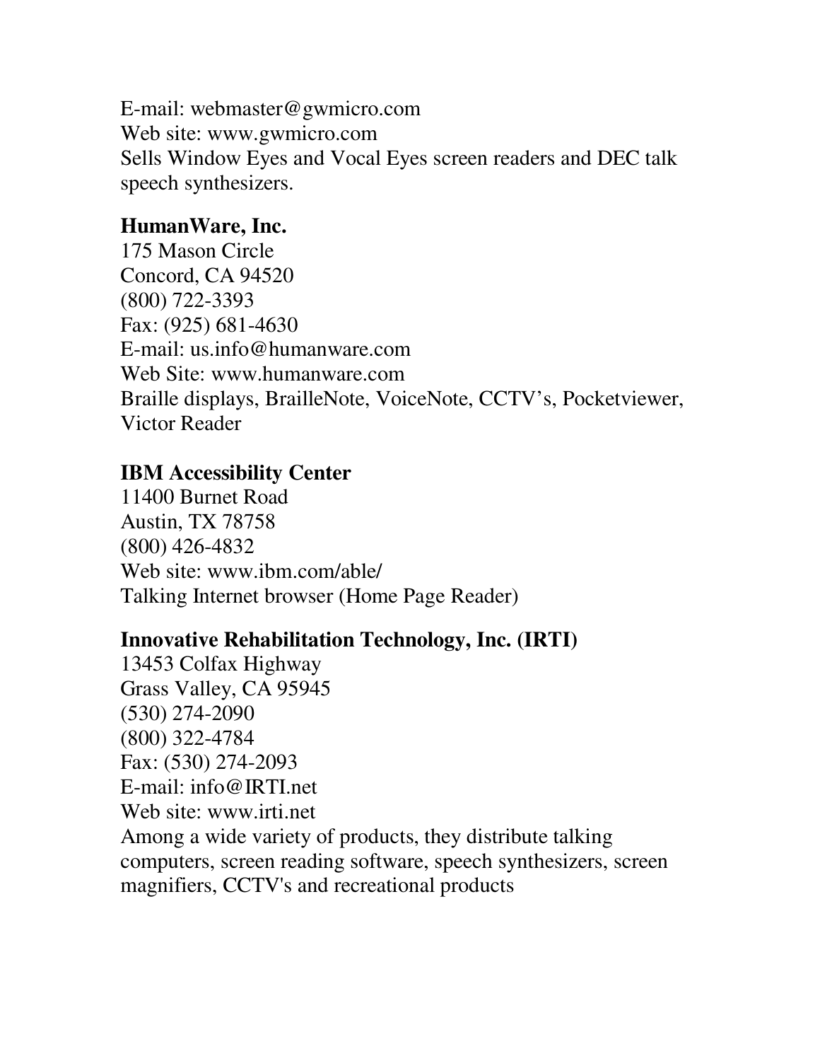E-mail: webmaster@gwmicro.com
Web site: www.gwmicro.com
Sells Window Eyes and Vocal Eyes screen readers and DEC talk speech synthesizers.

**HumanWare, Inc.**
175 Mason Circle
Concord, CA 94520
(800) 722-3393
Fax: (925) 681-4630
E-mail: us.info@humanware.com
Web Site: www.humanware.com
Braille displays, BrailleNote, VoiceNote, CCTV's, Pocketviewer, Victor Reader

**IBM Accessibility Center**
11400 Burnet Road
Austin, TX 78758
(800) 426-4832
Web site: www.ibm.com/able/
Talking Internet browser (Home Page Reader)

**Innovative Rehabilitation Technology, Inc. (IRTI)**
13453 Colfax Highway
Grass Valley, CA 95945
(530) 274-2090
(800) 322-4784
Fax: (530) 274-2093
E-mail: info@IRTI.net
Web site: www.irti.net
Among a wide variety of products, they distribute talking computers, screen reading software, speech synthesizers, screen magnifiers, CCTV's and recreational products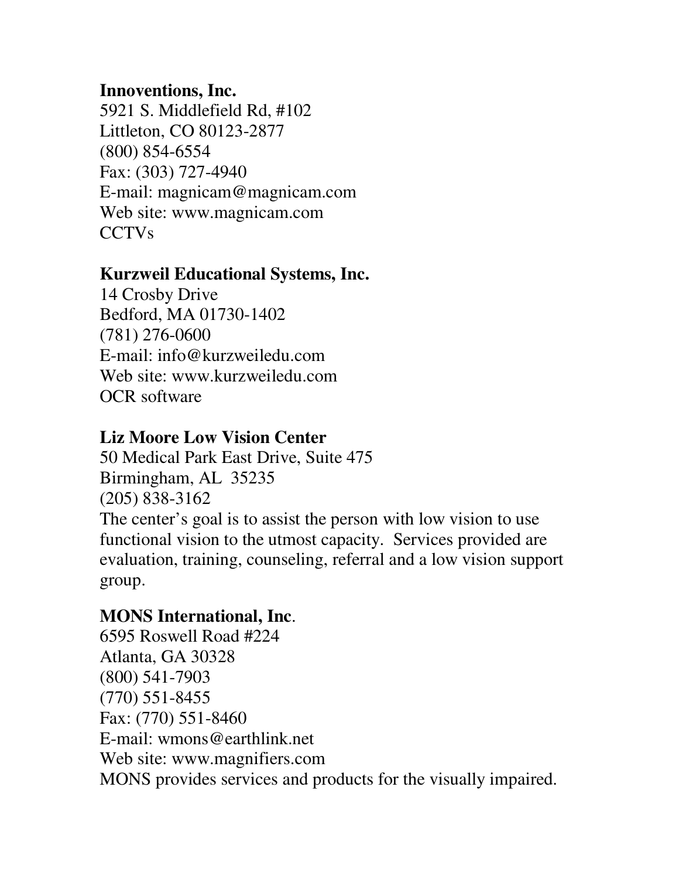**Innoventions, Inc.**
5921 S. Middlefield Rd, #102
Littleton, CO 80123-2877
(800) 854-6554
Fax: (303) 727-4940
E-mail: magnicam@magnicam.com
Web site: www.magnicam.com
CCTVs

**Kurzweil Educational Systems, Inc.**
14 Crosby Drive
Bedford, MA 01730-1402
(781) 276-0600
E-mail: info@kurzweiledu.com
Web site: www.kurzweiledu.com
OCR software

**Liz Moore Low Vision Center**
50 Medical Park East Drive, Suite 475
Birmingham, AL 35235
(205) 838-3162
The center's goal is to assist the person with low vision to use functional vision to the utmost capacity. Services provided are evaluation, training, counseling, referral and a low vision support group.

**MONS International, Inc**.
6595 Roswell Road #224
Atlanta, GA 30328
(800) 541-7903
(770) 551-8455
Fax: (770) 551-8460
E-mail: wmons@earthlink.net
Web site: www.magnifiers.com
MONS provides services and products for the visually impaired.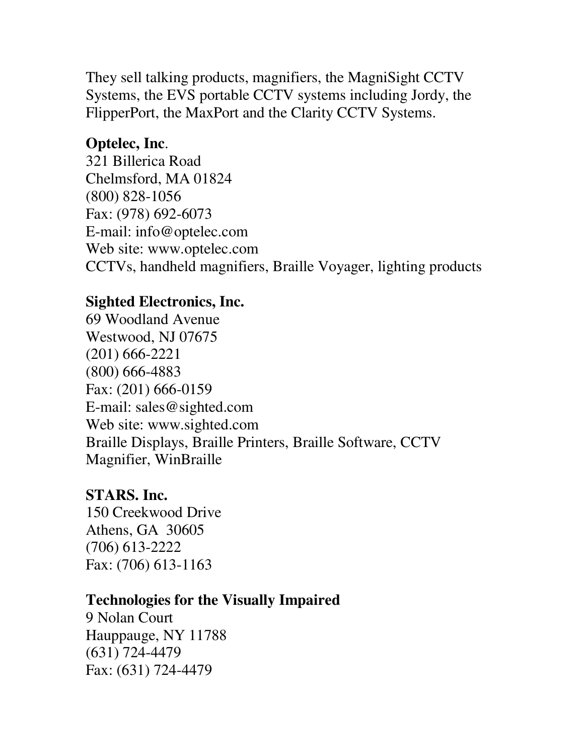They sell talking products, magnifiers, the MagniSight CCTV Systems, the EVS portable CCTV systems including Jordy, the FlipperPort, the MaxPort and the Clarity CCTV Systems.

**Optelec, Inc**.
321 Billerica Road
Chelmsford, MA 01824
(800) 828-1056
Fax: (978) 692-6073
E-mail: info@optelec.com
Web site: www.optelec.com
CCTVs, handheld magnifiers, Braille Voyager, lighting products

**Sighted Electronics, Inc.**
69 Woodland Avenue
Westwood, NJ 07675
(201) 666-2221
(800) 666-4883
Fax: (201) 666-0159
E-mail: sales@sighted.com
Web site: www.sighted.com
Braille Displays, Braille Printers, Braille Software, CCTV Magnifier, WinBraille

**STARS. Inc.**
150 Creekwood Drive
Athens, GA 30605
(706) 613-2222
Fax: (706) 613-1163

**Technologies for the Visually Impaired**
9 Nolan Court
Hauppauge, NY 11788
(631) 724-4479
Fax: (631) 724-4479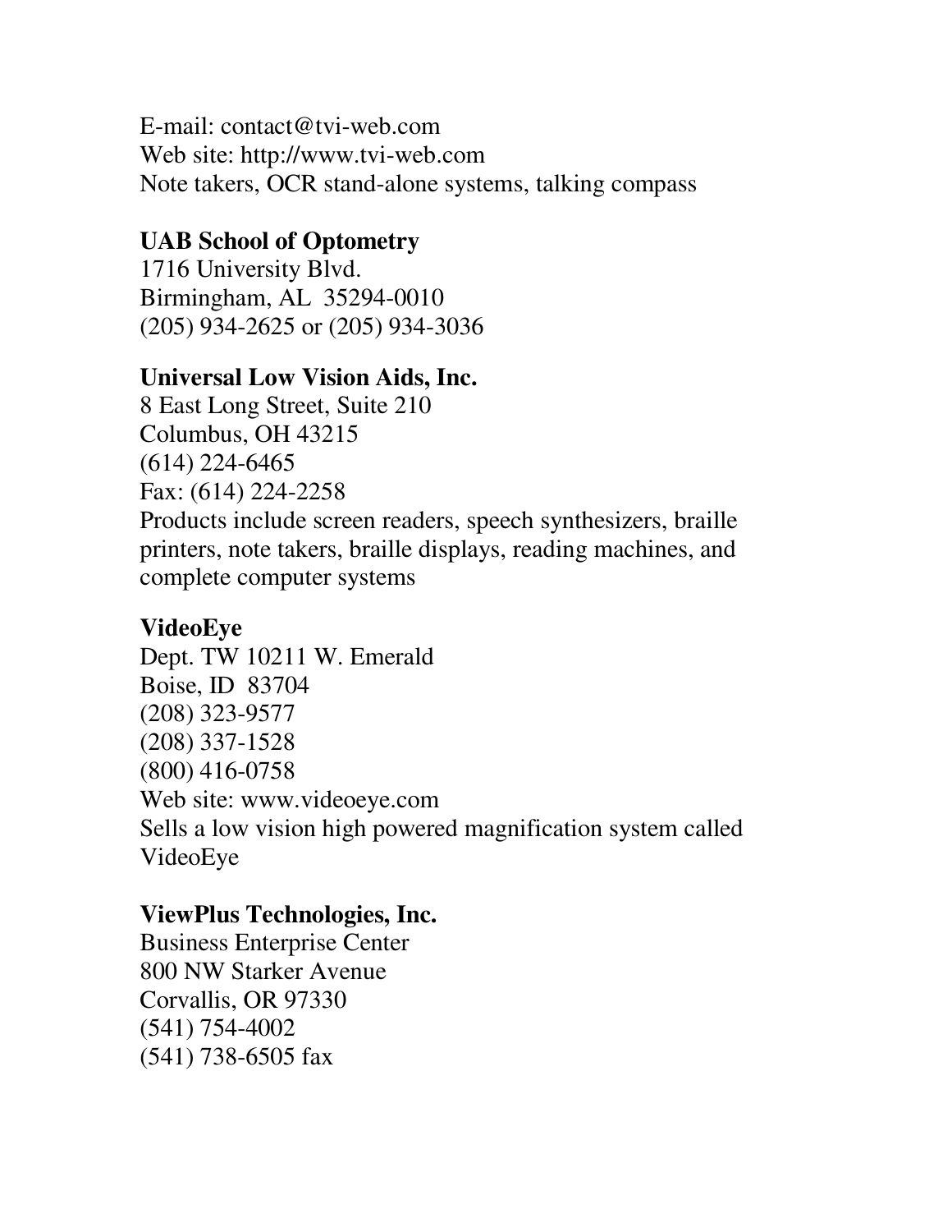E-mail: contact@tvi-web.com
Web site: http://www.tvi-web.com
Note takers, OCR stand-alone systems, talking compass

**UAB School of Optometry**
1716 University Blvd.
Birmingham, AL 35294-0010
(205) 934-2625 or (205) 934-3036

**Universal Low Vision Aids, Inc.**
8 East Long Street, Suite 210
Columbus, OH 43215
(614) 224-6465
Fax: (614) 224-2258
Products include screen readers, speech synthesizers, braille printers, note takers, braille displays, reading machines, and complete computer systems

**VideoEye**
Dept. TW 10211 W. Emerald
Boise, ID 83704
(208) 323-9577
(208) 337-1528
(800) 416-0758
Web site: www.videoeye.com
Sells a low vision high powered magnification system called VideoEye

**ViewPlus Technologies, Inc.**
Business Enterprise Center
800 NW Starker Avenue
Corvallis, OR 97330
(541) 754-4002
(541) 738-6505 fax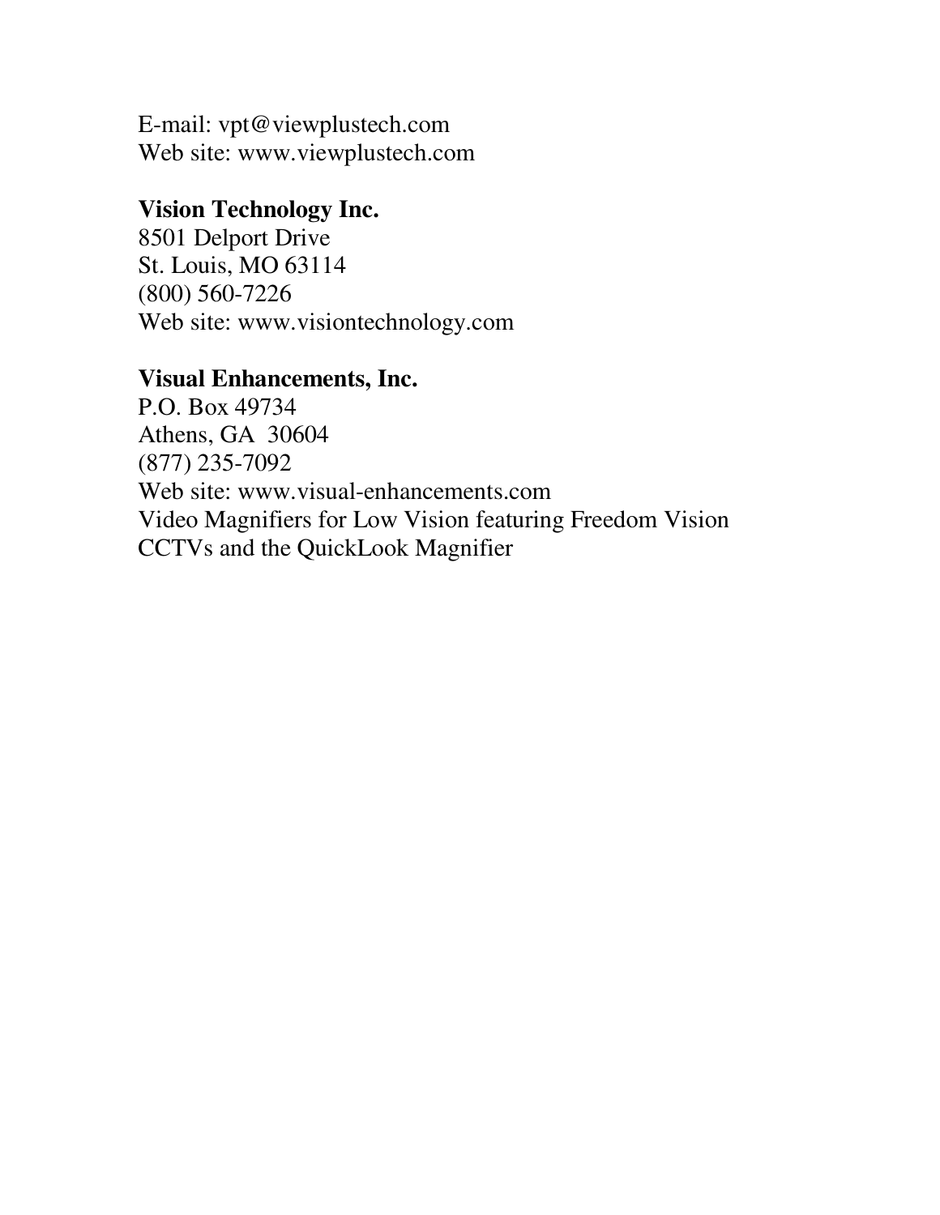E-mail: vpt@viewplustech.com
Web site: www.viewplustech.com

**Vision Technology Inc.**
8501 Delport Drive
St. Louis, MO 63114
(800) 560-7226
Web site: www.visiontechnology.com

**Visual Enhancements, Inc.**
P.O. Box 49734
Athens, GA  30604
(877) 235-7092
Web site: www.visual-enhancements.com
Video Magnifiers for Low Vision featuring Freedom Vision CCTVs and the QuickLook Magnifier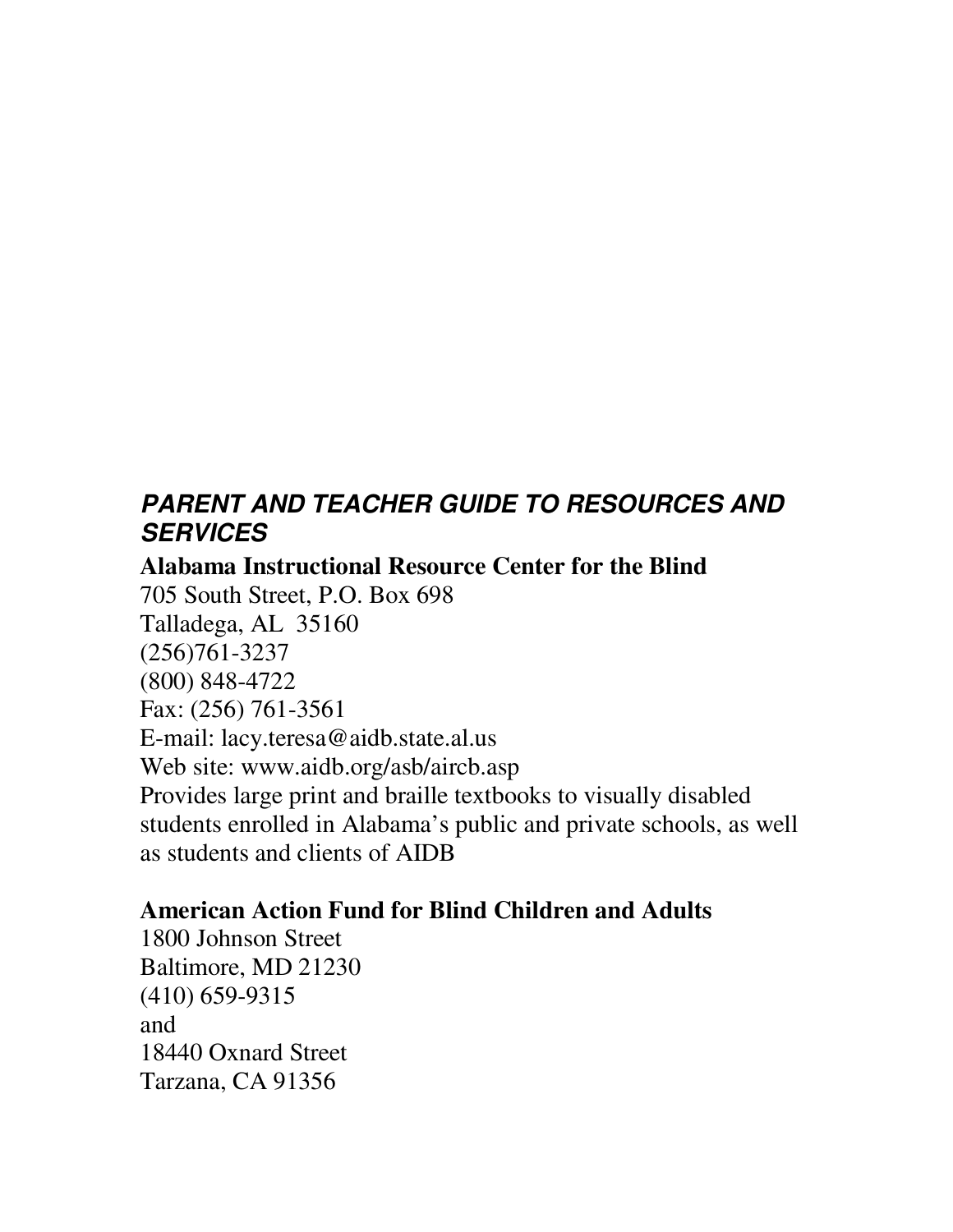## *PARENT AND TEACHER GUIDE TO RESOURCES AND SERVICES*

**Alabama Instructional Resource Center for the Blind**
705 South Street, P.O. Box 698
Talladega, AL 35160
(256)761-3237
(800) 848-4722
Fax: (256) 761-3561
E-mail: lacy.teresa@aidb.state.al.us
Web site: www.aidb.org/asb/aircb.asp
Provides large print and braille textbooks to visually disabled students enrolled in Alabama's public and private schools, as well as students and clients of AIDB

**American Action Fund for Blind Children and Adults**
1800 Johnson Street
Baltimore, MD 21230
(410) 659-9315
and
18440 Oxnard Street
Tarzana, CA 91356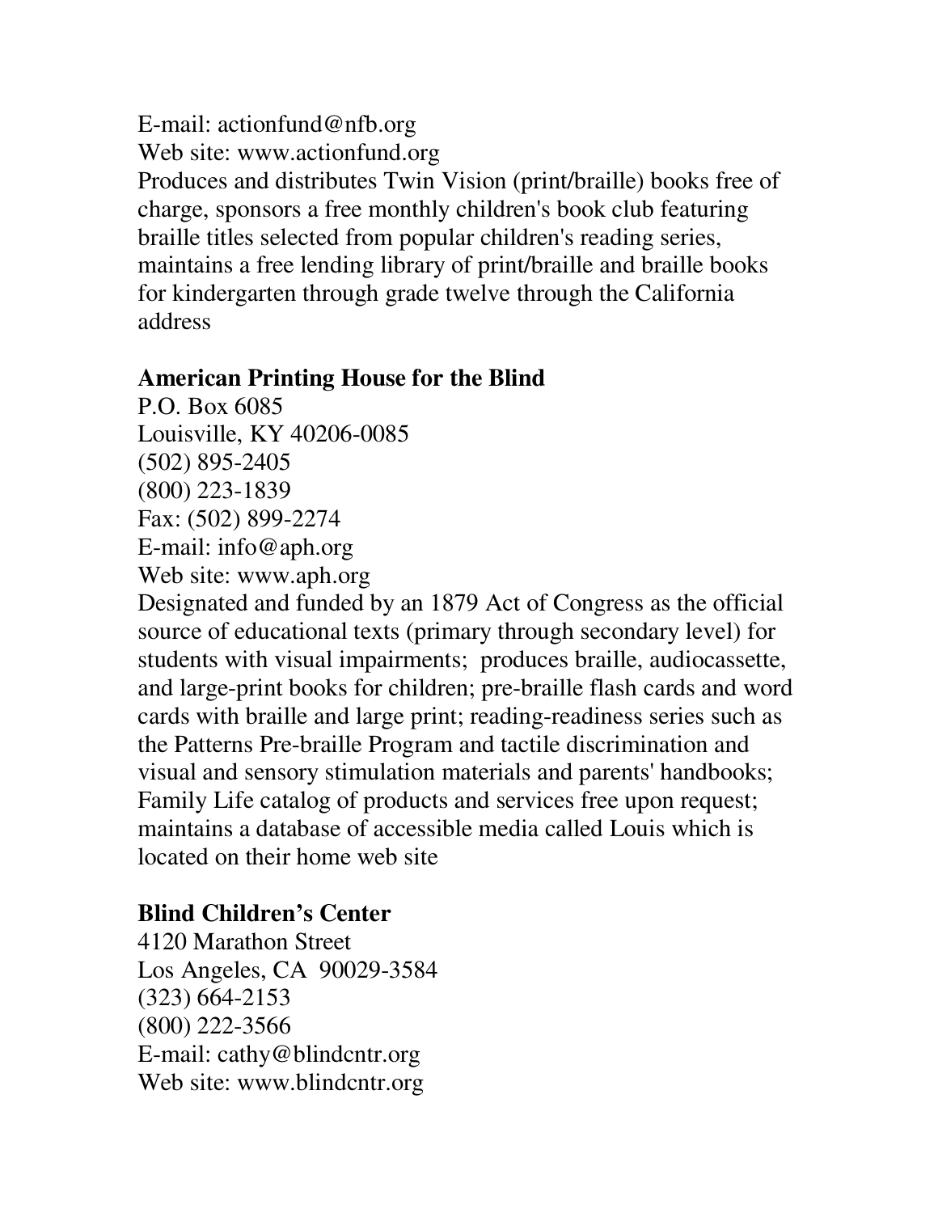E-mail: actionfund@nfb.org
Web site: www.actionfund.org
Produces and distributes Twin Vision (print/braille) books free of charge, sponsors a free monthly children's book club featuring braille titles selected from popular children's reading series, maintains a free lending library of print/braille and braille books for kindergarten through grade twelve through the California address

**American Printing House for the Blind**
P.O. Box 6085
Louisville, KY 40206-0085
(502) 895-2405
(800) 223-1839
Fax: (502) 899-2274
E-mail: info@aph.org
Web site: www.aph.org
Designated and funded by an 1879 Act of Congress as the official source of educational texts (primary through secondary level) for students with visual impairments; produces braille, audiocassette, and large-print books for children; pre-braille flash cards and word cards with braille and large print; reading-readiness series such as the Patterns Pre-braille Program and tactile discrimination and visual and sensory stimulation materials and parents' handbooks; Family Life catalog of products and services free upon request; maintains a database of accessible media called Louis which is located on their home web site

**Blind Children's Center**
4120 Marathon Street
Los Angeles, CA 90029-3584
(323) 664-2153
(800) 222-3566
E-mail: cathy@blindcntr.org
Web site: www.blindcntr.org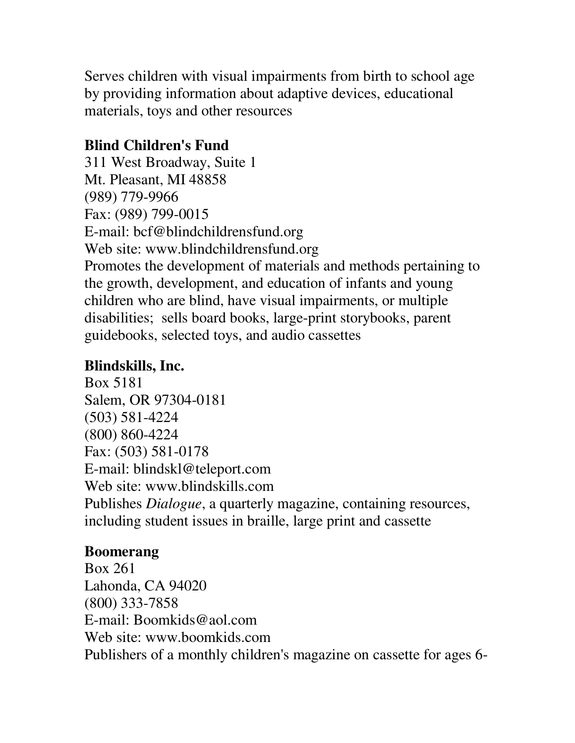Serves children with visual impairments from birth to school age by providing information about adaptive devices, educational materials, toys and other resources

**Blind Children's Fund**
311 West Broadway, Suite 1
Mt. Pleasant, MI 48858
(989) 779-9966
Fax: (989) 799-0015
E-mail: bcf@blindchildrensfund.org
Web site: www.blindchildrensfund.org
Promotes the development of materials and methods pertaining to the growth, development, and education of infants and young children who are blind, have visual impairments, or multiple disabilities; sells board books, large-print storybooks, parent guidebooks, selected toys, and audio cassettes

**Blindskills, Inc.**
Box 5181
Salem, OR 97304-0181
(503) 581-4224
(800) 860-4224
Fax: (503) 581-0178
E-mail: blindskl@teleport.com
Web site: www.blindskills.com
Publishes *Dialogue*, a quarterly magazine, containing resources, including student issues in braille, large print and cassette

**Boomerang**
Box 261
Lahonda, CA 94020
(800) 333-7858
E-mail: Boomkids@aol.com
Web site: www.boomkids.com
Publishers of a monthly children's magazine on cassette for ages 6-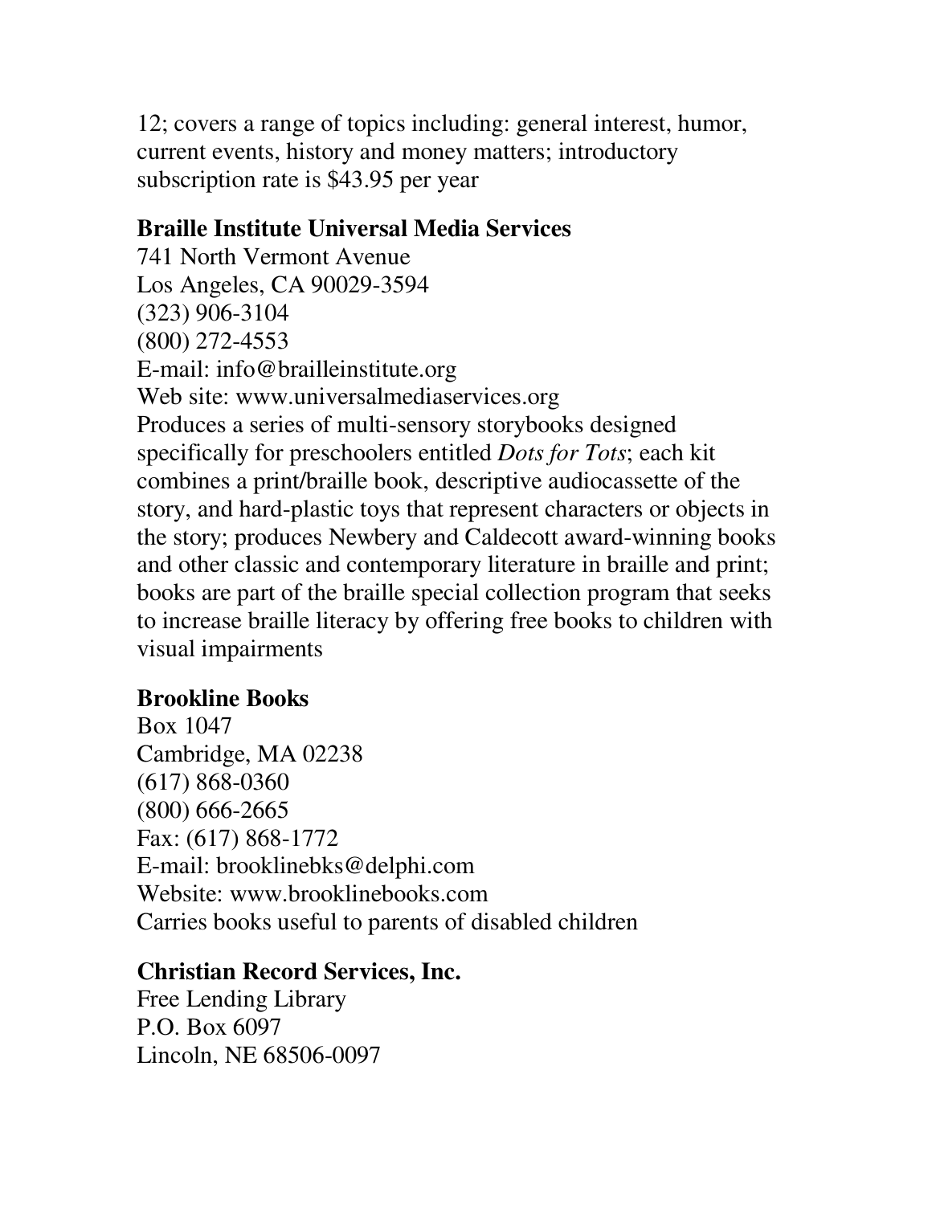12; covers a range of topics including: general interest, humor, current events, history and money matters; introductory subscription rate is $43.95 per year

**Braille Institute Universal Media Services**
741 North Vermont Avenue
Los Angeles, CA 90029-3594
(323) 906-3104
(800) 272-4553
E-mail: info@brailleinstitute.org
Web site: www.universalmediaservices.org
Produces a series of multi-sensory storybooks designed specifically for preschoolers entitled *Dots for Tots*; each kit combines a print/braille book, descriptive audiocassette of the story, and hard-plastic toys that represent characters or objects in the story; produces Newbery and Caldecott award-winning books and other classic and contemporary literature in braille and print; books are part of the braille special collection program that seeks to increase braille literacy by offering free books to children with visual impairments

**Brookline Books**
Box 1047
Cambridge, MA 02238
(617) 868-0360
(800) 666-2665
Fax: (617) 868-1772
E-mail: brooklinebks@delphi.com
Website: www.brooklinebooks.com
Carries books useful to parents of disabled children

**Christian Record Services, Inc.**
Free Lending Library
P.O. Box 6097
Lincoln, NE 68506-0097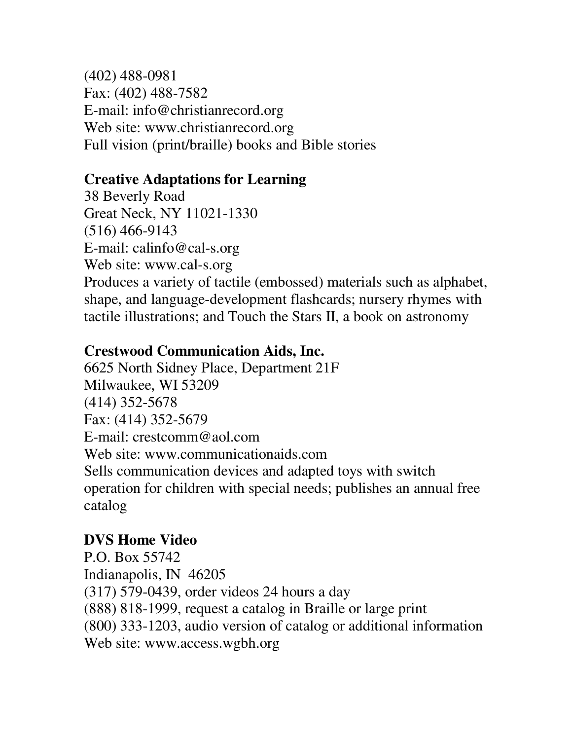(402) 488-0981
Fax: (402) 488-7582
E-mail: info@christianrecord.org
Web site: www.christianrecord.org
Full vision (print/braille) books and Bible stories

**Creative Adaptations for Learning**
38 Beverly Road
Great Neck, NY 11021-1330
(516) 466-9143
E-mail: calinfo@cal-s.org
Web site: www.cal-s.org
Produces a variety of tactile (embossed) materials such as alphabet, shape, and language-development flashcards; nursery rhymes with tactile illustrations; and Touch the Stars II, a book on astronomy

**Crestwood Communication Aids, Inc.**
6625 North Sidney Place, Department 21F
Milwaukee, WI 53209
(414) 352-5678
Fax: (414) 352-5679
E-mail: crestcomm@aol.com
Web site: www.communicationaids.com
Sells communication devices and adapted toys with switch operation for children with special needs; publishes an annual free catalog

**DVS Home Video**
P.O. Box 55742
Indianapolis, IN 46205
(317) 579-0439, order videos 24 hours a day
(888) 818-1999, request a catalog in Braille or large print
(800) 333-1203, audio version of catalog or additional information
Web site: www.access.wgbh.org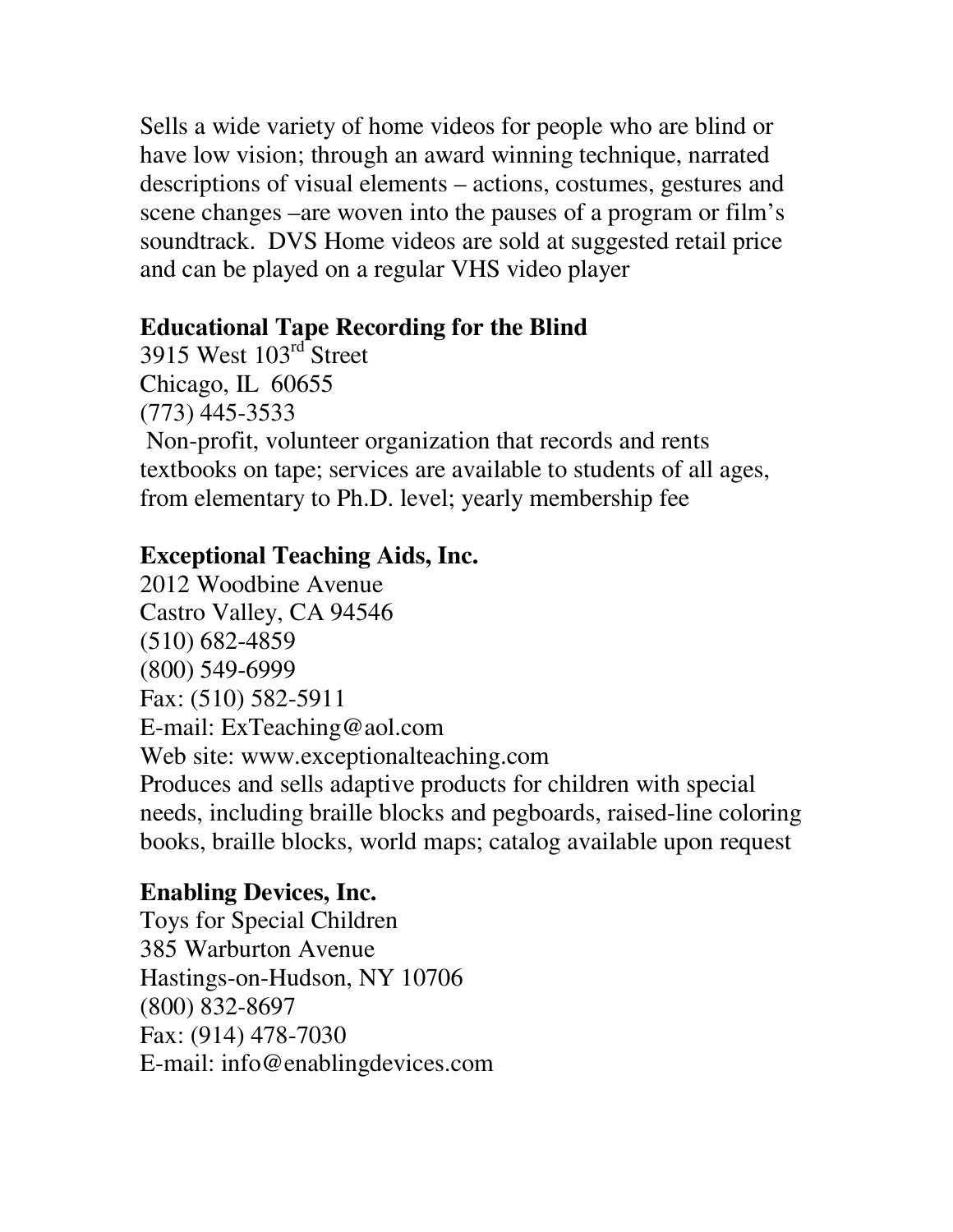Sells a wide variety of home videos for people who are blind or have low vision; through an award winning technique, narrated descriptions of visual elements – actions, costumes, gestures and scene changes –are woven into the pauses of a program or film's soundtrack. DVS Home videos are sold at suggested retail price and can be played on a regular VHS video player

**Educational Tape Recording for the Blind**
3915 West 103rd Street
Chicago, IL 60655
(773) 445-3533
Non-profit, volunteer organization that records and rents textbooks on tape; services are available to students of all ages, from elementary to Ph.D. level; yearly membership fee

**Exceptional Teaching Aids, Inc.**
2012 Woodbine Avenue
Castro Valley, CA 94546
(510) 682-4859
(800) 549-6999
Fax: (510) 582-5911
E-mail: ExTeaching@aol.com
Web site: www.exceptionalteaching.com
Produces and sells adaptive products for children with special needs, including braille blocks and pegboards, raised-line coloring books, braille blocks, world maps; catalog available upon request

**Enabling Devices, Inc.**
Toys for Special Children
385 Warburton Avenue
Hastings-on-Hudson, NY 10706
(800) 832-8697
Fax: (914) 478-7030
E-mail: info@enablingdevices.com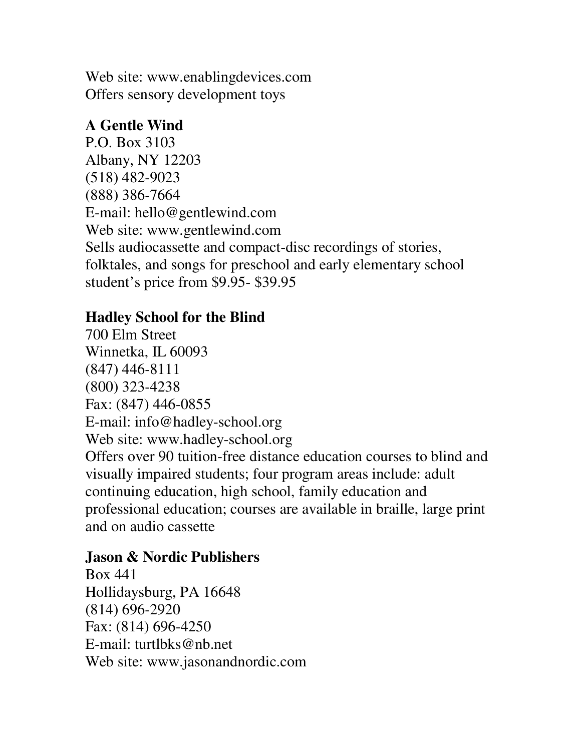Web site: www.enablingdevices.com
Offers sensory development toys

**A Gentle Wind**
P.O. Box 3103
Albany, NY 12203
(518) 482-9023
(888) 386-7664
E-mail: hello@gentlewind.com
Web site: www.gentlewind.com
Sells audiocassette and compact-disc recordings of stories, folktales, and songs for preschool and early elementary school student's price from $9.95- $39.95

**Hadley School for the Blind**
700 Elm Street
Winnetka, IL 60093
(847) 446-8111
(800) 323-4238
Fax: (847) 446-0855
E-mail: info@hadley-school.org
Web site: www.hadley-school.org
Offers over 90 tuition-free distance education courses to blind and visually impaired students; four program areas include: adult continuing education, high school, family education and professional education; courses are available in braille, large print and on audio cassette

**Jason & Nordic Publishers**
Box 441
Hollidaysburg, PA 16648
(814) 696-2920
Fax: (814) 696-4250
E-mail: turtlbks@nb.net
Web site: www.jasonandnordic.com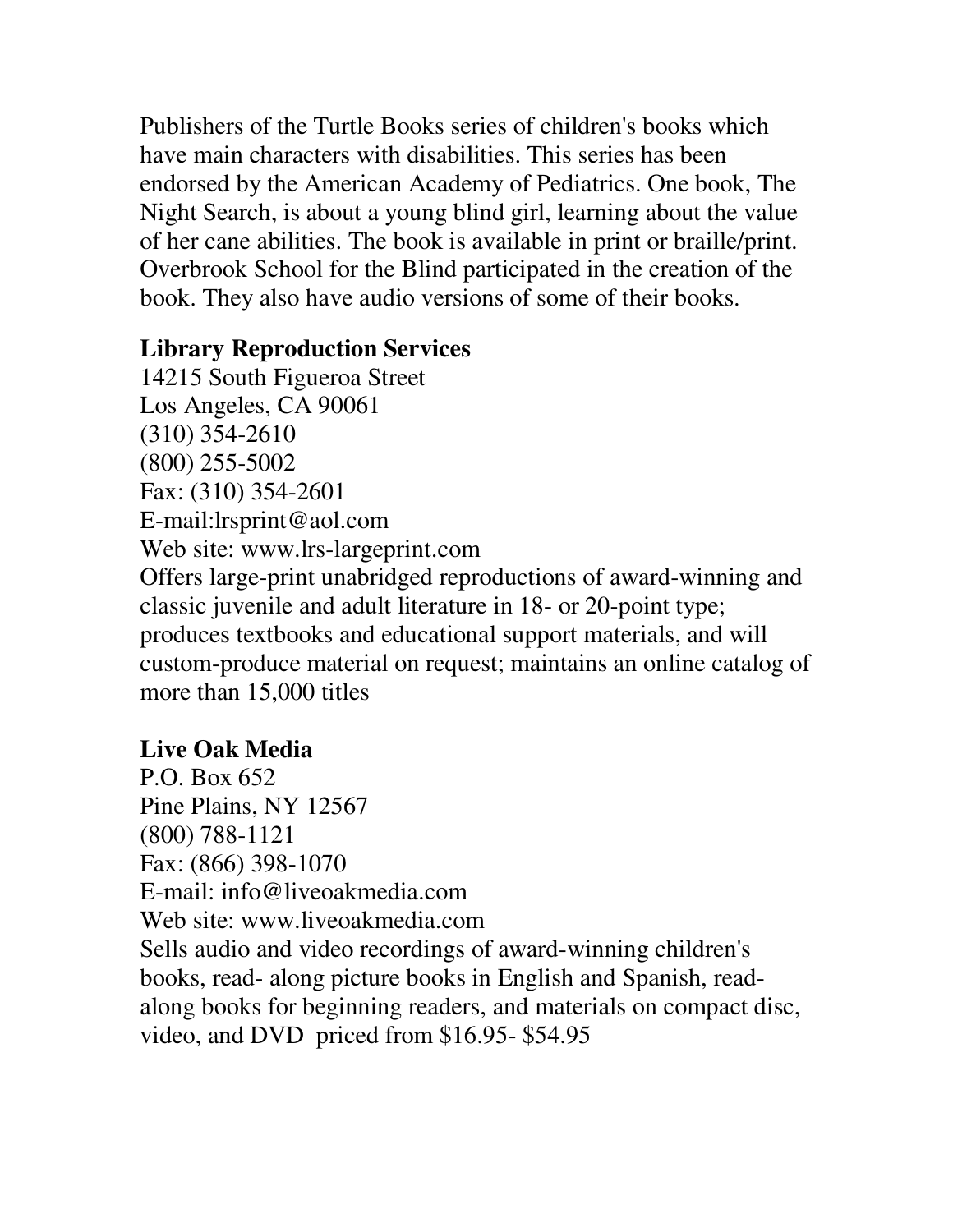Publishers of the Turtle Books series of children's books which have main characters with disabilities. This series has been endorsed by the American Academy of Pediatrics. One book, The Night Search, is about a young blind girl, learning about the value of her cane abilities. The book is available in print or braille/print. Overbrook School for the Blind participated in the creation of the book. They also have audio versions of some of their books.

**Library Reproduction Services**
14215 South Figueroa Street
Los Angeles, CA 90061
(310) 354-2610
(800) 255-5002
Fax: (310) 354-2601
E-mail:lrsprint@aol.com
Web site: www.lrs-largeprint.com
Offers large-print unabridged reproductions of award-winning and classic juvenile and adult literature in 18- or 20-point type; produces textbooks and educational support materials, and will custom-produce material on request; maintains an online catalog of more than 15,000 titles

**Live Oak Media**
P.O. Box 652
Pine Plains, NY 12567
(800) 788-1121
Fax: (866) 398-1070
E-mail: info@liveoakmedia.com
Web site: www.liveoakmedia.com
Sells audio and video recordings of award-winning children's books, read- along picture books in English and Spanish, read-along books for beginning readers, and materials on compact disc, video, and DVD priced from $16.95- $54.95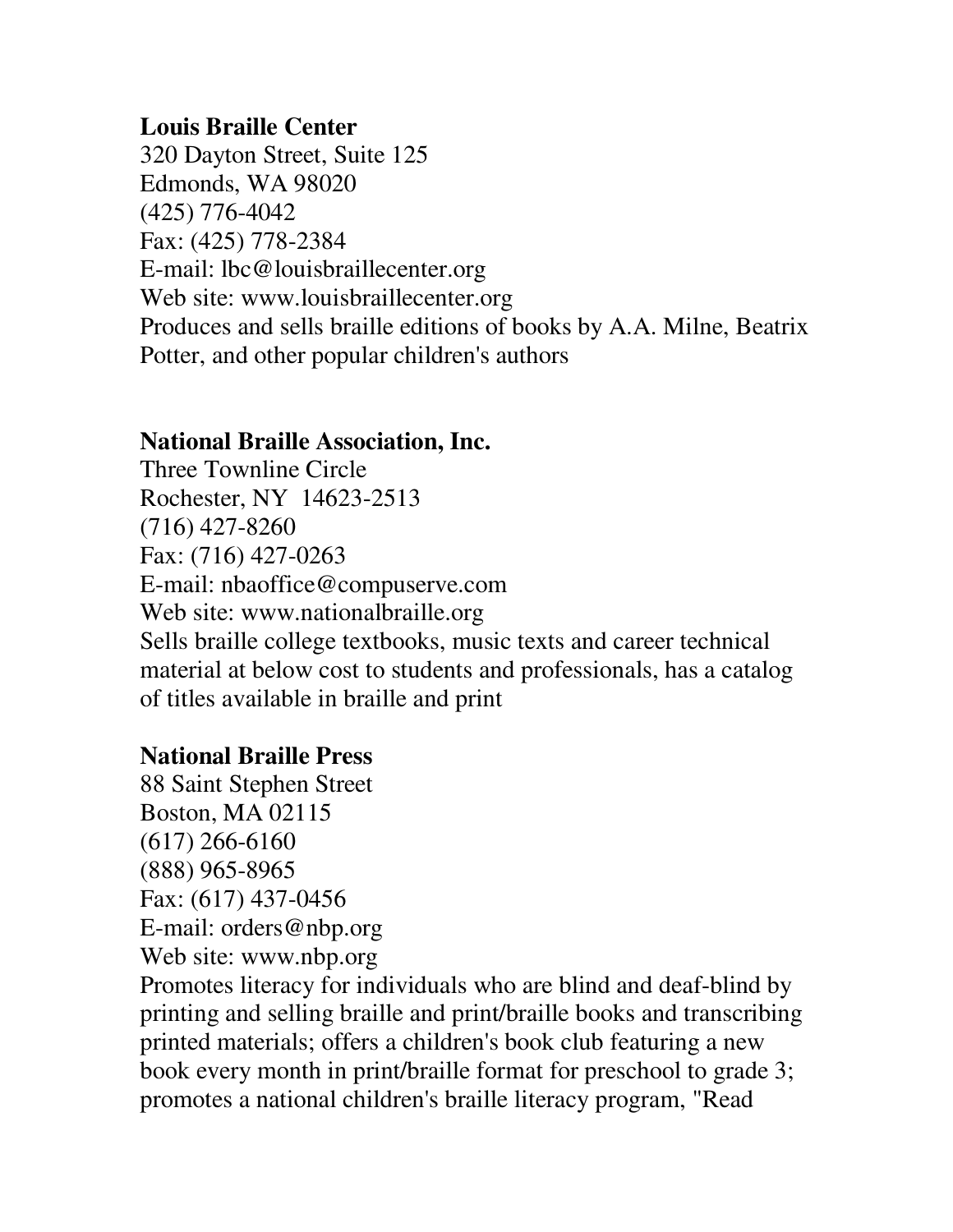**Louis Braille Center**
320 Dayton Street, Suite 125
Edmonds, WA 98020
(425) 776-4042
Fax: (425) 778-2384
E-mail: lbc@louisbraillecenter.org
Web site: www.louisbraillecenter.org
Produces and sells braille editions of books by A.A. Milne, Beatrix Potter, and other popular children's authors

**National Braille Association, Inc.**
Three Townline Circle
Rochester, NY 14623-2513
(716) 427-8260
Fax: (716) 427-0263
E-mail: nbaoffice@compuserve.com
Web site: www.nationalbraille.org
Sells braille college textbooks, music texts and career technical material at below cost to students and professionals, has a catalog of titles available in braille and print

**National Braille Press**
88 Saint Stephen Street
Boston, MA 02115
(617) 266-6160
(888) 965-8965
Fax: (617) 437-0456
E-mail: orders@nbp.org
Web site: www.nbp.org
Promotes literacy for individuals who are blind and deaf-blind by printing and selling braille and print/braille books and transcribing printed materials; offers a children's book club featuring a new book every month in print/braille format for preschool to grade 3; promotes a national children's braille literacy program, "Read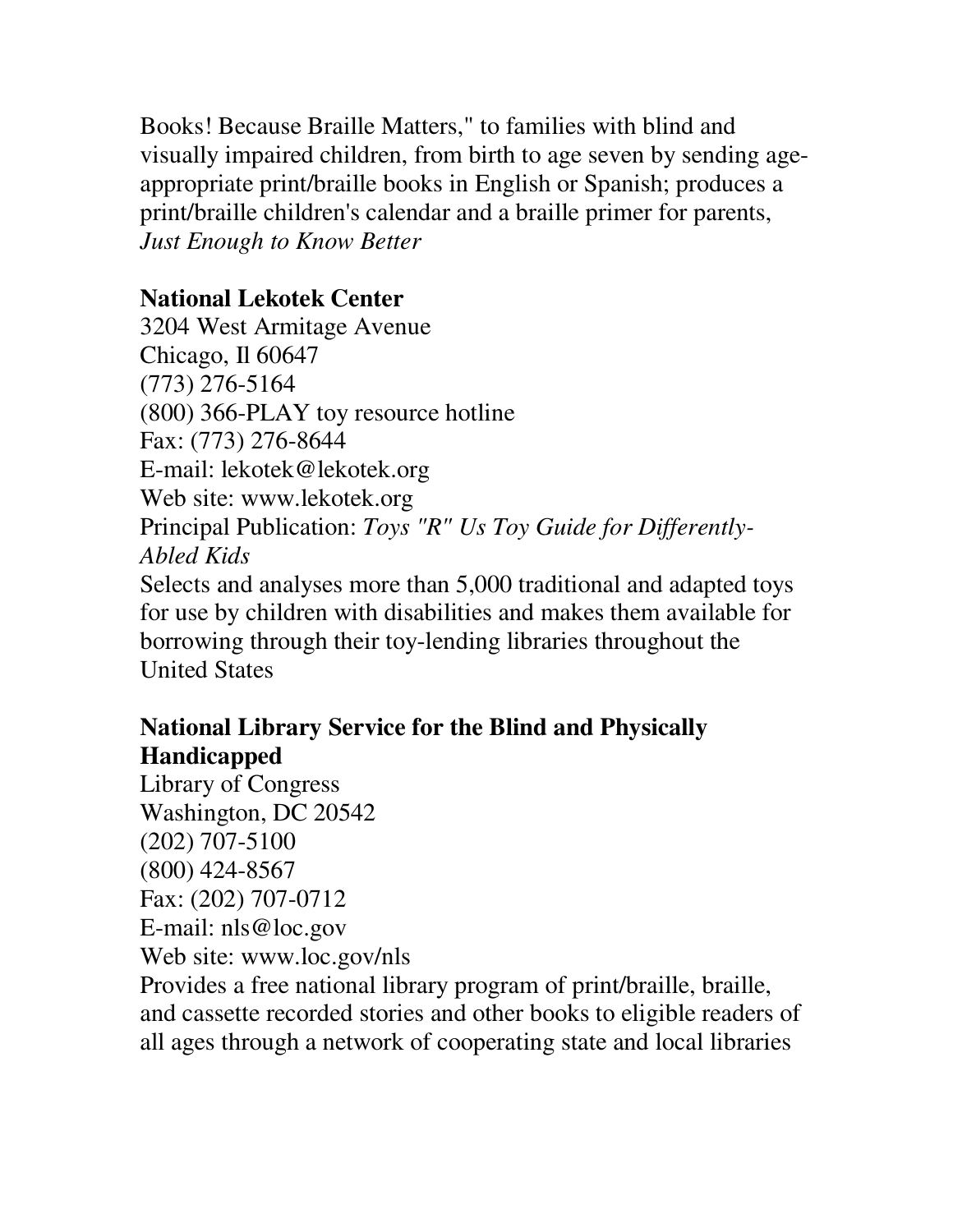Books! Because Braille Matters," to families with blind and visually impaired children, from birth to age seven by sending age-appropriate print/braille books in English or Spanish; produces a print/braille children's calendar and a braille primer for parents, *Just Enough to Know Better*

**National Lekotek Center**
3204 West Armitage Avenue
Chicago, Il 60647
(773) 276-5164
(800) 366-PLAY toy resource hotline
Fax: (773) 276-8644
E-mail: lekotek@lekotek.org
Web site: www.lekotek.org
Principal Publication: *Toys "R" Us Toy Guide for Differently-Abled Kids*
Selects and analyses more than 5,000 traditional and adapted toys for use by children with disabilities and makes them available for borrowing through their toy-lending libraries throughout the United States

**National Library Service for the Blind and Physically Handicapped**
Library of Congress
Washington, DC 20542
(202) 707-5100
(800) 424-8567
Fax: (202) 707-0712
E-mail: nls@loc.gov
Web site: www.loc.gov/nls
Provides a free national library program of print/braille, braille, and cassette recorded stories and other books to eligible readers of all ages through a network of cooperating state and local libraries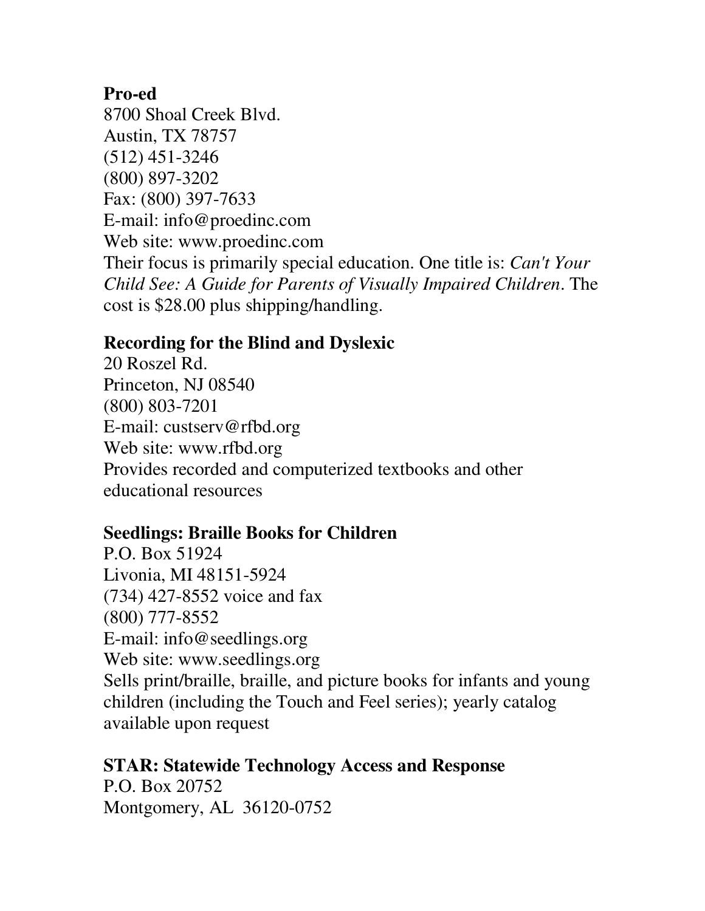**Pro-ed**
8700 Shoal Creek Blvd.
Austin, TX 78757
(512) 451-3246
(800) 897-3202
Fax: (800) 397-7633
E-mail: info@proedinc.com
Web site: www.proedinc.com
Their focus is primarily special education. One title is: *Can't Your Child See: A Guide for Parents of Visually Impaired Children*. The cost is $28.00 plus shipping/handling.

**Recording for the Blind and Dyslexic**
20 Roszel Rd.
Princeton, NJ 08540
(800) 803-7201
E-mail: custserv@rfbd.org
Web site: www.rfbd.org
Provides recorded and computerized textbooks and other educational resources

**Seedlings: Braille Books for Children**
P.O. Box 51924
Livonia, MI 48151-5924
(734) 427-8552 voice and fax
(800) 777-8552
E-mail: info@seedlings.org
Web site: www.seedlings.org
Sells print/braille, braille, and picture books for infants and young children (including the Touch and Feel series); yearly catalog available upon request

**STAR: Statewide Technology Access and Response**
P.O. Box 20752
Montgomery, AL 36120-0752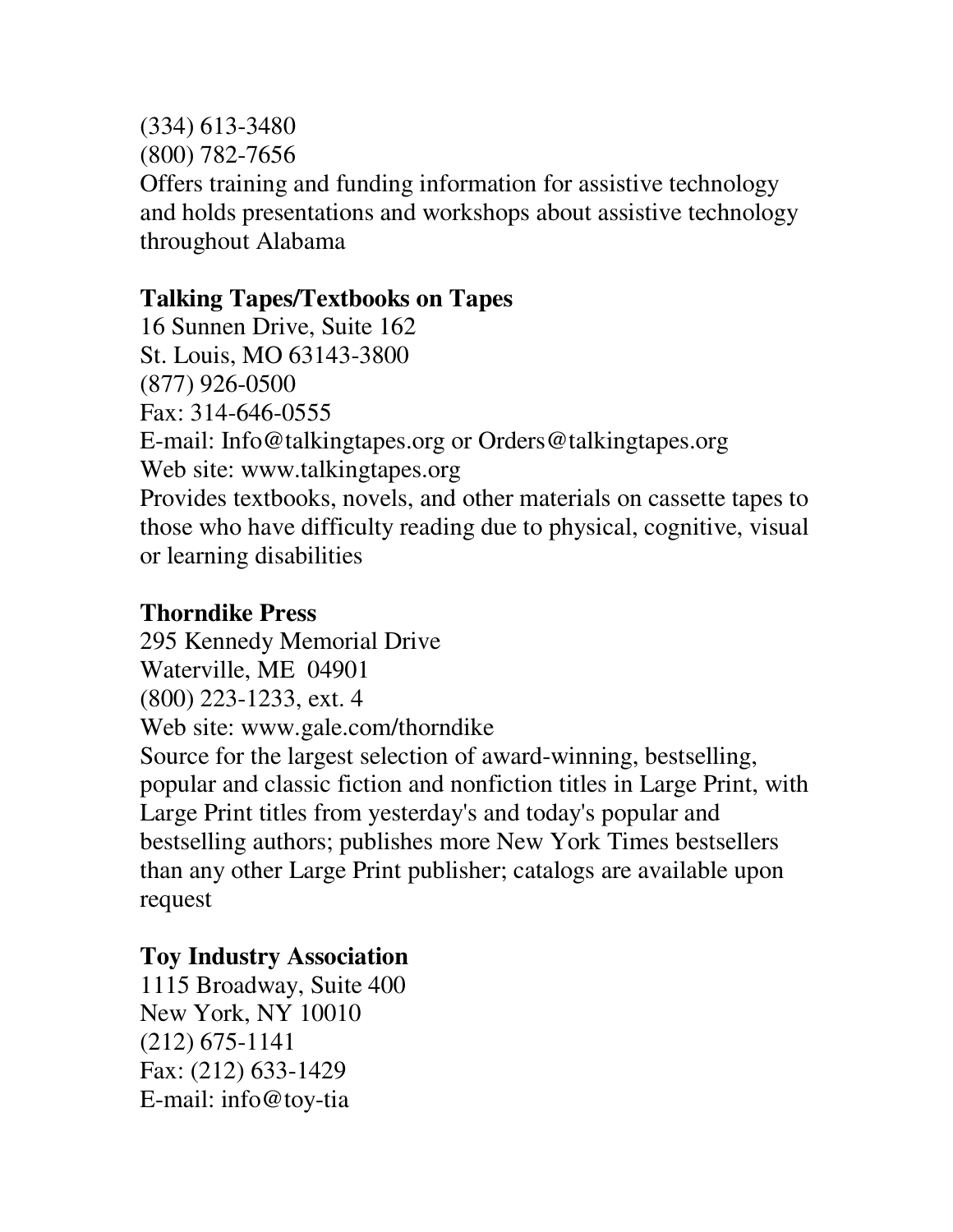(334) 613-3480  
(800) 782-7656  
Offers training and funding information for assistive technology and holds presentations and workshops about assistive technology throughout Alabama

**Talking Tapes/Textbooks on Tapes**  
16 Sunnen Drive, Suite 162  
St. Louis, MO 63143-3800  
(877) 926-0500  
Fax: 314-646-0555  
E-mail: Info@talkingtapes.org or Orders@talkingtapes.org  
Web site: www.talkingtapes.org  
Provides textbooks, novels, and other materials on cassette tapes to those who have difficulty reading due to physical, cognitive, visual or learning disabilities

**Thorndike Press**  
295 Kennedy Memorial Drive  
Waterville, ME 04901  
(800) 223-1233, ext. 4  
Web site: www.gale.com/thorndike  
Source for the largest selection of award-winning, bestselling, popular and classic fiction and nonfiction titles in Large Print, with Large Print titles from yesterday's and today's popular and bestselling authors; publishes more New York Times bestsellers than any other Large Print publisher; catalogs are available upon request

**Toy Industry Association**  
1115 Broadway, Suite 400  
New York, NY 10010  
(212) 675-1141  
Fax: (212) 633-1429  
E-mail: info@toy-tia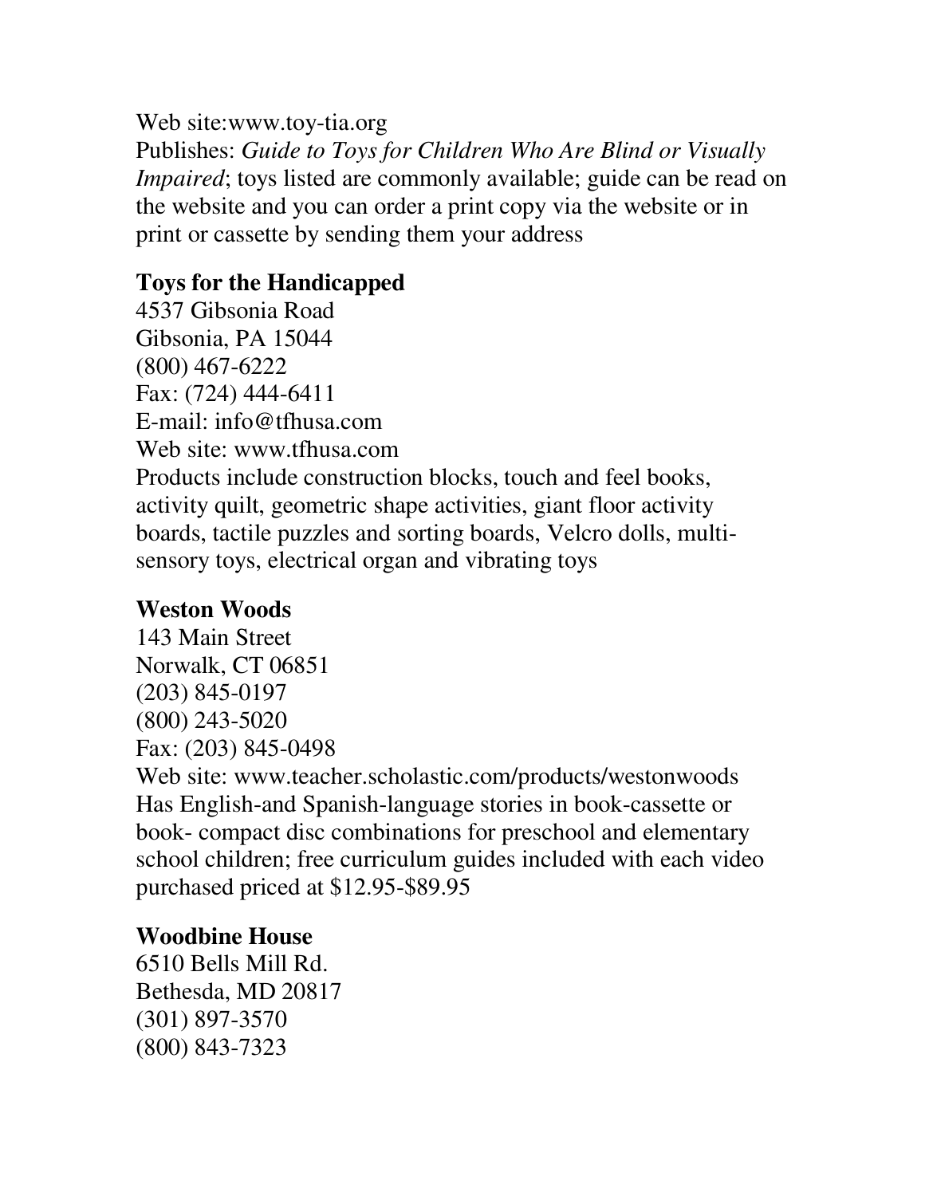Web site:www.toy-tia.org
Publishes: *Guide to Toys for Children Who Are Blind or Visually Impaired*; toys listed are commonly available; guide can be read on the website and you can order a print copy via the website or in print or cassette by sending them your address

**Toys for the Handicapped**
4537 Gibsonia Road
Gibsonia, PA 15044
(800) 467-6222
Fax: (724) 444-6411
E-mail: info@tfhusa.com
Web site: www.tfhusa.com
Products include construction blocks, touch and feel books, activity quilt, geometric shape activities, giant floor activity boards, tactile puzzles and sorting boards, Velcro dolls, multi-sensory toys, electrical organ and vibrating toys

**Weston Woods**
143 Main Street
Norwalk, CT 06851
(203) 845-0197
(800) 243-5020
Fax: (203) 845-0498
Web site: www.teacher.scholastic.com/products/westonwoods
Has English-and Spanish-language stories in book-cassette or book- compact disc combinations for preschool and elementary school children; free curriculum guides included with each video purchased priced at $12.95-$89.95

**Woodbine House**
6510 Bells Mill Rd.
Bethesda, MD 20817
(301) 897-3570
(800) 843-7323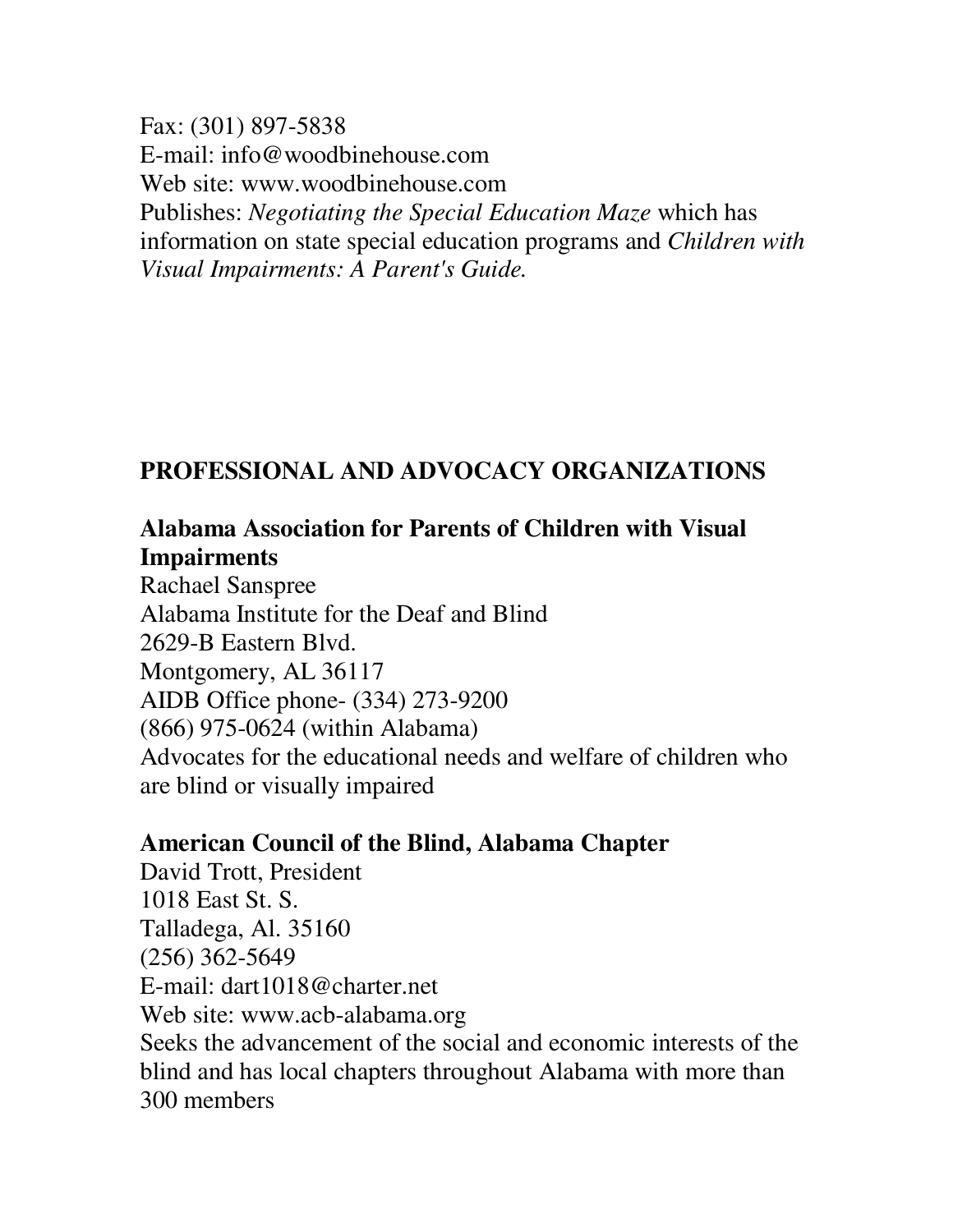Fax: (301) 897-5838
E-mail: info@woodbinehouse.com
Web site: www.woodbinehouse.com
Publishes: *Negotiating the Special Education Maze* which has information on state special education programs and *Children with Visual Impairments: A Parent's Guide.*

## PROFESSIONAL AND ADVOCACY ORGANIZATIONS

**Alabama Association for Parents of Children with Visual Impairments**
Rachael Sanspree
Alabama Institute for the Deaf and Blind
2629-B Eastern Blvd.
Montgomery, AL 36117
AIDB Office phone- (334) 273-9200
(866) 975-0624 (within Alabama)
Advocates for the educational needs and welfare of children who are blind or visually impaired

**American Council of the Blind, Alabama Chapter**
David Trott, President
1018 East St. S.
Talladega, Al. 35160
(256) 362-5649
E-mail: dart1018@charter.net
Web site: www.acb-alabama.org
Seeks the advancement of the social and economic interests of the blind and has local chapters throughout Alabama with more than 300 members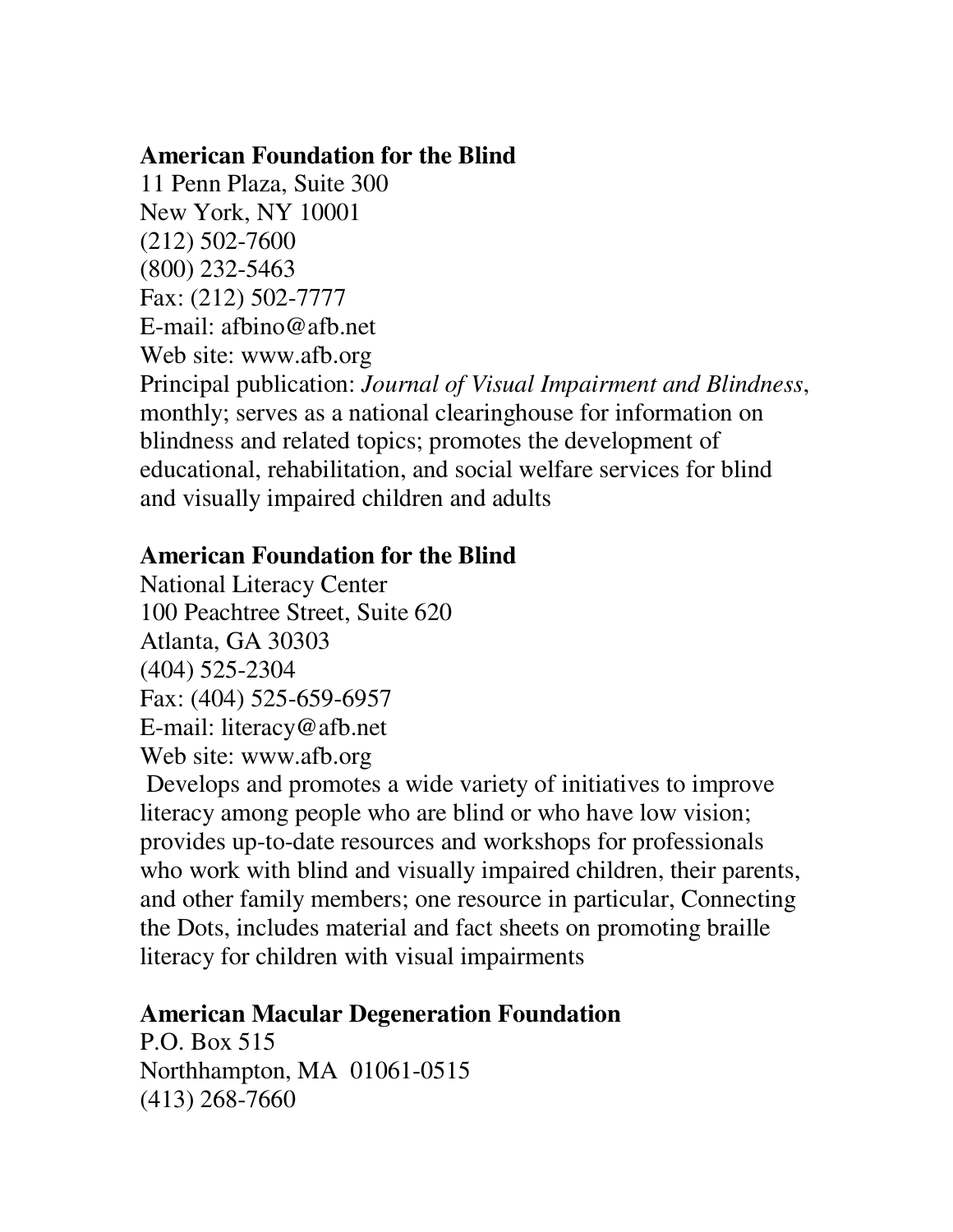**American Foundation for the Blind**
11 Penn Plaza, Suite 300
New York, NY 10001
(212) 502-7600
(800) 232-5463
Fax: (212) 502-7777
E-mail: afbino@afb.net
Web site: www.afb.org
Principal publication: *Journal of Visual Impairment and Blindness*, monthly; serves as a national clearinghouse for information on blindness and related topics; promotes the development of educational, rehabilitation, and social welfare services for blind and visually impaired children and adults

**American Foundation for the Blind**
National Literacy Center
100 Peachtree Street, Suite 620
Atlanta, GA 30303
(404) 525-2304
Fax: (404) 525-659-6957
E-mail: literacy@afb.net
Web site: www.afb.org
Develops and promotes a wide variety of initiatives to improve literacy among people who are blind or who have low vision; provides up-to-date resources and workshops for professionals who work with blind and visually impaired children, their parents, and other family members; one resource in particular, Connecting the Dots, includes material and fact sheets on promoting braille literacy for children with visual impairments

**American Macular Degeneration Foundation**
P.O. Box 515
Northhampton, MA 01061-0515
(413) 268-7660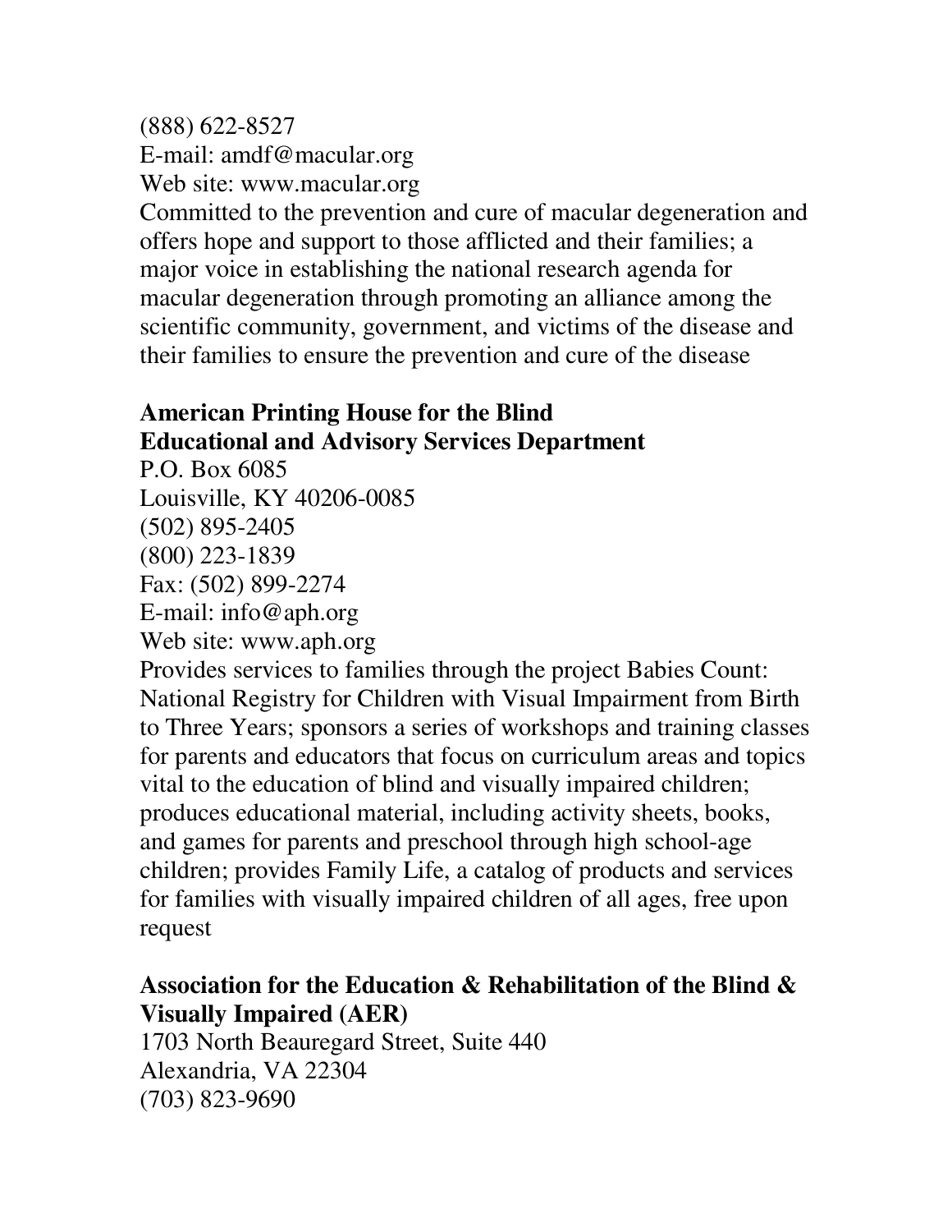(888) 622-8527
E-mail: amdf@macular.org
Web site: www.macular.org
Committed to the prevention and cure of macular degeneration and offers hope and support to those afflicted and their families; a major voice in establishing the national research agenda for macular degeneration through promoting an alliance among the scientific community, government, and victims of the disease and their families to ensure the prevention and cure of the disease

**American Printing House for the Blind**
**Educational and Advisory Services Department**
P.O. Box 6085
Louisville, KY 40206-0085
(502) 895-2405
(800) 223-1839
Fax: (502) 899-2274
E-mail: info@aph.org
Web site: www.aph.org
Provides services to families through the project Babies Count: National Registry for Children with Visual Impairment from Birth to Three Years; sponsors a series of workshops and training classes for parents and educators that focus on curriculum areas and topics vital to the education of blind and visually impaired children; produces educational material, including activity sheets, books, and games for parents and preschool through high school-age children; provides Family Life, a catalog of products and services for families with visually impaired children of all ages, free upon request

**Association for the Education & Rehabilitation of the Blind & Visually Impaired (AER)**
1703 North Beauregard Street, Suite 440
Alexandria, VA 22304
(703) 823-9690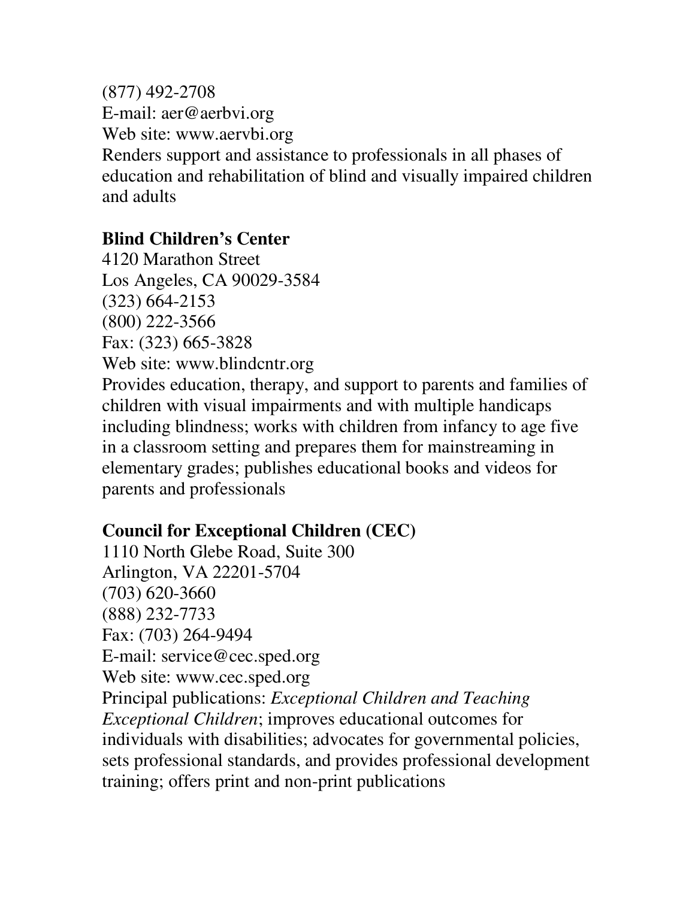(877) 492-2708
E-mail: aer@aerbvi.org
Web site: www.aervbi.org
Renders support and assistance to professionals in all phases of education and rehabilitation of blind and visually impaired children and adults

**Blind Children's Center**
4120 Marathon Street
Los Angeles, CA 90029-3584
(323) 664-2153
(800) 222-3566
Fax: (323) 665-3828
Web site: www.blindcntr.org
Provides education, therapy, and support to parents and families of children with visual impairments and with multiple handicaps including blindness; works with children from infancy to age five in a classroom setting and prepares them for mainstreaming in elementary grades; publishes educational books and videos for parents and professionals

**Council for Exceptional Children (CEC)**
1110 North Glebe Road, Suite 300
Arlington, VA 22201-5704
(703) 620-3660
(888) 232-7733
Fax: (703) 264-9494
E-mail: service@cec.sped.org
Web site: www.cec.sped.org
Principal publications: *Exceptional Children and Teaching Exceptional Children*; improves educational outcomes for individuals with disabilities; advocates for governmental policies, sets professional standards, and provides professional development training; offers print and non-print publications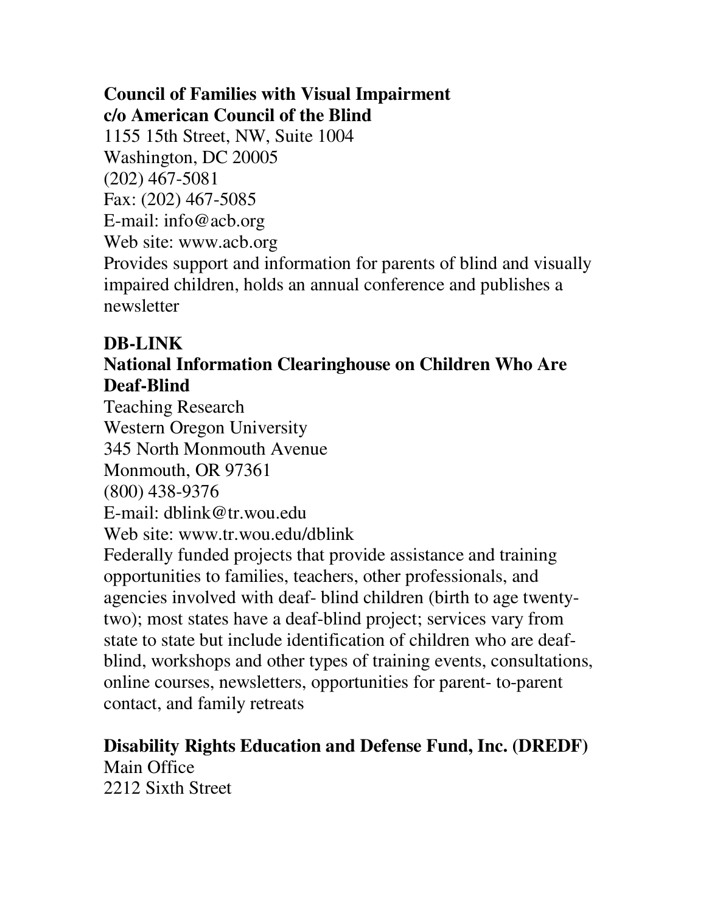**Council of Families with Visual Impairment**
**c/o American Council of the Blind**
1155 15th Street, NW, Suite 1004
Washington, DC 20005
(202) 467-5081
Fax: (202) 467-5085
E-mail: info@acb.org
Web site: www.acb.org
Provides support and information for parents of blind and visually impaired children, holds an annual conference and publishes a newsletter

**DB-LINK**
**National Information Clearinghouse on Children Who Are Deaf-Blind**
Teaching Research
Western Oregon University
345 North Monmouth Avenue
Monmouth, OR 97361
(800) 438-9376
E-mail: dblink@tr.wou.edu
Web site: www.tr.wou.edu/dblink
Federally funded projects that provide assistance and training opportunities to families, teachers, other professionals, and agencies involved with deaf- blind children (birth to age twenty-two); most states have a deaf-blind project; services vary from state to state but include identification of children who are deaf-blind, workshops and other types of training events, consultations, online courses, newsletters, opportunities for parent- to-parent contact, and family retreats

**Disability Rights Education and Defense Fund, Inc. (DREDF)**
Main Office
2212 Sixth Street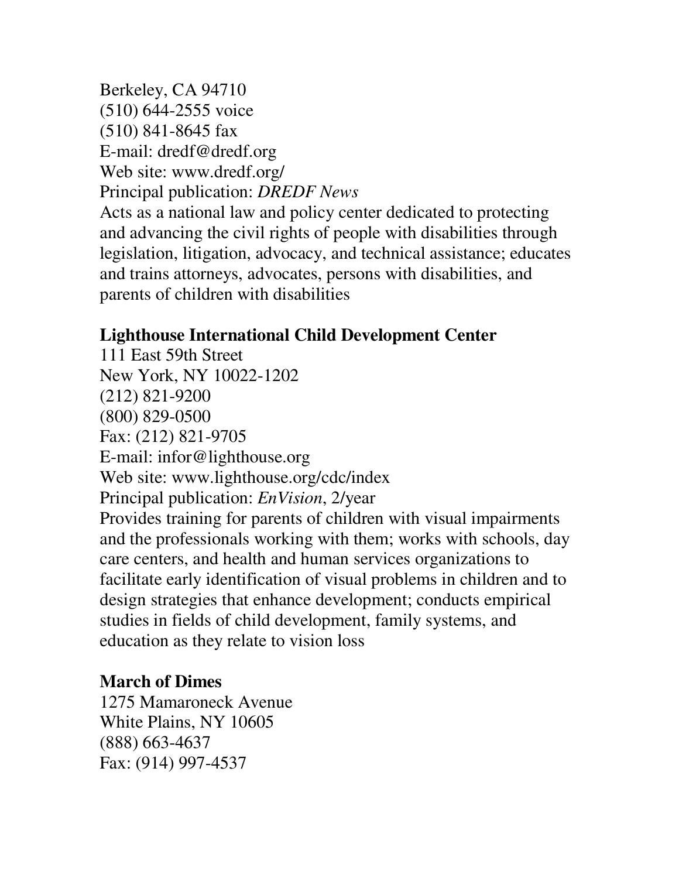Berkeley, CA 94710
(510) 644-2555 voice
(510) 841-8645 fax
E-mail: dredf@dredf.org
Web site: www.dredf.org/
Principal publication: *DREDF News*
Acts as a national law and policy center dedicated to protecting and advancing the civil rights of people with disabilities through legislation, litigation, advocacy, and technical assistance; educates and trains attorneys, advocates, persons with disabilities, and parents of children with disabilities

**Lighthouse International Child Development Center**
111 East 59th Street
New York, NY 10022-1202
(212) 821-9200
(800) 829-0500
Fax: (212) 821-9705
E-mail: infor@lighthouse.org
Web site: www.lighthouse.org/cdc/index
Principal publication: *EnVision*, 2/year
Provides training for parents of children with visual impairments and the professionals working with them; works with schools, day care centers, and health and human services organizations to facilitate early identification of visual problems in children and to design strategies that enhance development; conducts empirical studies in fields of child development, family systems, and education as they relate to vision loss

**March of Dimes**
1275 Mamaroneck Avenue
White Plains, NY 10605
(888) 663-4637
Fax: (914) 997-4537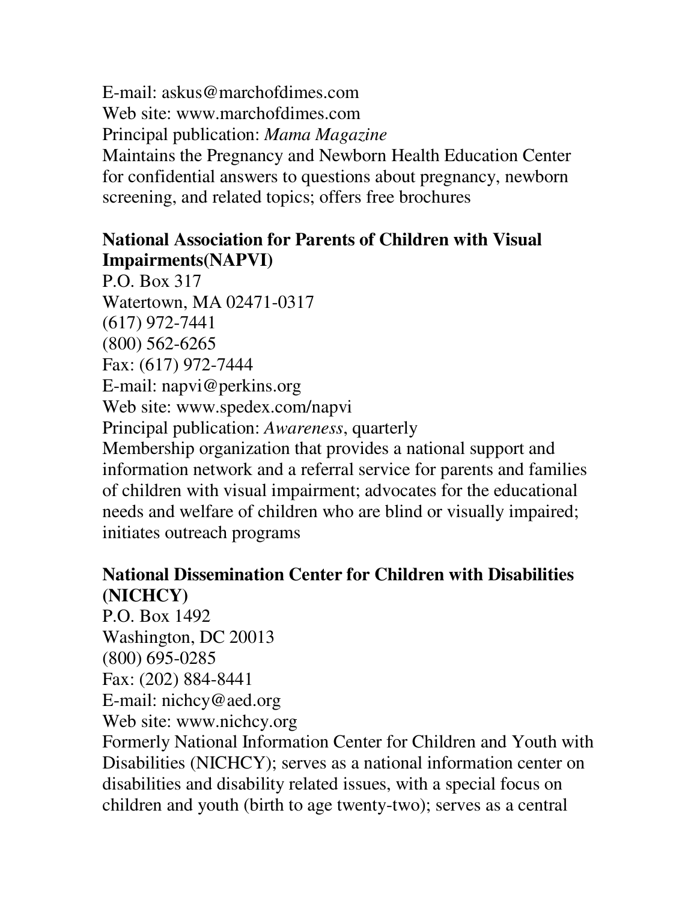E-mail: askus@marchofdimes.com
Web site: www.marchofdimes.com
Principal publication: *Mama Magazine*
Maintains the Pregnancy and Newborn Health Education Center for confidential answers to questions about pregnancy, newborn screening, and related topics; offers free brochures

**National Association for Parents of Children with Visual Impairments(NAPVI)**
P.O. Box 317
Watertown, MA 02471-0317
(617) 972-7441
(800) 562-6265
Fax: (617) 972-7444
E-mail: napvi@perkins.org
Web site: www.spedex.com/napvi
Principal publication: *Awareness*, quarterly
Membership organization that provides a national support and information network and a referral service for parents and families of children with visual impairment; advocates for the educational needs and welfare of children who are blind or visually impaired; initiates outreach programs

**National Dissemination Center for Children with Disabilities (NICHCY)**
P.O. Box 1492
Washington, DC 20013
(800) 695-0285
Fax: (202) 884-8441
E-mail: nichcy@aed.org
Web site: www.nichcy.org
Formerly National Information Center for Children and Youth with Disabilities (NICHCY); serves as a national information center on disabilities and disability related issues, with a special focus on children and youth (birth to age twenty-two); serves as a central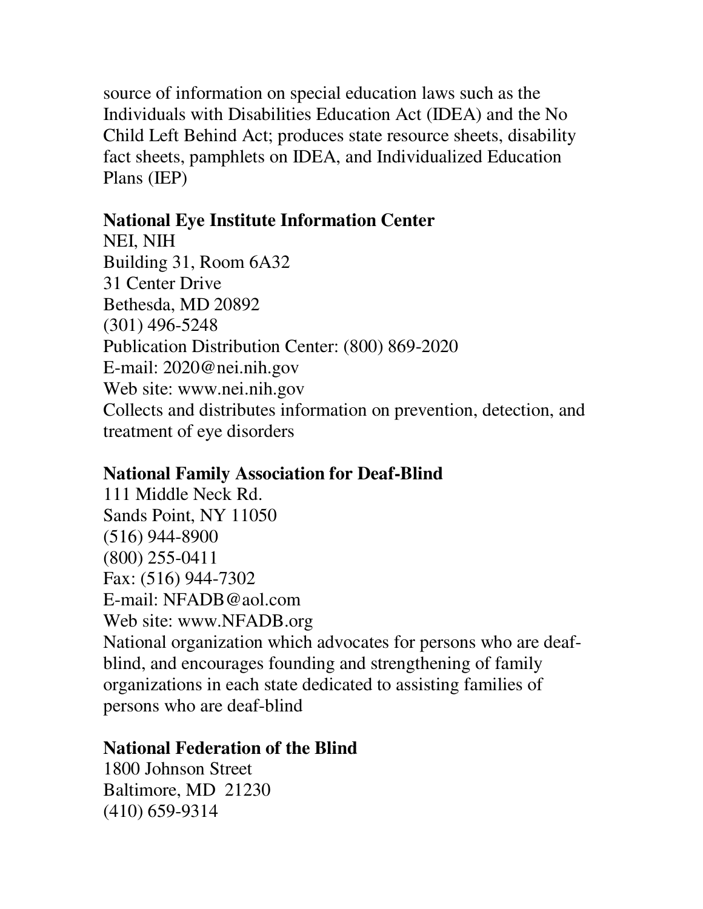source of information on special education laws such as the Individuals with Disabilities Education Act (IDEA) and the No Child Left Behind Act; produces state resource sheets, disability fact sheets, pamphlets on IDEA, and Individualized Education Plans (IEP)

**National Eye Institute Information Center**
NEI, NIH
Building 31, Room 6A32
31 Center Drive
Bethesda, MD 20892
(301) 496-5248
Publication Distribution Center: (800) 869-2020
E-mail: 2020@nei.nih.gov
Web site: www.nei.nih.gov
Collects and distributes information on prevention, detection, and treatment of eye disorders

**National Family Association for Deaf-Blind**
111 Middle Neck Rd.
Sands Point, NY 11050
(516) 944-8900
(800) 255-0411
Fax: (516) 944-7302
E-mail: NFADB@aol.com
Web site: www.NFADB.org
National organization which advocates for persons who are deaf-blind, and encourages founding and strengthening of family organizations in each state dedicated to assisting families of persons who are deaf-blind

**National Federation of the Blind**
1800 Johnson Street
Baltimore, MD 21230
(410) 659-9314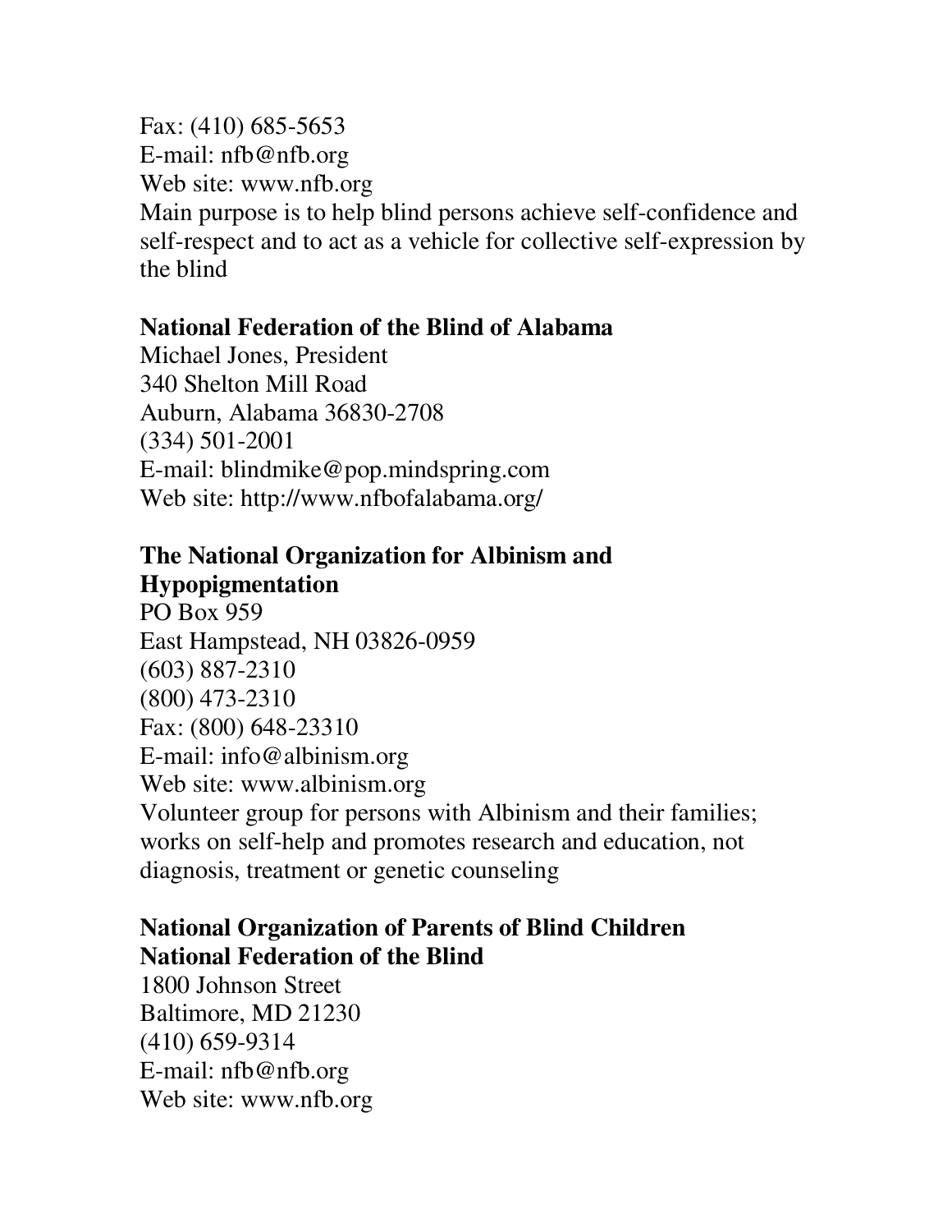Fax: (410) 685-5653
E-mail: nfb@nfb.org
Web site: www.nfb.org
Main purpose is to help blind persons achieve self-confidence and self-respect and to act as a vehicle for collective self-expression by the blind

**National Federation of the Blind of Alabama**
Michael Jones, President
340 Shelton Mill Road
Auburn, Alabama 36830-2708
(334) 501-2001
E-mail: blindmike@pop.mindspring.com
Web site: http://www.nfbofalabama.org/

**The National Organization for Albinism and Hypopigmentation**
PO Box 959
East Hampstead, NH 03826-0959
(603) 887-2310
(800) 473-2310
Fax: (800) 648-23310
E-mail: info@albinism.org
Web site: www.albinism.org
Volunteer group for persons with Albinism and their families; works on self-help and promotes research and education, not diagnosis, treatment or genetic counseling

**National Organization of Parents of Blind Children**
**National Federation of the Blind**
1800 Johnson Street
Baltimore, MD 21230
(410) 659-9314
E-mail: nfb@nfb.org
Web site: www.nfb.org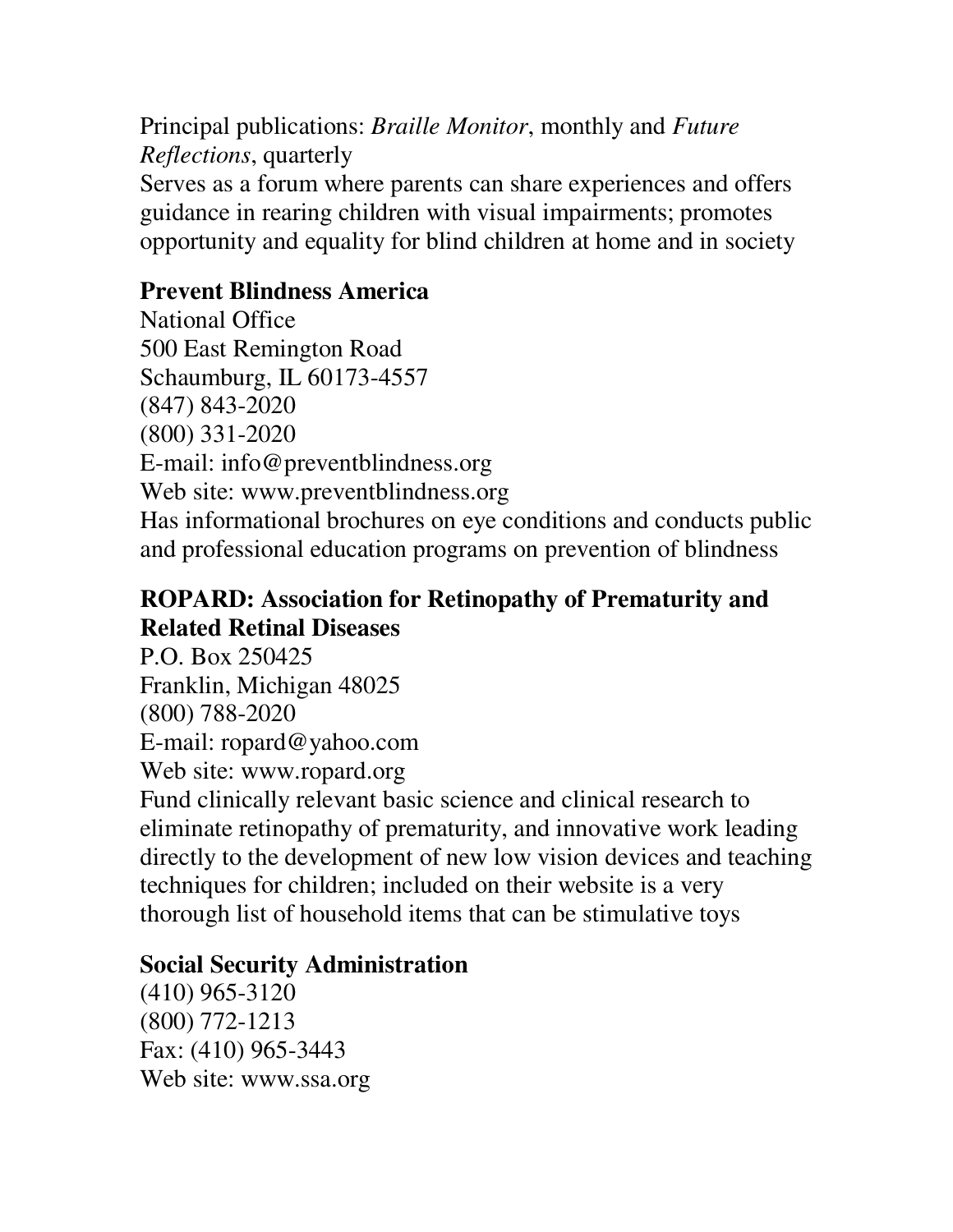Principal publications: *Braille Monitor*, monthly and *Future Reflections*, quarterly
Serves as a forum where parents can share experiences and offers guidance in rearing children with visual impairments; promotes opportunity and equality for blind children at home and in society

**Prevent Blindness America**
National Office
500 East Remington Road
Schaumburg, IL 60173-4557
(847) 843-2020
(800) 331-2020
E-mail: info@preventblindness.org
Web site: www.preventblindness.org
Has informational brochures on eye conditions and conducts public and professional education programs on prevention of blindness

**ROPARD: Association for Retinopathy of Prematurity and Related Retinal Diseases**
P.O. Box 250425
Franklin, Michigan 48025
(800) 788-2020
E-mail: ropard@yahoo.com
Web site: www.ropard.org
Fund clinically relevant basic science and clinical research to eliminate retinopathy of prematurity, and innovative work leading directly to the development of new low vision devices and teaching techniques for children; included on their website is a very thorough list of household items that can be stimulative toys

**Social Security Administration**
(410) 965-3120
(800) 772-1213
Fax: (410) 965-3443
Web site: www.ssa.org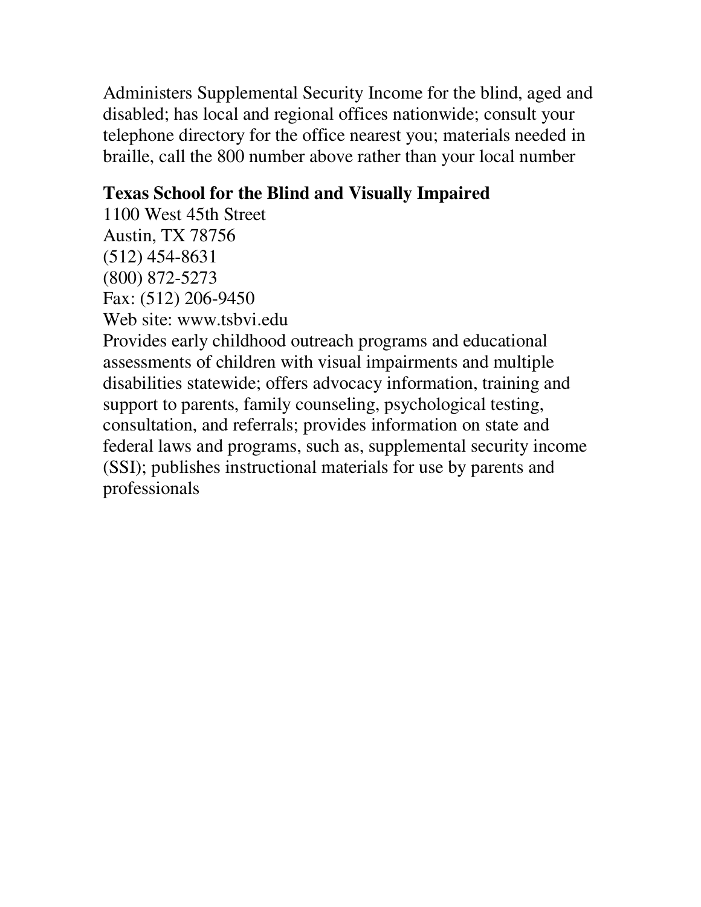Administers Supplemental Security Income for the blind, aged and disabled; has local and regional offices nationwide; consult your telephone directory for the office nearest you; materials needed in braille, call the 800 number above rather than your local number

**Texas School for the Blind and Visually Impaired**
1100 West 45th Street
Austin, TX 78756
(512) 454-8631
(800) 872-5273
Fax: (512) 206-9450
Web site: www.tsbvi.edu
Provides early childhood outreach programs and educational assessments of children with visual impairments and multiple disabilities statewide; offers advocacy information, training and support to parents, family counseling, psychological testing, consultation, and referrals; provides information on state and federal laws and programs, such as, supplemental security income (SSI); publishes instructional materials for use by parents and professionals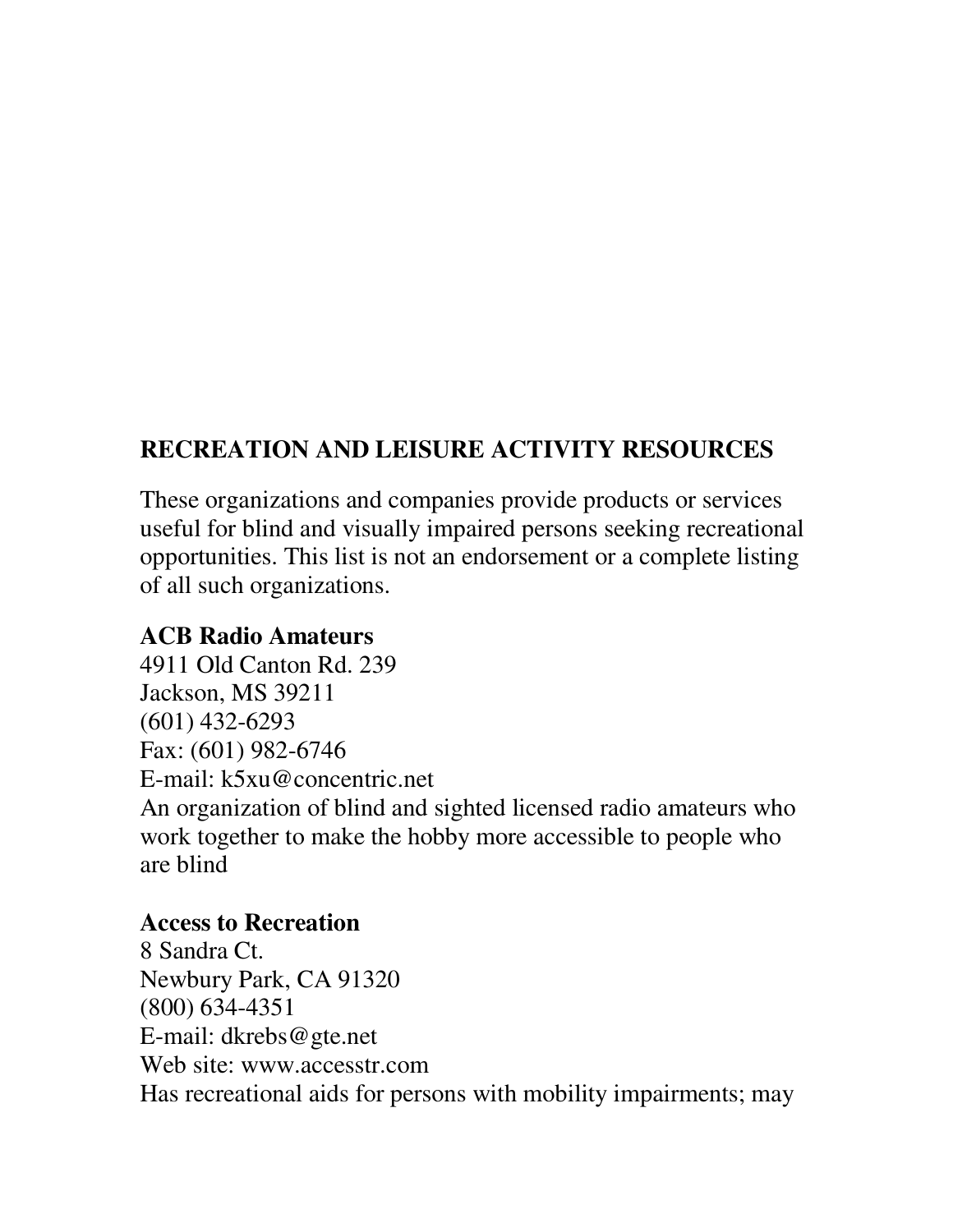## RECREATION AND LEISURE ACTIVITY RESOURCES

These organizations and companies provide products or services useful for blind and visually impaired persons seeking recreational opportunities. This list is not an endorsement or a complete listing of all such organizations.

**ACB Radio Amateurs**
4911 Old Canton Rd. 239
Jackson, MS 39211
(601) 432-6293
Fax: (601) 982-6746
E-mail: k5xu@concentric.net
An organization of blind and sighted licensed radio amateurs who work together to make the hobby more accessible to people who are blind

**Access to Recreation**
8 Sandra Ct.
Newbury Park, CA 91320
(800) 634-4351
E-mail: dkrebs@gte.net
Web site: www.accesstr.com
Has recreational aids for persons with mobility impairments; may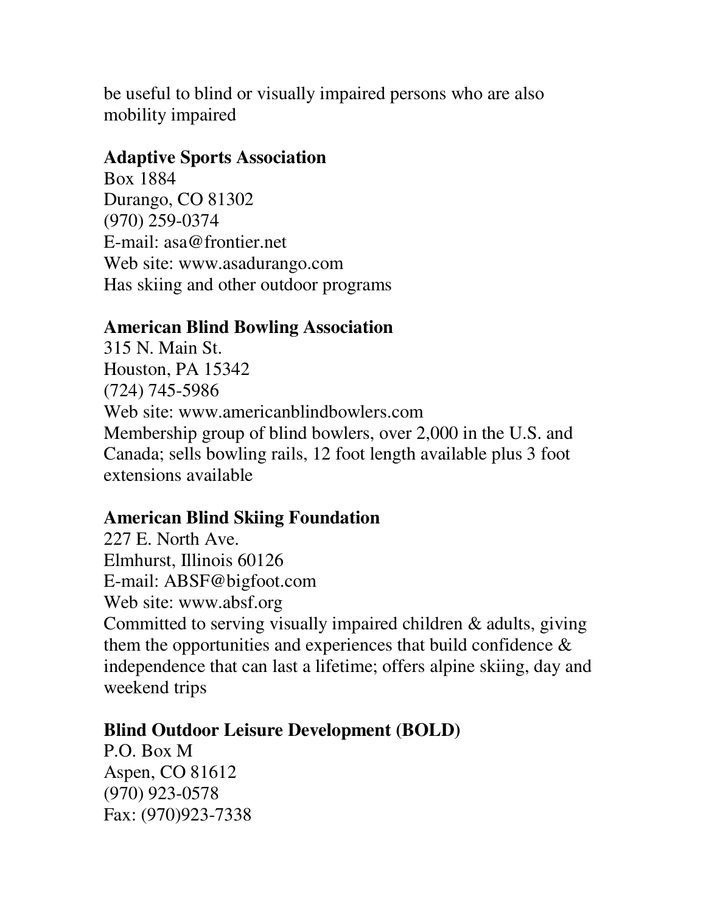be useful to blind or visually impaired persons who are also mobility impaired

**Adaptive Sports Association**
Box 1884
Durango, CO 81302
(970) 259-0374
E-mail: asa@frontier.net
Web site: www.asadurango.com
Has skiing and other outdoor programs

**American Blind Bowling Association**
315 N. Main St.
Houston, PA 15342
(724) 745-5986
Web site: www.americanblindbowlers.com
Membership group of blind bowlers, over 2,000 in the U.S. and Canada; sells bowling rails, 12 foot length available plus 3 foot extensions available

**American Blind Skiing Foundation**
227 E. North Ave.
Elmhurst, Illinois 60126
E-mail: ABSF@bigfoot.com
Web site: www.absf.org
Committed to serving visually impaired children & adults, giving them the opportunities and experiences that build confidence & independence that can last a lifetime; offers alpine skiing, day and weekend trips

**Blind Outdoor Leisure Development (BOLD)**
P.O. Box M
Aspen, CO 81612
(970) 923-0578
Fax: (970)923-7338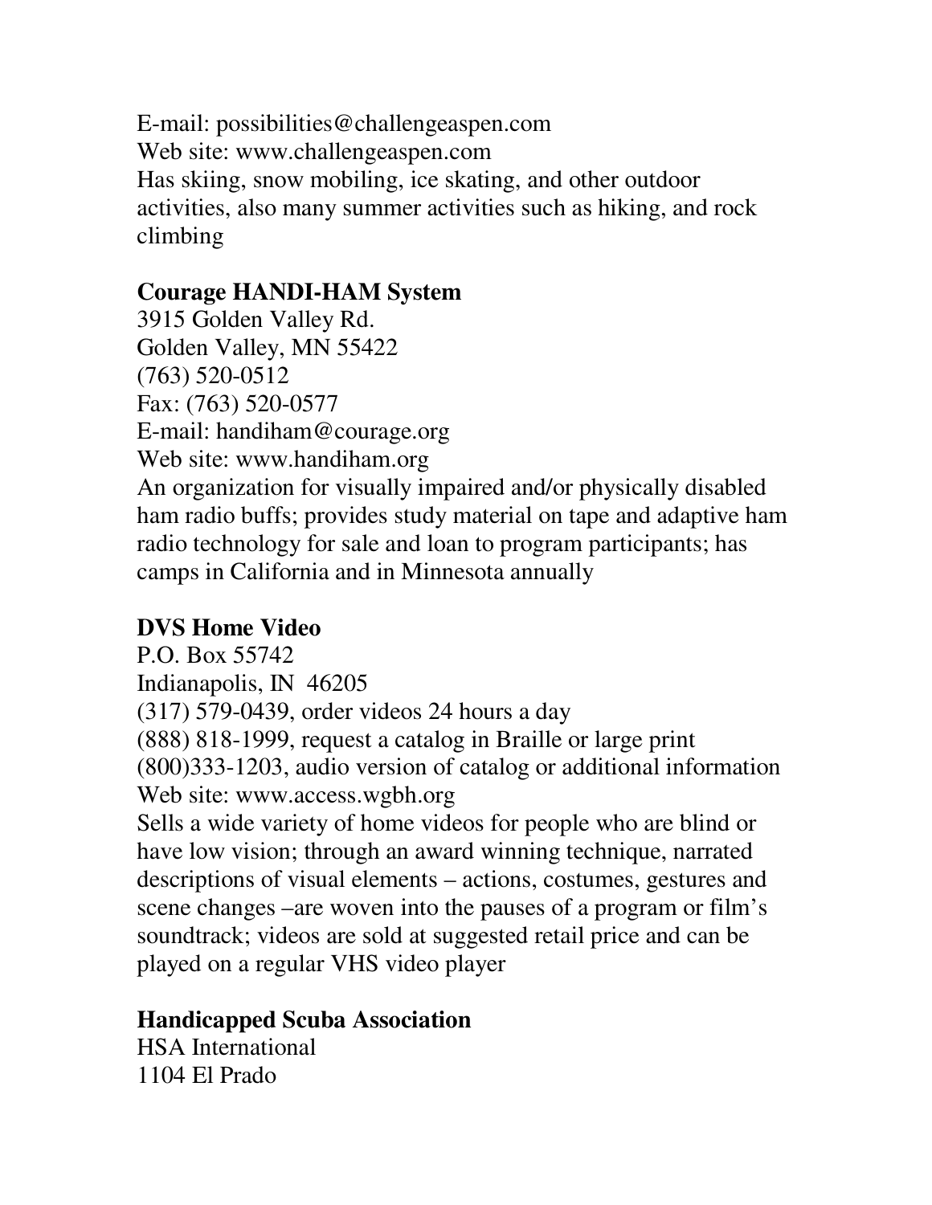E-mail: possibilities@challengeaspen.com
Web site: www.challengeaspen.com
Has skiing, snow mobiling, ice skating, and other outdoor activities, also many summer activities such as hiking, and rock climbing

**Courage HANDI-HAM System**
3915 Golden Valley Rd.
Golden Valley, MN 55422
(763) 520-0512
Fax: (763) 520-0577
E-mail: handiham@courage.org
Web site: www.handiham.org
An organization for visually impaired and/or physically disabled ham radio buffs; provides study material on tape and adaptive ham radio technology for sale and loan to program participants; has camps in California and in Minnesota annually

**DVS Home Video**
P.O. Box 55742
Indianapolis, IN 46205
(317) 579-0439, order videos 24 hours a day
(888) 818-1999, request a catalog in Braille or large print
(800)333-1203, audio version of catalog or additional information
Web site: www.access.wgbh.org
Sells a wide variety of home videos for people who are blind or have low vision; through an award winning technique, narrated descriptions of visual elements – actions, costumes, gestures and scene changes –are woven into the pauses of a program or film's soundtrack; videos are sold at suggested retail price and can be played on a regular VHS video player

**Handicapped Scuba Association**
HSA International
1104 El Prado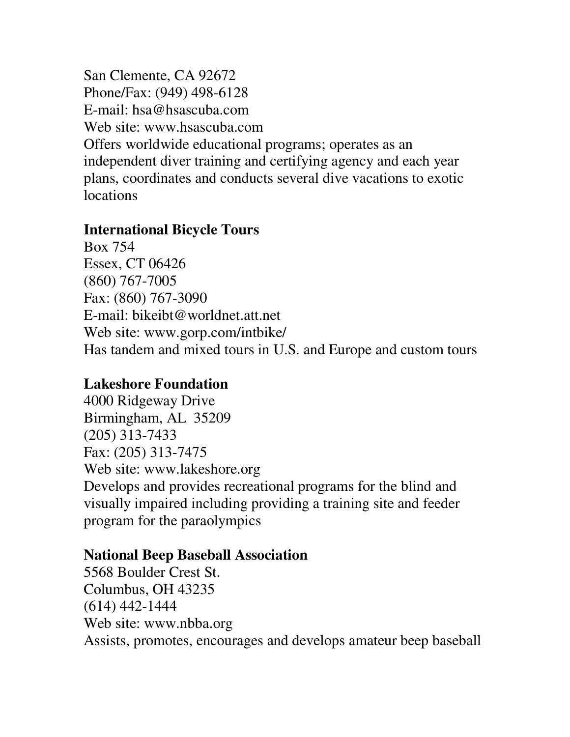San Clemente, CA 92672
Phone/Fax: (949) 498-6128
E-mail: hsa@hsascuba.com
Web site: www.hsascuba.com
Offers worldwide educational programs; operates as an independent diver training and certifying agency and each year plans, coordinates and conducts several dive vacations to exotic locations

**International Bicycle Tours**
Box 754
Essex, CT 06426
(860) 767-7005
Fax: (860) 767-3090
E-mail: bikeibt@worldnet.att.net
Web site: www.gorp.com/intbike/
Has tandem and mixed tours in U.S. and Europe and custom tours

**Lakeshore Foundation**
4000 Ridgeway Drive
Birmingham, AL 35209
(205) 313-7433
Fax: (205) 313-7475
Web site: www.lakeshore.org
Develops and provides recreational programs for the blind and visually impaired including providing a training site and feeder program for the paraolympics

**National Beep Baseball Association**
5568 Boulder Crest St.
Columbus, OH 43235
(614) 442-1444
Web site: www.nbba.org
Assists, promotes, encourages and develops amateur beep baseball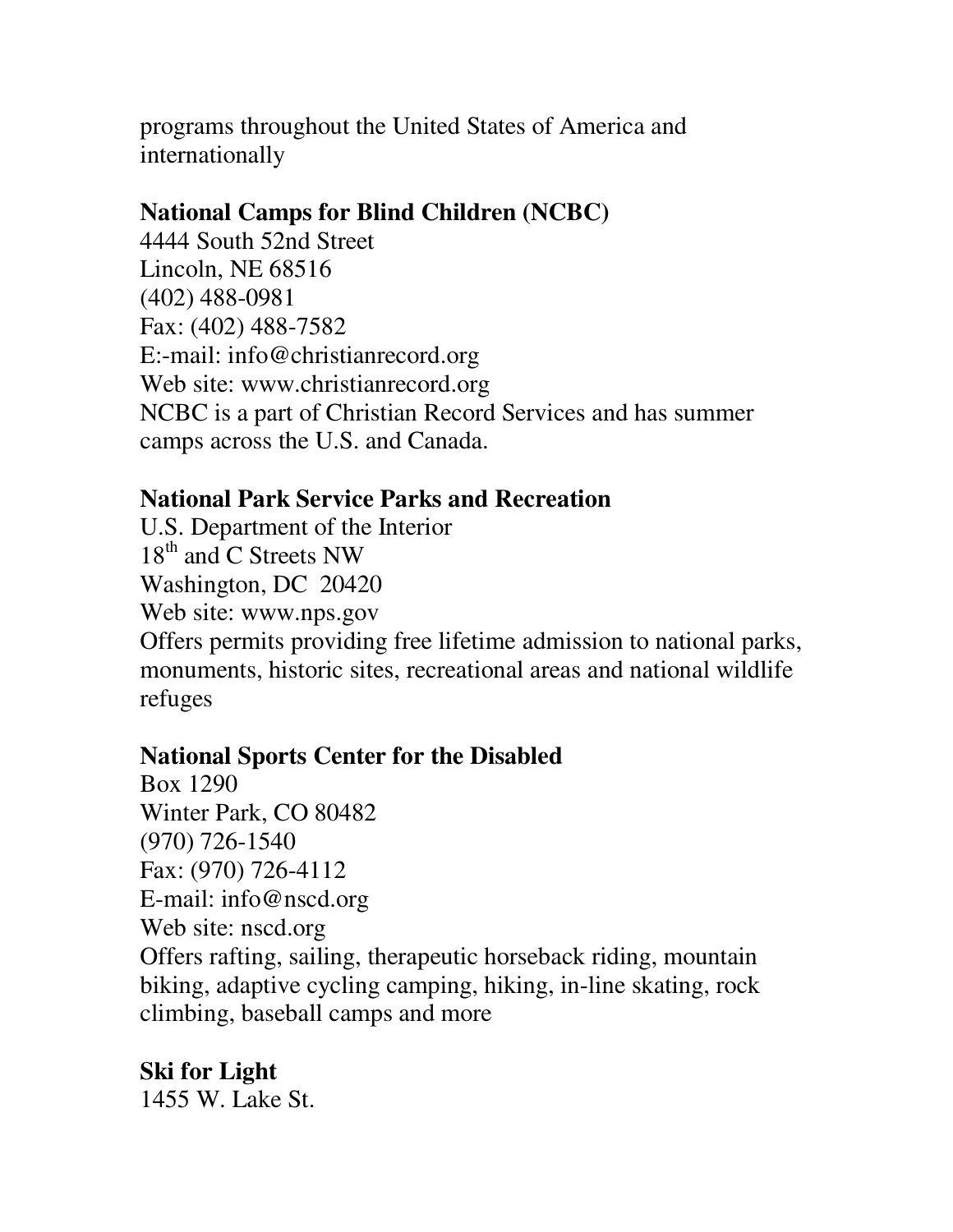programs throughout the United States of America and internationally

**National Camps for Blind Children (NCBC)**
4444 South 52nd Street
Lincoln, NE 68516
(402) 488-0981
Fax: (402) 488-7582
E:-mail: info@christianrecord.org
Web site: www.christianrecord.org
NCBC is a part of Christian Record Services and has summer camps across the U.S. and Canada.

**National Park Service Parks and Recreation**
U.S. Department of the Interior
18th and C Streets NW
Washington, DC 20420
Web site: www.nps.gov
Offers permits providing free lifetime admission to national parks, monuments, historic sites, recreational areas and national wildlife refuges

**National Sports Center for the Disabled**
Box 1290
Winter Park, CO 80482
(970) 726-1540
Fax: (970) 726-4112
E-mail: info@nscd.org
Web site: nscd.org
Offers rafting, sailing, therapeutic horseback riding, mountain biking, adaptive cycling camping, hiking, in-line skating, rock climbing, baseball camps and more

**Ski for Light**
1455 W. Lake St.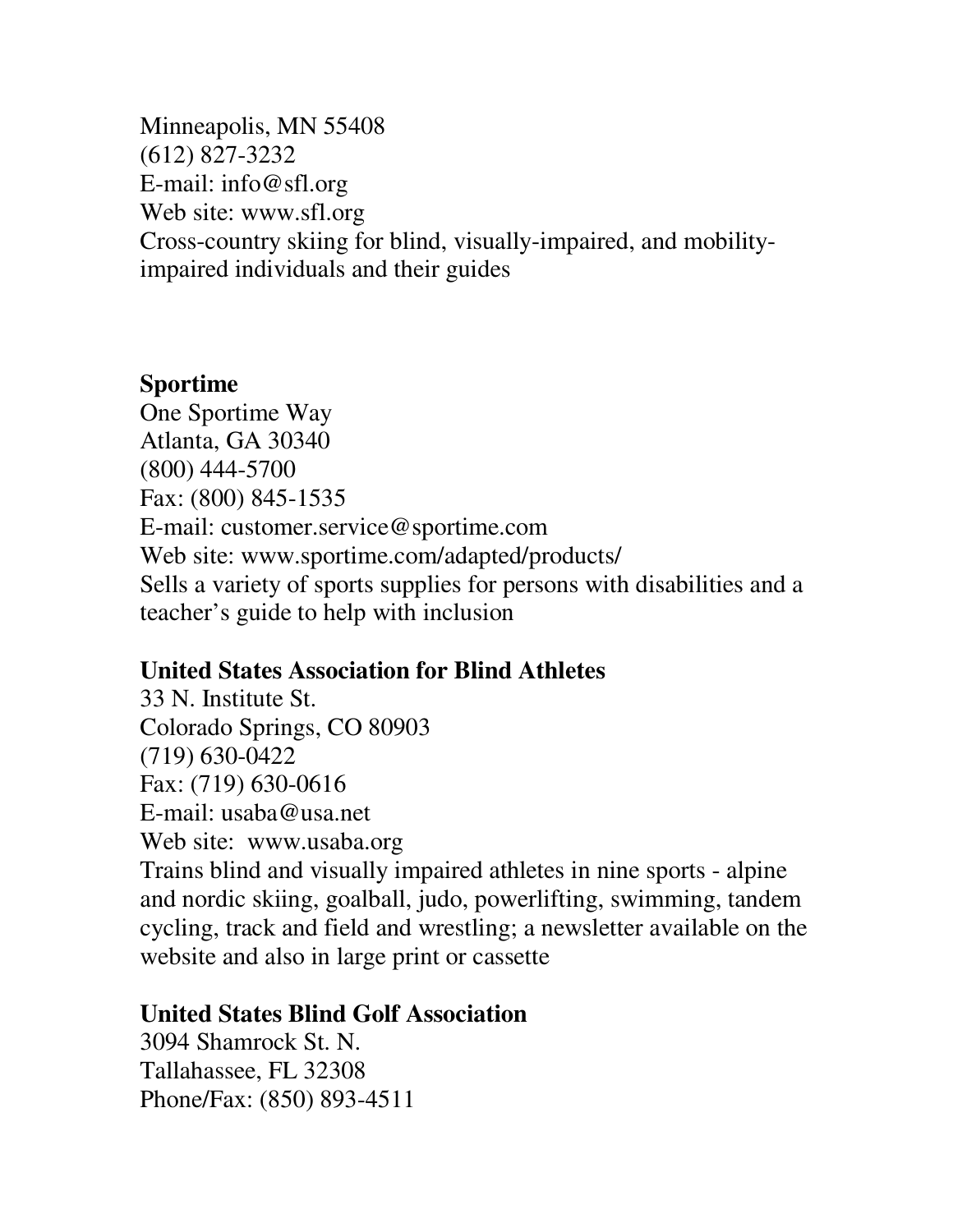Minneapolis, MN 55408
(612) 827-3232
E-mail: info@sfl.org
Web site: www.sfl.org
Cross-country skiing for blind, visually-impaired, and mobility-impaired individuals and their guides

**Sportime**
One Sportime Way
Atlanta, GA 30340
(800) 444-5700
Fax: (800) 845-1535
E-mail: customer.service@sportime.com
Web site: www.sportime.com/adapted/products/
Sells a variety of sports supplies for persons with disabilities and a teacher's guide to help with inclusion

**United States Association for Blind Athletes**
33 N. Institute St.
Colorado Springs, CO 80903
(719) 630-0422
Fax: (719) 630-0616
E-mail: usaba@usa.net
Web site: www.usaba.org
Trains blind and visually impaired athletes in nine sports - alpine and nordic skiing, goalball, judo, powerlifting, swimming, tandem cycling, track and field and wrestling; a newsletter available on the website and also in large print or cassette

**United States Blind Golf Association**
3094 Shamrock St. N.
Tallahassee, FL 32308
Phone/Fax: (850) 893-4511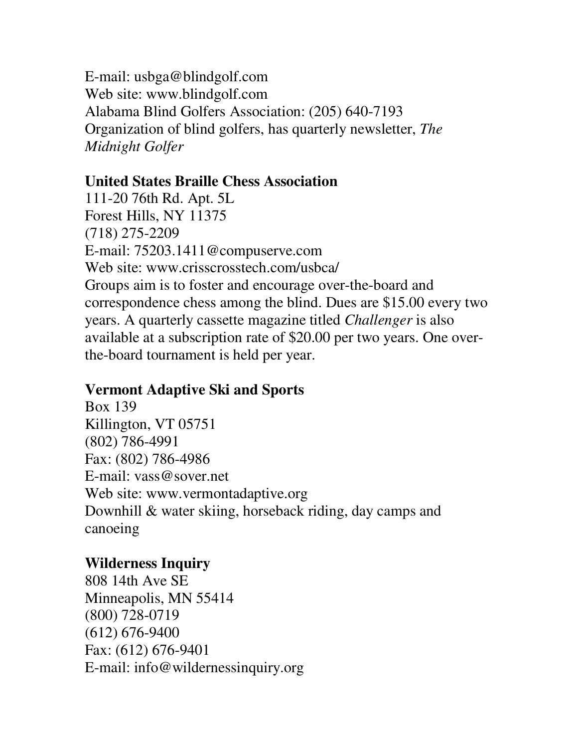E-mail: usbga@blindgolf.com
Web site: www.blindgolf.com
Alabama Blind Golfers Association: (205) 640-7193
Organization of blind golfers, has quarterly newsletter, *The Midnight Golfer*

**United States Braille Chess Association**
111-20 76th Rd. Apt. 5L
Forest Hills, NY 11375
(718) 275-2209
E-mail: 75203.1411@compuserve.com
Web site: www.crisscrosstech.com/usbca/
Groups aim is to foster and encourage over-the-board and correspondence chess among the blind. Dues are $15.00 every two years. A quarterly cassette magazine titled *Challenger* is also available at a subscription rate of $20.00 per two years. One over-the-board tournament is held per year.

**Vermont Adaptive Ski and Sports**
Box 139
Killington, VT 05751
(802) 786-4991
Fax: (802) 786-4986
E-mail: vass@sover.net
Web site: www.vermontadaptive.org
Downhill & water skiing, horseback riding, day camps and canoeing

**Wilderness Inquiry**
808 14th Ave SE
Minneapolis, MN 55414
(800) 728-0719
(612) 676-9400
Fax: (612) 676-9401
E-mail: info@wildernessinquiry.org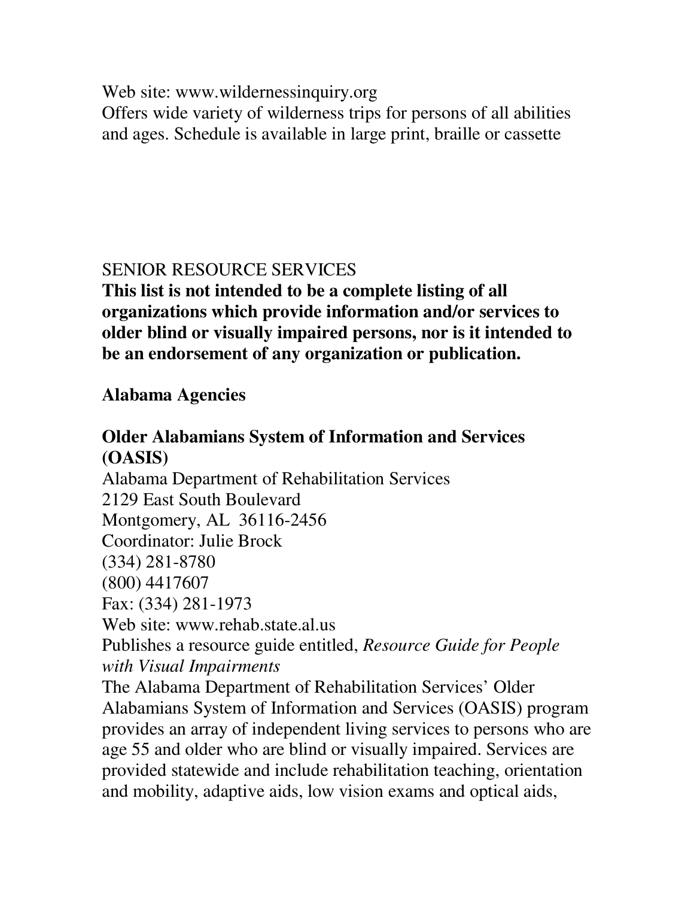Web site: www.wildernessinquiry.org
Offers wide variety of wilderness trips for persons of all abilities and ages. Schedule is available in large print, braille or cassette

SENIOR RESOURCE SERVICES

**This list is not intended to be a complete listing of all organizations which provide information and/or services to older blind or visually impaired persons, nor is it intended to be an endorsement of any organization or publication.**

## Alabama Agencies

### Older Alabamians System of Information and Services (OASIS)

Alabama Department of Rehabilitation Services
2129 East South Boulevard
Montgomery, AL 36116-2456
Coordinator: Julie Brock
(334) 281-8780
(800) 4417607
Fax: (334) 281-1973
Web site: www.rehab.state.al.us
Publishes a resource guide entitled, *Resource Guide for People with Visual Impairments*
The Alabama Department of Rehabilitation Services' Older Alabamians System of Information and Services (OASIS) program provides an array of independent living services to persons who are age 55 and older who are blind or visually impaired. Services are provided statewide and include rehabilitation teaching, orientation and mobility, adaptive aids, low vision exams and optical aids,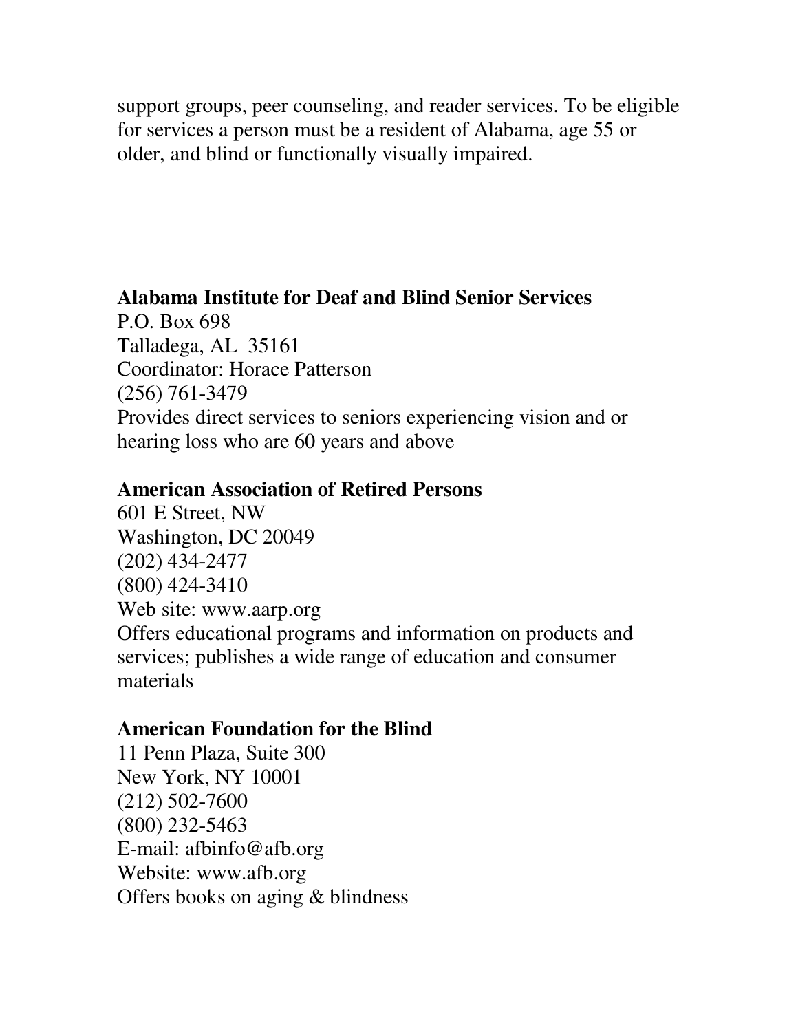support groups, peer counseling, and reader services. To be eligible for services a person must be a resident of Alabama, age 55 or older, and blind or functionally visually impaired.

**Alabama Institute for Deaf and Blind Senior Services**
P.O. Box 698
Talladega, AL 35161
Coordinator: Horace Patterson
(256) 761-3479
Provides direct services to seniors experiencing vision and or hearing loss who are 60 years and above

**American Association of Retired Persons**
601 E Street, NW
Washington, DC 20049
(202) 434-2477
(800) 424-3410
Web site: www.aarp.org
Offers educational programs and information on products and services; publishes a wide range of education and consumer materials

**American Foundation for the Blind**
11 Penn Plaza, Suite 300
New York, NY 10001
(212) 502-7600
(800) 232-5463
E-mail: afbinfo@afb.org
Website: www.afb.org
Offers books on aging & blindness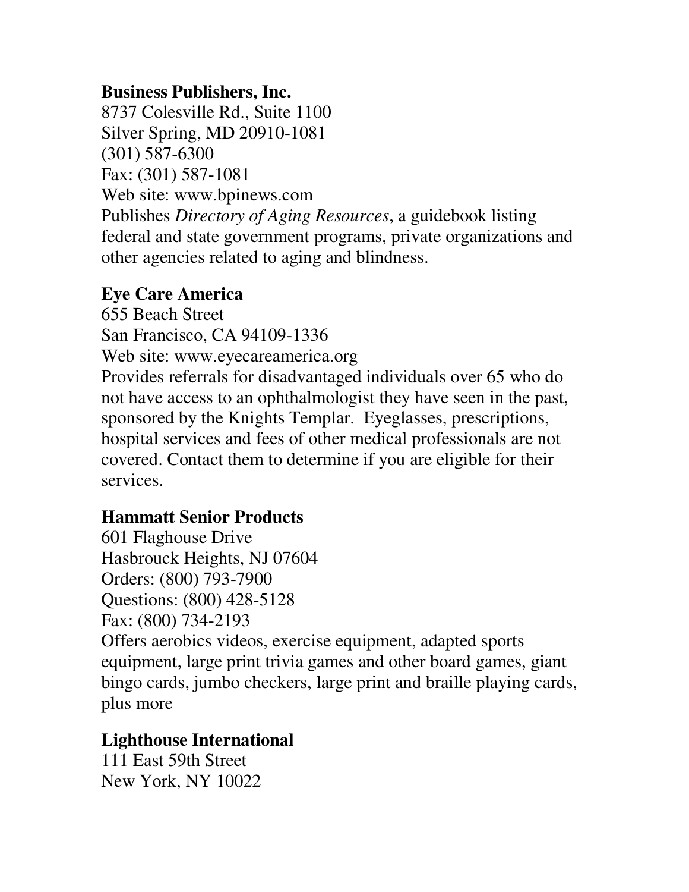**Business Publishers, Inc.**
8737 Colesville Rd., Suite 1100
Silver Spring, MD 20910-1081
(301) 587-6300
Fax: (301) 587-1081
Web site: www.bpinews.com
Publishes *Directory of Aging Resources*, a guidebook listing federal and state government programs, private organizations and other agencies related to aging and blindness.

**Eye Care America**
655 Beach Street
San Francisco, CA 94109-1336
Web site: www.eyecareamerica.org
Provides referrals for disadvantaged individuals over 65 who do not have access to an ophthalmologist they have seen in the past, sponsored by the Knights Templar. Eyeglasses, prescriptions, hospital services and fees of other medical professionals are not covered. Contact them to determine if you are eligible for their services.

**Hammatt Senior Products**
601 Flaghouse Drive
Hasbrouck Heights, NJ 07604
Orders: (800) 793-7900
Questions: (800) 428-5128
Fax: (800) 734-2193
Offers aerobics videos, exercise equipment, adapted sports equipment, large print trivia games and other board games, giant bingo cards, jumbo checkers, large print and braille playing cards, plus more

**Lighthouse International**
111 East 59th Street
New York, NY 10022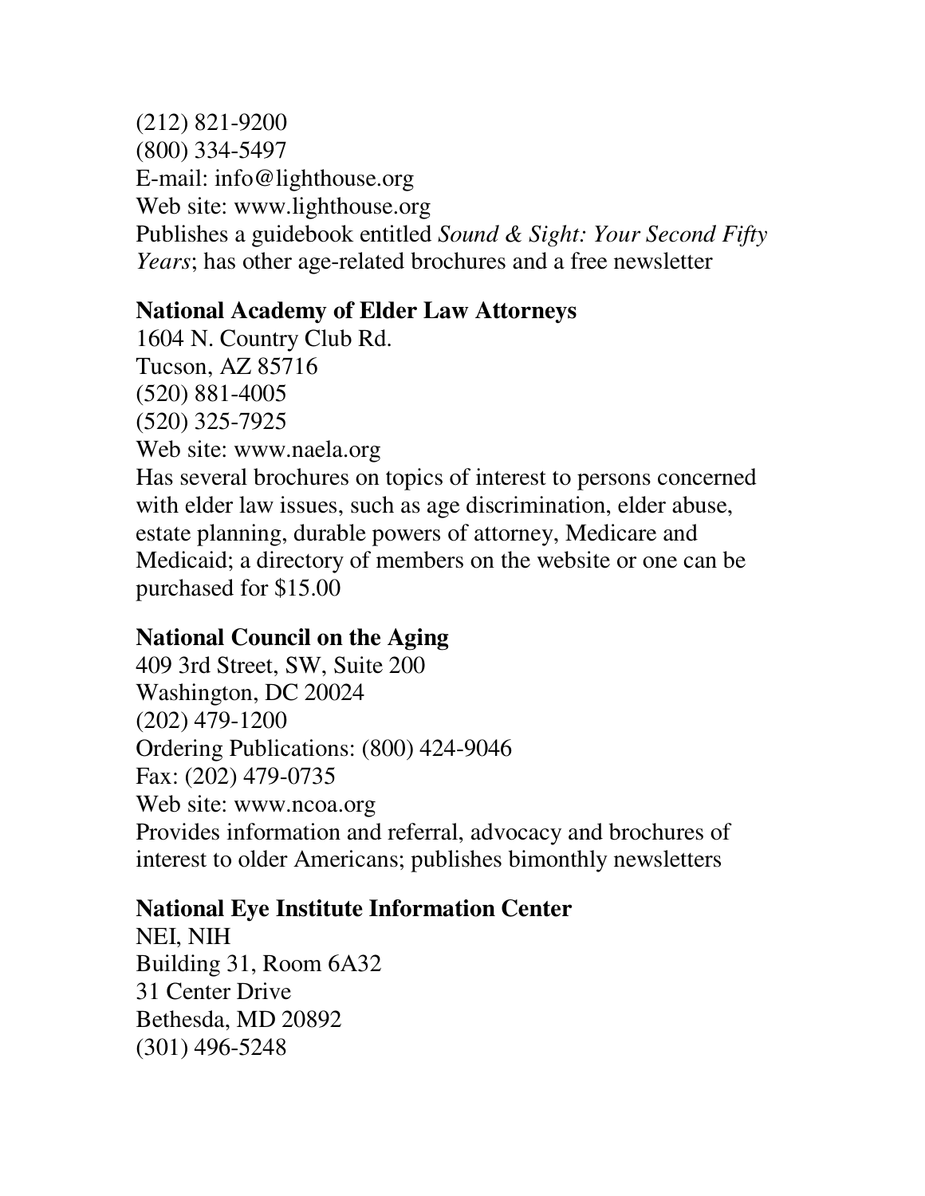(212) 821-9200
(800) 334-5497
E-mail: info@lighthouse.org
Web site: www.lighthouse.org
Publishes a guidebook entitled *Sound & Sight: Your Second Fifty Years*; has other age-related brochures and a free newsletter

**National Academy of Elder Law Attorneys**
1604 N. Country Club Rd.
Tucson, AZ 85716
(520) 881-4005
(520) 325-7925
Web site: www.naela.org
Has several brochures on topics of interest to persons concerned with elder law issues, such as age discrimination, elder abuse, estate planning, durable powers of attorney, Medicare and Medicaid; a directory of members on the website or one can be purchased for $15.00

**National Council on the Aging**
409 3rd Street, SW, Suite 200
Washington, DC 20024
(202) 479-1200
Ordering Publications: (800) 424-9046
Fax: (202) 479-0735
Web site: www.ncoa.org
Provides information and referral, advocacy and brochures of interest to older Americans; publishes bimonthly newsletters

**National Eye Institute Information Center**
NEI, NIH
Building 31, Room 6A32
31 Center Drive
Bethesda, MD 20892
(301) 496-5248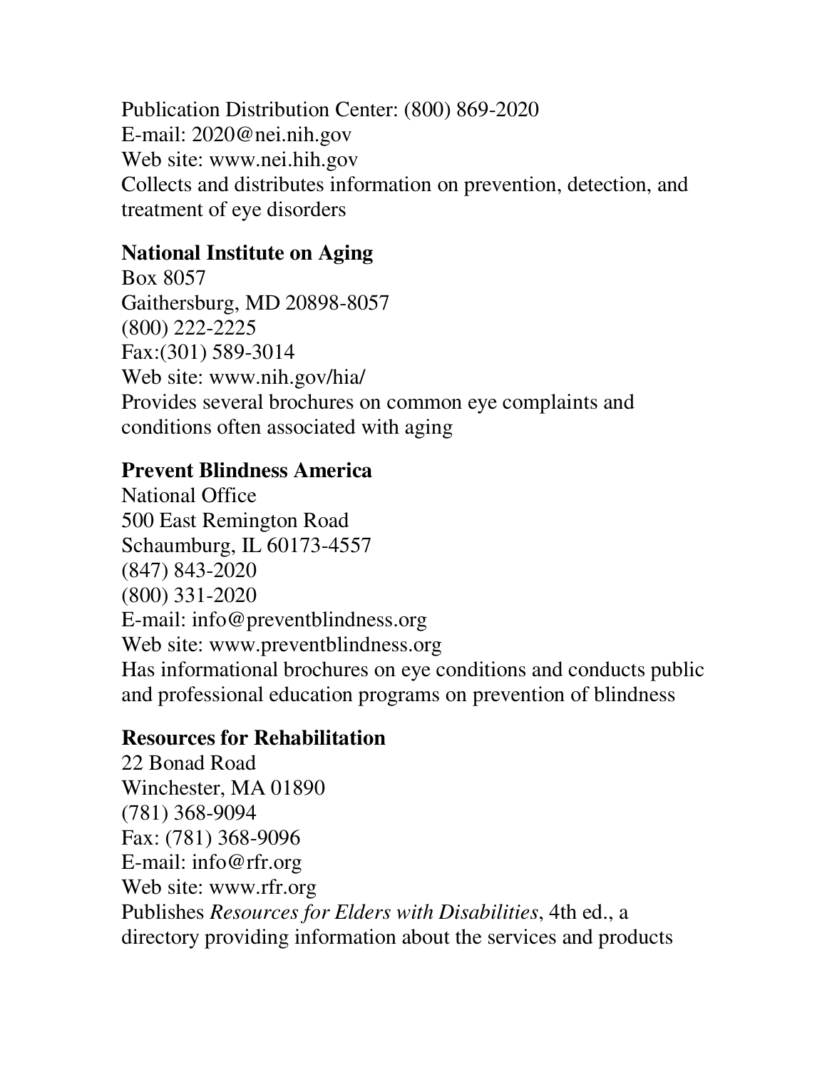Publication Distribution Center: (800) 869-2020
E-mail: 2020@nei.nih.gov
Web site: www.nei.hih.gov
Collects and distributes information on prevention, detection, and treatment of eye disorders

**National Institute on Aging**
Box 8057
Gaithersburg, MD 20898-8057
(800) 222-2225
Fax:(301) 589-3014
Web site: www.nih.gov/hia/
Provides several brochures on common eye complaints and conditions often associated with aging

**Prevent Blindness America**
National Office
500 East Remington Road
Schaumburg, IL 60173-4557
(847) 843-2020
(800) 331-2020
E-mail: info@preventblindness.org
Web site: www.preventblindness.org
Has informational brochures on eye conditions and conducts public and professional education programs on prevention of blindness

**Resources for Rehabilitation**
22 Bonad Road
Winchester, MA 01890
(781) 368-9094
Fax: (781) 368-9096
E-mail: info@rfr.org
Web site: www.rfr.org
Publishes *Resources for Elders with Disabilities*, 4th ed., a directory providing information about the services and products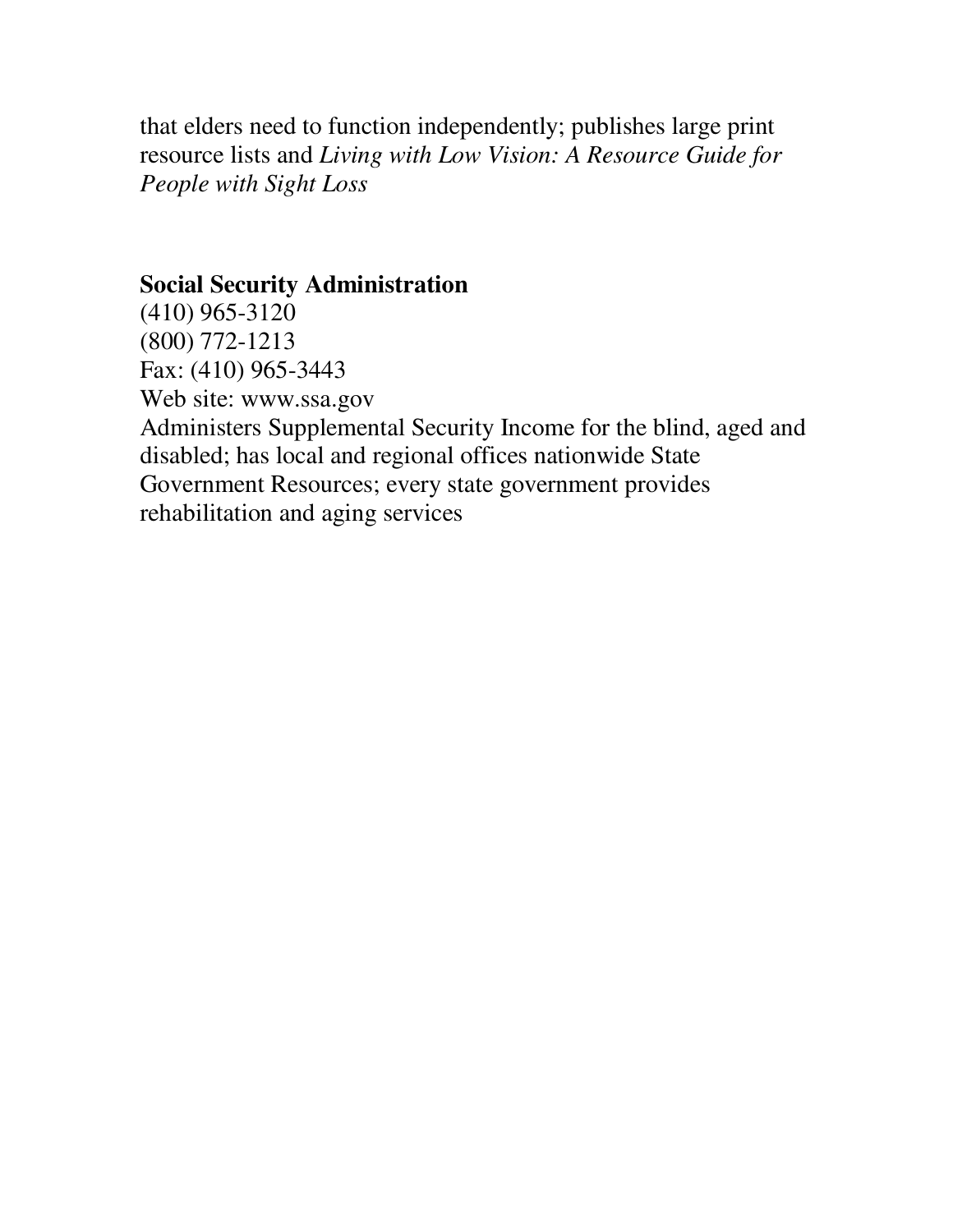that elders need to function independently; publishes large print resource lists and *Living with Low Vision: A Resource Guide for People with Sight Loss*

**Social Security Administration**
(410) 965-3120
(800) 772-1213
Fax: (410) 965-3443
Web site: www.ssa.gov
Administers Supplemental Security Income for the blind, aged and disabled; has local and regional offices nationwide State Government Resources; every state government provides rehabilitation and aging services